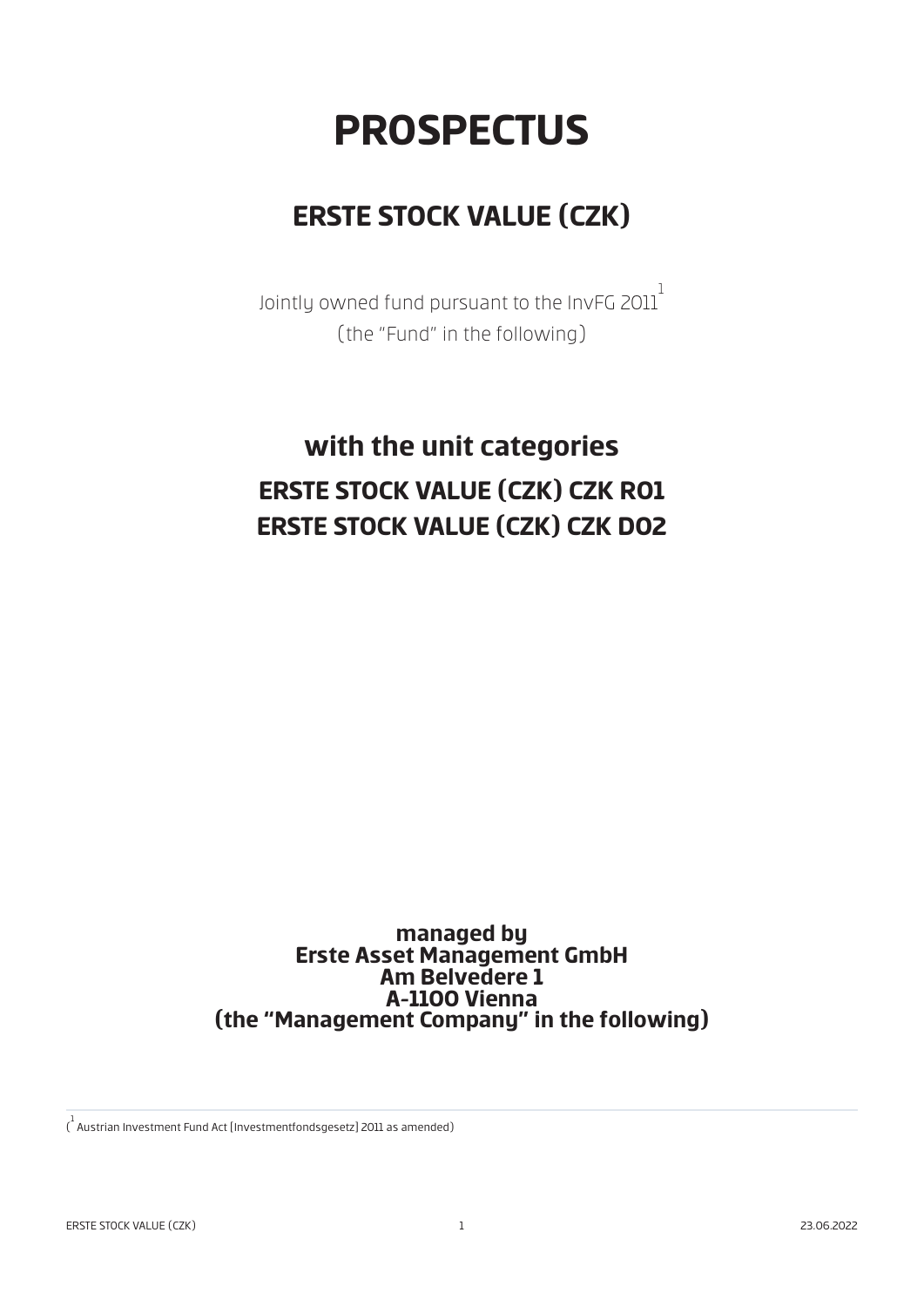# PROSPECTUS

## ERSTE STOCK VALUE (CZK)

Jointly owned fund pursuant to the InvFG 2011[1]
(the "Fund" in the following)

## with the unit categories

## ERSTE STOCK VALUE (CZK) CZK R01
## ERSTE STOCK VALUE (CZK) CZK D02

**managed by**
**Erste Asset Management GmbH**
**Am Belvedere 1**
**A-1100 Vienna**
**(the "Management Company" in the following)**

([1] Austrian Investment Fund Act [Investmentfondsgesetz] 2011 as amended)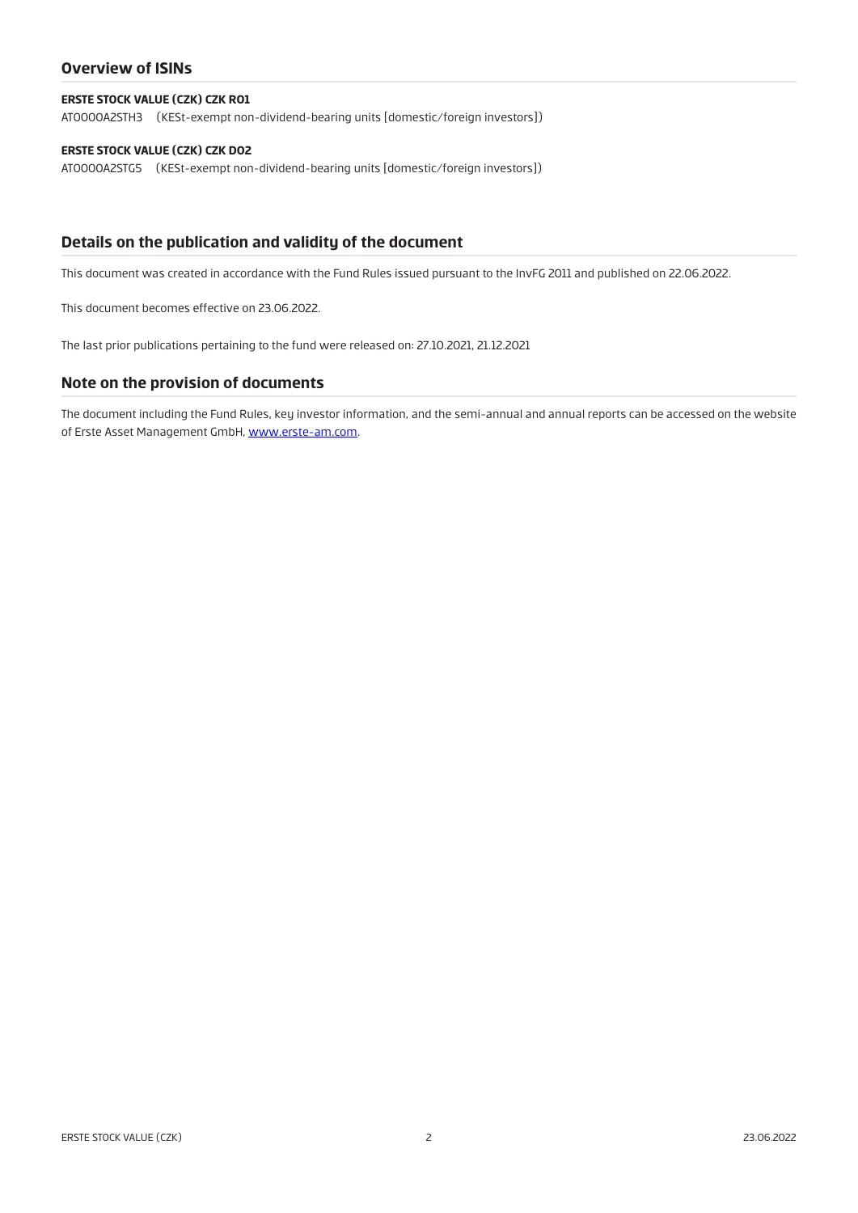## Overview of ISINs

**ERSTE STOCK VALUE (CZK) CZK R01**

AT0000A2STH3 (KESt-exempt non-dividend-bearing units [domestic/foreign investors])

**ERSTE STOCK VALUE (CZK) CZK D02**

AT0000A2STG5 (KESt-exempt non-dividend-bearing units [domestic/foreign investors])

## Details on the publication and validity of the document

This document was created in accordance with the Fund Rules issued pursuant to the InvFG 2011 and published on 22.06.2022.

This document becomes effective on 23.06.2022.

The last prior publications pertaining to the fund were released on: 27.10.2021, 21.12.2021

## Note on the provision of documents

The document including the Fund Rules, key investor information, and the semi-annual and annual reports can be accessed on the website of Erste Asset Management GmbH, www.erste-am.com.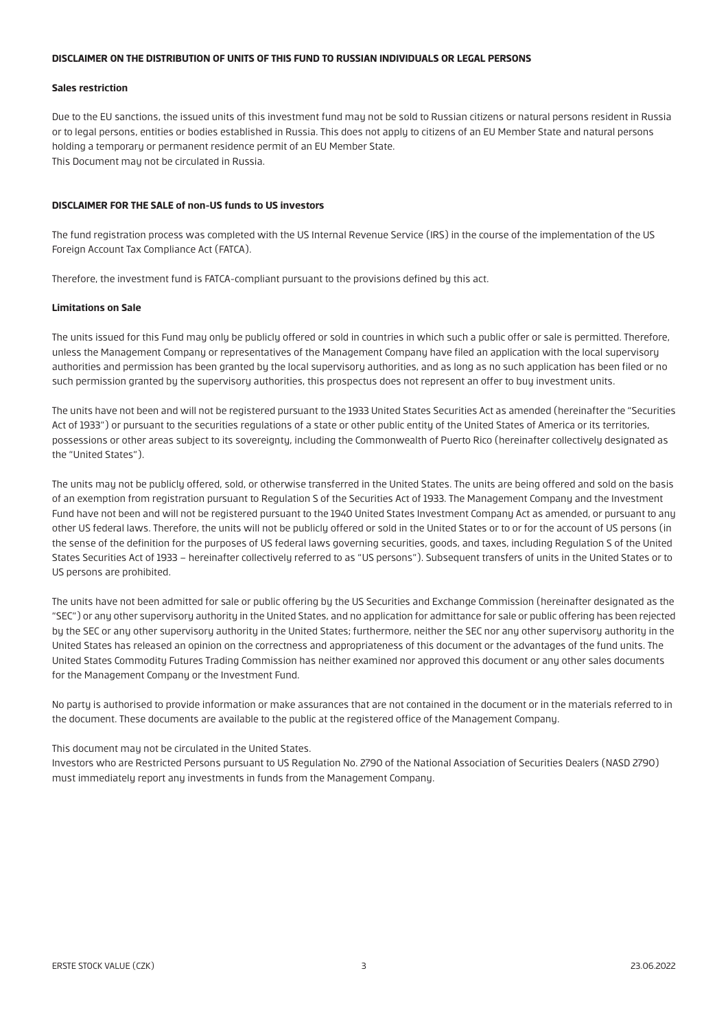**DISCLAIMER ON THE DISTRIBUTION OF UNITS OF THIS FUND TO RUSSIAN INDIVIDUALS OR LEGAL PERSONS**

**Sales restriction**

Due to the EU sanctions, the issued units of this investment fund may not be sold to Russian citizens or natural persons resident in Russia or to legal persons, entities or bodies established in Russia. This does not apply to citizens of an EU Member State and natural persons holding a temporary or permanent residence permit of an EU Member State.
This Document may not be circulated in Russia.

**DISCLAIMER FOR THE SALE of non-US funds to US investors**

The fund registration process was completed with the US Internal Revenue Service (IRS) in the course of the implementation of the US Foreign Account Tax Compliance Act (FATCA).

Therefore, the investment fund is FATCA-compliant pursuant to the provisions defined by this act.

**Limitations on Sale**

The units issued for this Fund may only be publicly offered or sold in countries in which such a public offer or sale is permitted. Therefore, unless the Management Company or representatives of the Management Company have filed an application with the local supervisory authorities and permission has been granted by the local supervisory authorities, and as long as no such application has been filed or no such permission granted by the supervisory authorities, this prospectus does not represent an offer to buy investment units.

The units have not been and will not be registered pursuant to the 1933 United States Securities Act as amended (hereinafter the "Securities Act of 1933") or pursuant to the securities regulations of a state or other public entity of the United States of America or its territories, possessions or other areas subject to its sovereignty, including the Commonwealth of Puerto Rico (hereinafter collectively designated as the "United States").

The units may not be publicly offered, sold, or otherwise transferred in the United States. The units are being offered and sold on the basis of an exemption from registration pursuant to Regulation S of the Securities Act of 1933. The Management Company and the Investment Fund have not been and will not be registered pursuant to the 1940 United States Investment Company Act as amended, or pursuant to any other US federal laws. Therefore, the units will not be publicly offered or sold in the United States or to or for the account of US persons (in the sense of the definition for the purposes of US federal laws governing securities, goods, and taxes, including Regulation S of the United States Securities Act of 1933 – hereinafter collectively referred to as "US persons"). Subsequent transfers of units in the United States or to US persons are prohibited.

The units have not been admitted for sale or public offering by the US Securities and Exchange Commission (hereinafter designated as the "SEC") or any other supervisory authority in the United States, and no application for admittance for sale or public offering has been rejected by the SEC or any other supervisory authority in the United States; furthermore, neither the SEC nor any other supervisory authority in the United States has released an opinion on the correctness and appropriateness of this document or the advantages of the fund units. The United States Commodity Futures Trading Commission has neither examined nor approved this document or any other sales documents for the Management Company or the Investment Fund.

No party is authorised to provide information or make assurances that are not contained in the document or in the materials referred to in the document. These documents are available to the public at the registered office of the Management Company.

This document may not be circulated in the United States.
Investors who are Restricted Persons pursuant to US Regulation No. 2790 of the National Association of Securities Dealers (NASD 2790) must immediately report any investments in funds from the Management Company.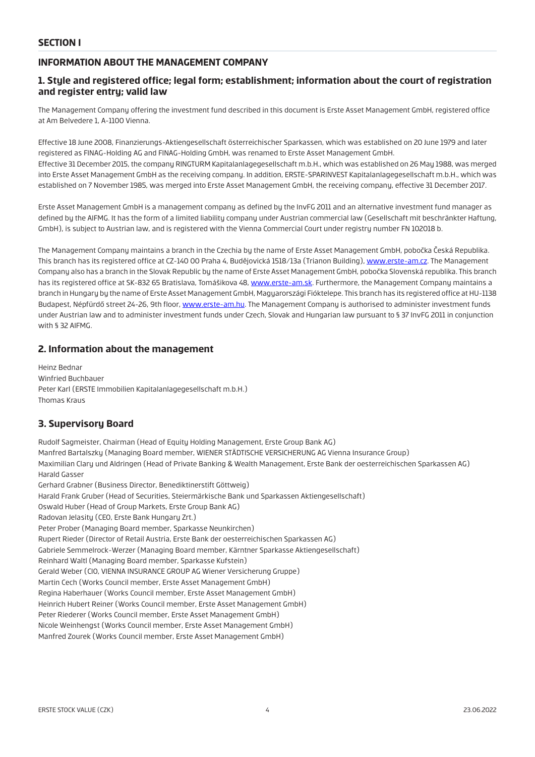# SECTION I

## INFORMATION ABOUT THE MANAGEMENT COMPANY

### 1. Style and registered office; legal form; establishment; information about the court of registration and register entry; valid law

The Management Company offering the investment fund described in this document is Erste Asset Management GmbH, registered office at Am Belvedere 1, A-1100 Vienna.

Effective 18 June 2008, Finanzierungs-Aktiengesellschaft österreichischer Sparkassen, which was established on 20 June 1979 and later registered as FINAG-Holding AG and FINAG-Holding GmbH, was renamed to Erste Asset Management GmbH.
Effective 31 December 2015, the company RINGTURM Kapitalanlagegesellschaft m.b.H., which was established on 26 May 1988, was merged into Erste Asset Management GmbH as the receiving company. In addition, ERSTE-SPARINVEST Kapitalanlagegesellschaft m.b.H., which was established on 7 November 1985, was merged into Erste Asset Management GmbH, the receiving company, effective 31 December 2017.

Erste Asset Management GmbH is a management company as defined by the InvFG 2011 and an alternative investment fund manager as defined by the AIFMG. It has the form of a limited liability company under Austrian commercial law (Gesellschaft mit beschränkter Haftung, GmbH), is subject to Austrian law, and is registered with the Vienna Commercial Court under registry number FN 102018 b.

The Management Company maintains a branch in the Czechia by the name of Erste Asset Management GmbH, pobočka Česká Republika. This branch has its registered office at CZ-140 00 Praha 4, Budějovická 1518/13a (Trianon Building), www.erste-am.cz. The Management Company also has a branch in the Slovak Republic by the name of Erste Asset Management GmbH, pobočka Slovenská republika. This branch has its registered office at SK-832 65 Bratislava, Tomášikova 48, www.erste-am.sk. Furthermore, the Management Company maintains a branch in Hungary by the name of Erste Asset Management GmbH, Magyarországi Fióktelepe. This branch has its registered office at HU-1138 Budapest, Népfürdő street 24-26, 9th floor, www.erste-am.hu. The Management Company is authorised to administer investment funds under Austrian law and to administer investment funds under Czech, Slovak and Hungarian law pursuant to § 37 InvFG 2011 in conjunction with § 32 AIFMG.

### 2. Information about the management

Heinz Bednar
Winfried Buchbauer
Peter Karl (ERSTE Immobilien Kapitalanlagegesellschaft m.b.H.)
Thomas Kraus

### 3. Supervisory Board

Rudolf Sagmeister, Chairman (Head of Equity Holding Management, Erste Group Bank AG)
Manfred Bartalszky (Managing Board member, WIENER STÄDTISCHE VERSICHERUNG AG Vienna Insurance Group)
Maximilian Clary und Aldringen (Head of Private Banking & Wealth Management, Erste Bank der oesterreichischen Sparkassen AG)
Harald Gasser
Gerhard Grabner (Business Director, Benediktinerstift Göttweig)
Harald Frank Gruber (Head of Securities, Steiermärkische Bank und Sparkassen Aktiengesellschaft)
Oswald Huber (Head of Group Markets, Erste Group Bank AG)
Radovan Jelasity (CEO, Erste Bank Hungary Zrt.)
Peter Prober (Managing Board member, Sparkasse Neunkirchen)
Rupert Rieder (Director of Retail Austria, Erste Bank der oesterreichischen Sparkassen AG)
Gabriele Semmelrock-Werzer (Managing Board member, Kärntner Sparkasse Aktiengesellschaft)
Reinhard Waltl (Managing Board member, Sparkasse Kufstein)
Gerald Weber (CIO, VIENNA INSURANCE GROUP AG Wiener Versicherung Gruppe)
Martin Cech (Works Council member, Erste Asset Management GmbH)
Regina Haberhauer (Works Council member, Erste Asset Management GmbH)
Heinrich Hubert Reiner (Works Council member, Erste Asset Management GmbH)
Peter Riederer (Works Council member, Erste Asset Management GmbH)
Nicole Weinhengst (Works Council member, Erste Asset Management GmbH)
Manfred Zourek (Works Council member, Erste Asset Management GmbH)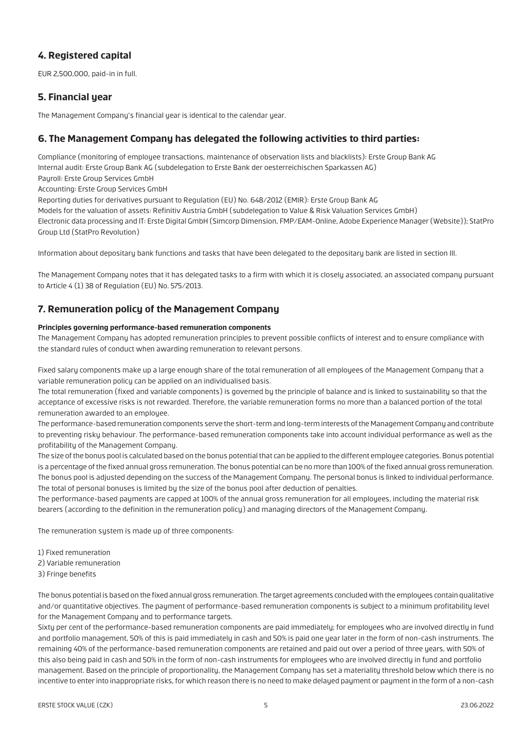## 4. Registered capital

EUR 2,500,000, paid-in in full.

## 5. Financial year

The Management Company's financial year is identical to the calendar year.

## 6. The Management Company has delegated the following activities to third parties:

Compliance (monitoring of employee transactions, maintenance of observation lists and blacklists): Erste Group Bank AG
Internal audit: Erste Group Bank AG (subdelegation to Erste Bank der oesterreichischen Sparkassen AG)
Payroll: Erste Group Services GmbH
Accounting: Erste Group Services GmbH
Reporting duties for derivatives pursuant to Regulation (EU) No. 648/2012 (EMIR): Erste Group Bank AG
Models for the valuation of assets: Refinitiv Austria GmbH (subdelegation to Value & Risk Valuation Services GmbH)
Electronic data processing and IT: Erste Digital GmbH (Simcorp Dimension, FMP/EAM-Online, Adobe Experience Manager (Website)); StatPro Group Ltd (StatPro Revolution)

Information about depositary bank functions and tasks that have been delegated to the depositary bank are listed in section III.

The Management Company notes that it has delegated tasks to a firm with which it is closely associated, an associated company pursuant to Article 4 (1) 38 of Regulation (EU) No. 575/2013.

## 7. Remuneration policy of the Management Company

**Principles governing performance-based remuneration components**

The Management Company has adopted remuneration principles to prevent possible conflicts of interest and to ensure compliance with the standard rules of conduct when awarding remuneration to relevant persons.

Fixed salary components make up a large enough share of the total remuneration of all employees of the Management Company that a variable remuneration policy can be applied on an individualised basis.
The total remuneration (fixed and variable components) is governed by the principle of balance and is linked to sustainability so that the acceptance of excessive risks is not rewarded. Therefore, the variable remuneration forms no more than a balanced portion of the total remuneration awarded to an employee.
The performance-based remuneration components serve the short-term and long-term interests of the Management Company and contribute to preventing risky behaviour. The performance-based remuneration components take into account individual performance as well as the profitability of the Management Company.
The size of the bonus pool is calculated based on the bonus potential that can be applied to the different employee categories. Bonus potential is a percentage of the fixed annual gross remuneration. The bonus potential can be no more than 100% of the fixed annual gross remuneration. The bonus pool is adjusted depending on the success of the Management Company. The personal bonus is linked to individual performance. The total of personal bonuses is limited by the size of the bonus pool after deduction of penalties.
The performance-based payments are capped at 100% of the annual gross remuneration for all employees, including the material risk bearers (according to the definition in the remuneration policy) and managing directors of the Management Company.

The remuneration system is made up of three components:

1) Fixed remuneration
2) Variable remuneration
3) Fringe benefits

The bonus potential is based on the fixed annual gross remuneration. The target agreements concluded with the employees contain qualitative and/or quantitative objectives. The payment of performance-based remuneration components is subject to a minimum profitability level for the Management Company and to performance targets.
Sixty per cent of the performance-based remuneration components are paid immediately; for employees who are involved directly in fund and portfolio management, 50% of this is paid immediately in cash and 50% is paid one year later in the form of non-cash instruments. The remaining 40% of the performance-based remuneration components are retained and paid out over a period of three years, with 50% of this also being paid in cash and 50% in the form of non-cash instruments for employees who are involved directly in fund and portfolio management. Based on the principle of proportionality, the Management Company has set a materiality threshold below which there is no incentive to enter into inappropriate risks, for which reason there is no need to make delayed payment or payment in the form of a non-cash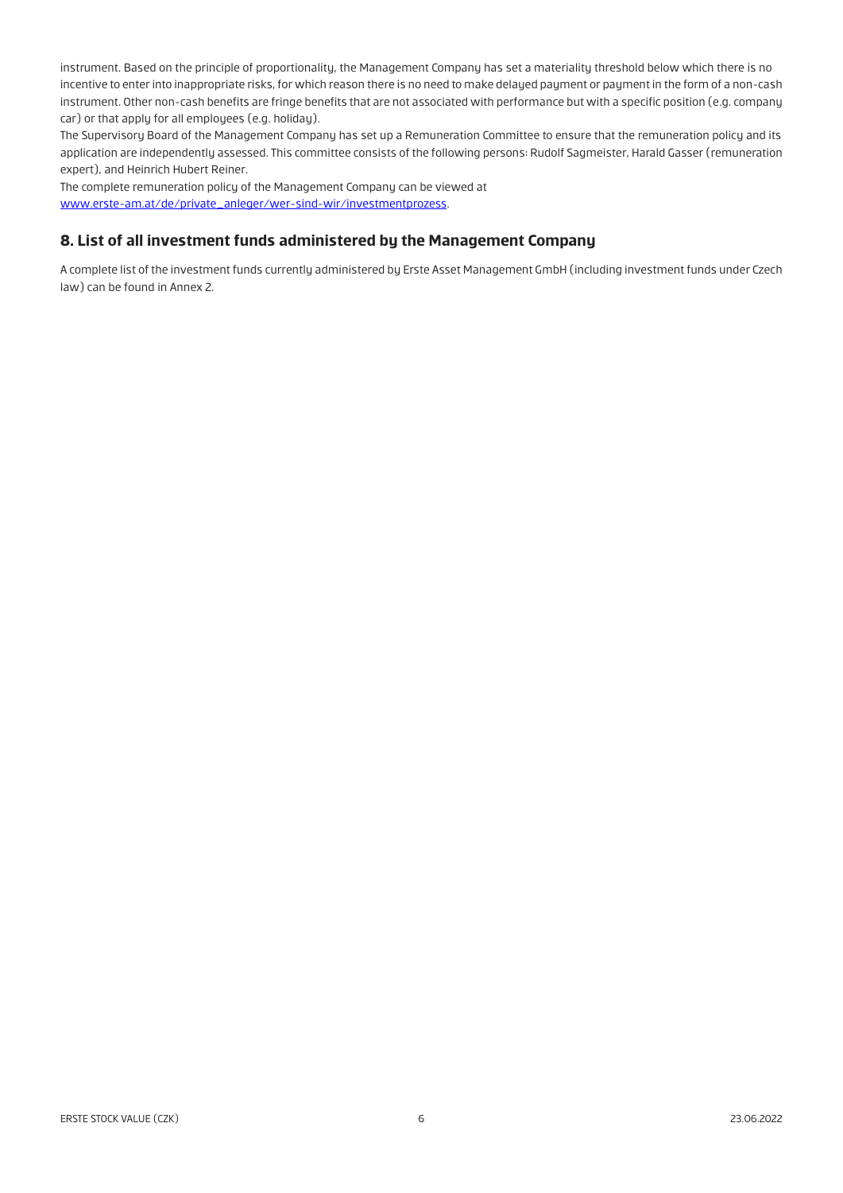instrument. Based on the principle of proportionality, the Management Company has set a materiality threshold below which there is no incentive to enter into inappropriate risks, for which reason there is no need to make delayed payment or payment in the form of a non-cash instrument. Other non-cash benefits are fringe benefits that are not associated with performance but with a specific position (e.g. company car) or that apply for all employees (e.g. holiday).

The Supervisory Board of the Management Company has set up a Remuneration Committee to ensure that the remuneration policy and its application are independently assessed. This committee consists of the following persons: Rudolf Sagmeister, Harald Gasser (remuneration expert), and Heinrich Hubert Reiner.

The complete remuneration policy of the Management Company can be viewed at [www.erste-am.at/de/private_anleger/wer-sind-wir/investmentprozess](www.erste-am.at/de/private_anleger/wer-sind-wir/investmentprozess).

## 8. List of all investment funds administered by the Management Company

A complete list of the investment funds currently administered by Erste Asset Management GmbH (including investment funds under Czech law) can be found in Annex 2.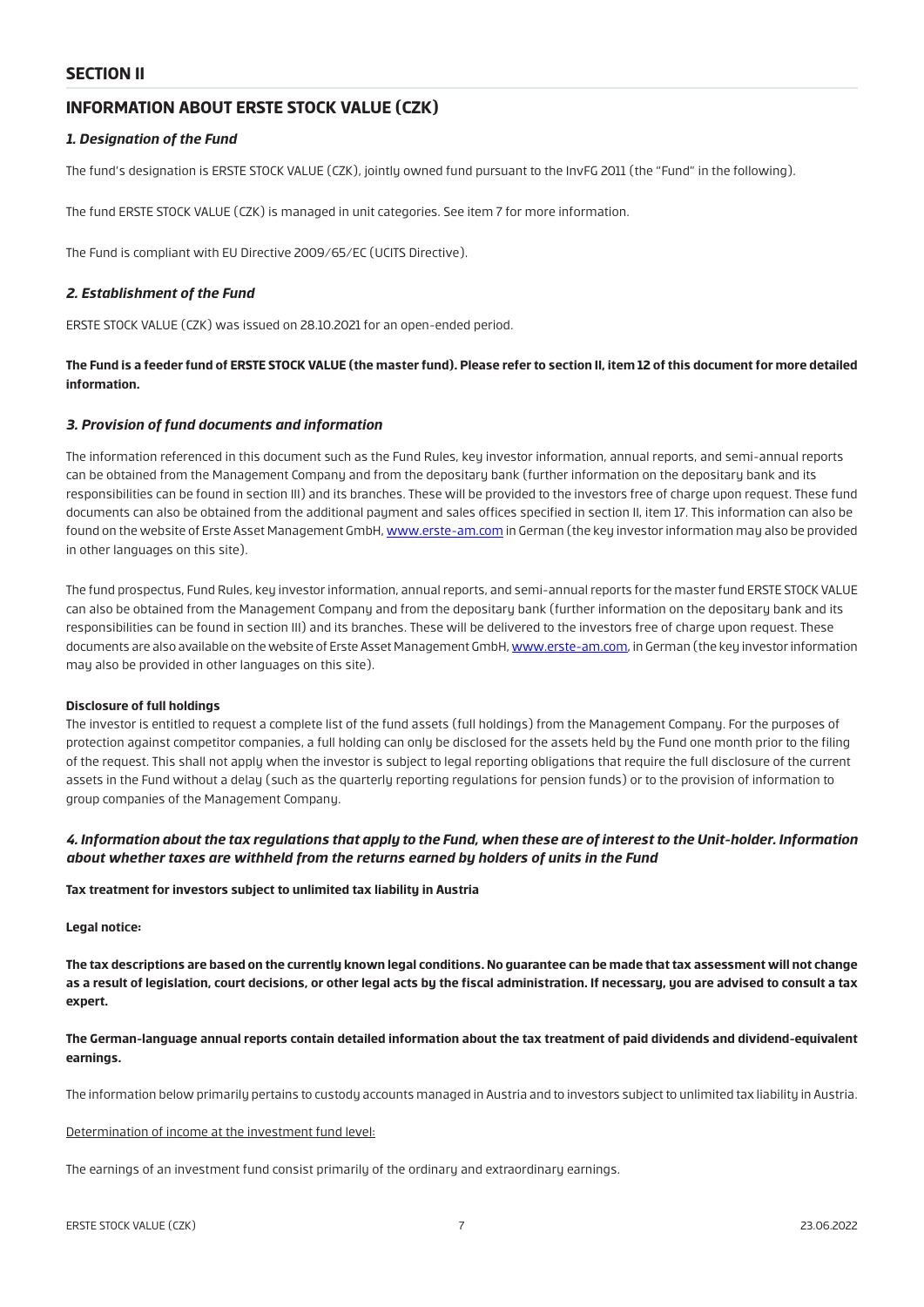## SECTION II

## INFORMATION ABOUT ERSTE STOCK VALUE (CZK)

### *1. Designation of the Fund*

The fund's designation is ERSTE STOCK VALUE (CZK), jointly owned fund pursuant to the InvFG 2011 (the "Fund" in the following).

The fund ERSTE STOCK VALUE (CZK) is managed in unit categories. See item 7 for more information.

The Fund is compliant with EU Directive 2009/65/EC (UCITS Directive).

### *2. Establishment of the Fund*

ERSTE STOCK VALUE (CZK) was issued on 28.10.2021 for an open-ended period.

**The Fund is a feeder fund of ERSTE STOCK VALUE (the master fund). Please refer to section II, item 12 of this document for more detailed information.**

### *3. Provision of fund documents and information*

The information referenced in this document such as the Fund Rules, key investor information, annual reports, and semi-annual reports can be obtained from the Management Company and from the depositary bank (further information on the depositary bank and its responsibilities can be found in section III) and its branches. These will be provided to the investors free of charge upon request. These fund documents can also be obtained from the additional payment and sales offices specified in section II, item 17. This information can also be found on the website of Erste Asset Management GmbH, www.erste-am.com in German (the key investor information may also be provided in other languages on this site).

The fund prospectus, Fund Rules, key investor information, annual reports, and semi-annual reports for the master fund ERSTE STOCK VALUE can also be obtained from the Management Company and from the depositary bank (further information on the depositary bank and its responsibilities can be found in section III) and its branches. These will be delivered to the investors free of charge upon request. These documents are also available on the website of Erste Asset Management GmbH, www.erste-am.com, in German (the key investor information may also be provided in other languages on this site).

**Disclosure of full holdings**

The investor is entitled to request a complete list of the fund assets (full holdings) from the Management Company. For the purposes of protection against competitor companies, a full holding can only be disclosed for the assets held by the Fund one month prior to the filing of the request. This shall not apply when the investor is subject to legal reporting obligations that require the full disclosure of the current assets in the Fund without a delay (such as the quarterly reporting regulations for pension funds) or to the provision of information to group companies of the Management Company.

### *4. Information about the tax regulations that apply to the Fund, when these are of interest to the Unit-holder. Information about whether taxes are withheld from the returns earned by holders of units in the Fund*

**Tax treatment for investors subject to unlimited tax liability in Austria**

**Legal notice:**

**The tax descriptions are based on the currently known legal conditions. No guarantee can be made that tax assessment will not change as a result of legislation, court decisions, or other legal acts by the fiscal administration. If necessary, you are advised to consult a tax expert.**

**The German-language annual reports contain detailed information about the tax treatment of paid dividends and dividend-equivalent earnings.**

The information below primarily pertains to custody accounts managed in Austria and to investors subject to unlimited tax liability in Austria.

Determination of income at the investment fund level:

The earnings of an investment fund consist primarily of the ordinary and extraordinary earnings.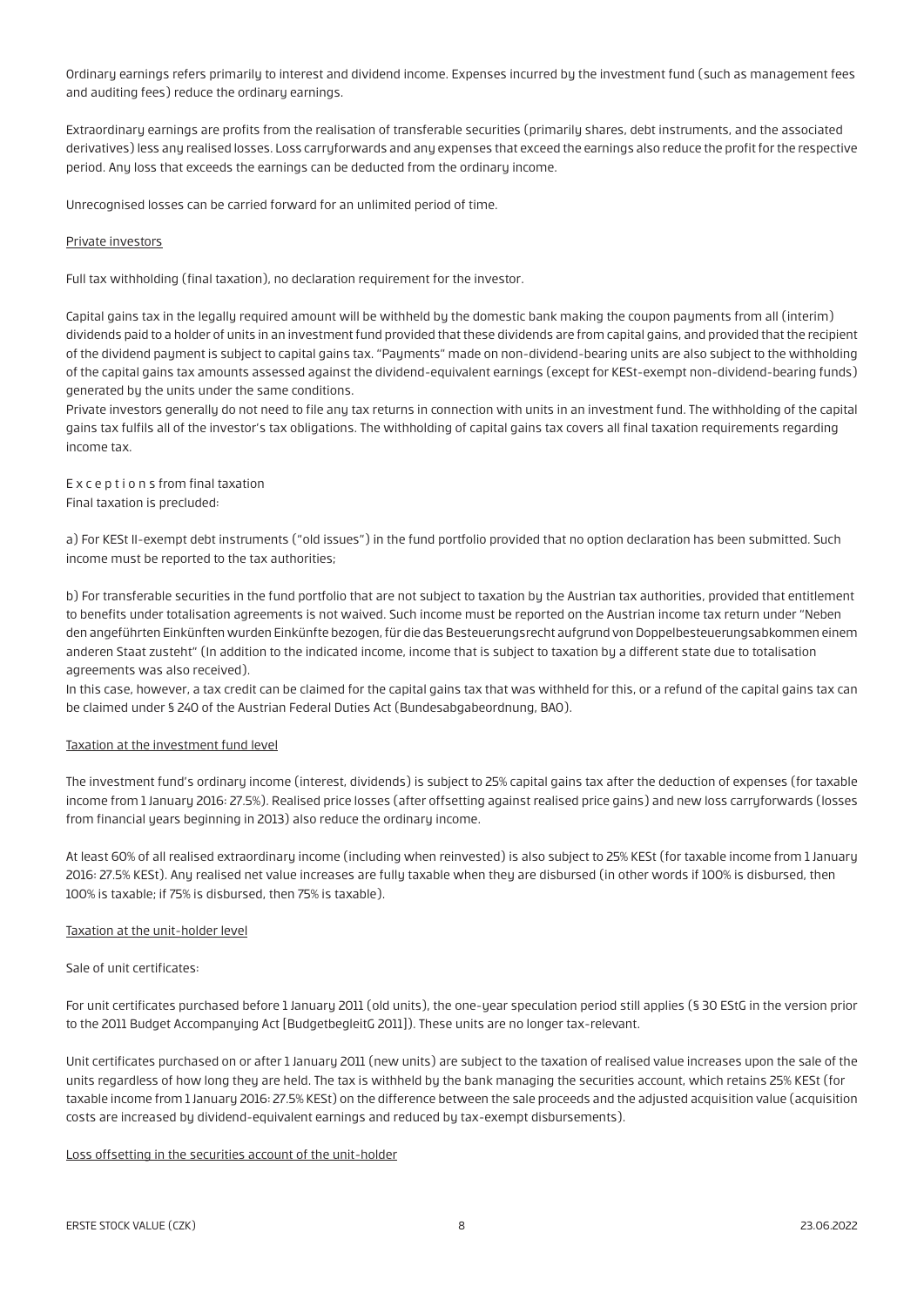Ordinary earnings refers primarily to interest and dividend income. Expenses incurred by the investment fund (such as management fees and auditing fees) reduce the ordinary earnings.

Extraordinary earnings are profits from the realisation of transferable securities (primarily shares, debt instruments, and the associated derivatives) less any realised losses. Loss carryforwards and any expenses that exceed the earnings also reduce the profit for the respective period. Any loss that exceeds the earnings can be deducted from the ordinary income.

Unrecognised losses can be carried forward for an unlimited period of time.

Private investors

Full tax withholding (final taxation), no declaration requirement for the investor.

Capital gains tax in the legally required amount will be withheld by the domestic bank making the coupon payments from all (interim) dividends paid to a holder of units in an investment fund provided that these dividends are from capital gains, and provided that the recipient of the dividend payment is subject to capital gains tax. "Payments" made on non-dividend-bearing units are also subject to the withholding of the capital gains tax amounts assessed against the dividend-equivalent earnings (except for KESt-exempt non-dividend-bearing funds) generated by the units under the same conditions.
Private investors generally do not need to file any tax returns in connection with units in an investment fund. The withholding of the capital gains tax fulfils all of the investor's tax obligations. The withholding of capital gains tax covers all final taxation requirements regarding income tax.

E x c e p t i o n s from final taxation
Final taxation is precluded:

a) For KESt II-exempt debt instruments ("old issues") in the fund portfolio provided that no option declaration has been submitted. Such income must be reported to the tax authorities;

b) For transferable securities in the fund portfolio that are not subject to taxation by the Austrian tax authorities, provided that entitlement to benefits under totalisation agreements is not waived. Such income must be reported on the Austrian income tax return under "Neben den angeführten Einkünften wurden Einkünfte bezogen, für die das Besteuerungsrecht aufgrund von Doppelbesteuerungsabkommen einem anderen Staat zusteht" (In addition to the indicated income, income that is subject to taxation by a different state due to totalisation agreements was also received).
In this case, however, a tax credit can be claimed for the capital gains tax that was withheld for this, or a refund of the capital gains tax can be claimed under § 240 of the Austrian Federal Duties Act (Bundesabgabeordnung, BAO).

Taxation at the investment fund level

The investment fund's ordinary income (interest, dividends) is subject to 25% capital gains tax after the deduction of expenses (for taxable income from 1 January 2016: 27.5%). Realised price losses (after offsetting against realised price gains) and new loss carryforwards (losses from financial years beginning in 2013) also reduce the ordinary income.

At least 60% of all realised extraordinary income (including when reinvested) is also subject to 25% KESt (for taxable income from 1 January 2016: 27.5% KESt). Any realised net value increases are fully taxable when they are disbursed (in other words if 100% is disbursed, then 100% is taxable; if 75% is disbursed, then 75% is taxable).

Taxation at the unit-holder level

Sale of unit certificates:

For unit certificates purchased before 1 January 2011 (old units), the one-year speculation period still applies (§ 30 EStG in the version prior to the 2011 Budget Accompanying Act [BudgetbegleitG 2011]). These units are no longer tax-relevant.

Unit certificates purchased on or after 1 January 2011 (new units) are subject to the taxation of realised value increases upon the sale of the units regardless of how long they are held. The tax is withheld by the bank managing the securities account, which retains 25% KESt (for taxable income from 1 January 2016: 27.5% KESt) on the difference between the sale proceeds and the adjusted acquisition value (acquisition costs are increased by dividend-equivalent earnings and reduced by tax-exempt disbursements).

Loss offsetting in the securities account of the unit-holder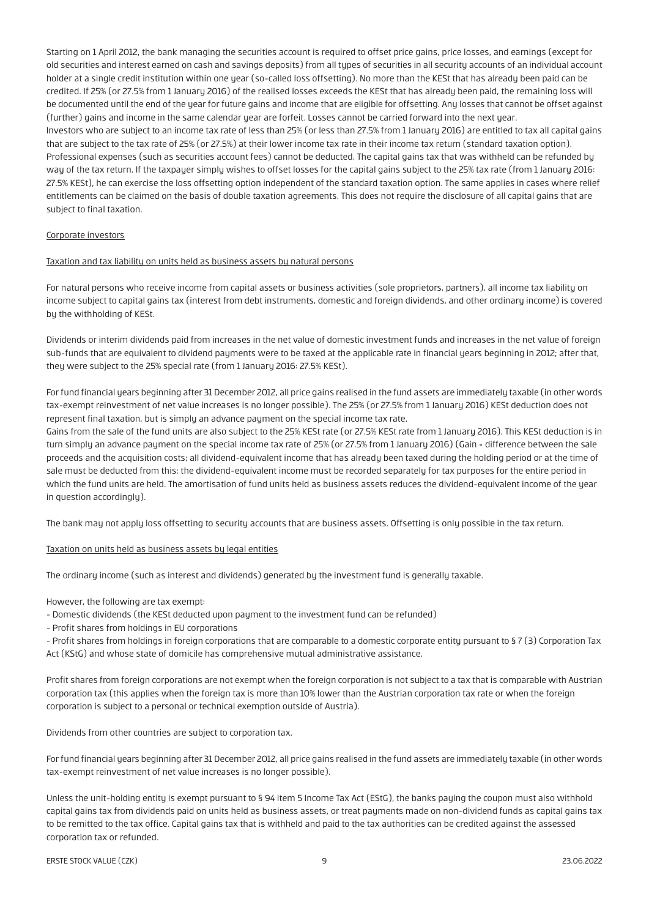Starting on 1 April 2012, the bank managing the securities account is required to offset price gains, price losses, and earnings (except for old securities and interest earned on cash and savings deposits) from all types of securities in all security accounts of an individual account holder at a single credit institution within one year (so-called loss offsetting). No more than the KESt that has already been paid can be credited. If 25% (or 27.5% from 1 January 2016) of the realised losses exceeds the KESt that has already been paid, the remaining loss will be documented until the end of the year for future gains and income that are eligible for offsetting. Any losses that cannot be offset against (further) gains and income in the same calendar year are forfeit. Losses cannot be carried forward into the next year.
Investors who are subject to an income tax rate of less than 25% (or less than 27.5% from 1 January 2016) are entitled to tax all capital gains that are subject to the tax rate of 25% (or 27.5%) at their lower income tax rate in their income tax return (standard taxation option). Professional expenses (such as securities account fees) cannot be deducted. The capital gains tax that was withheld can be refunded by way of the tax return. If the taxpayer simply wishes to offset losses for the capital gains subject to the 25% tax rate (from 1 January 2016: 27.5% KESt), he can exercise the loss offsetting option independent of the standard taxation option. The same applies in cases where relief entitlements can be claimed on the basis of double taxation agreements. This does not require the disclosure of all capital gains that are subject to final taxation.

Corporate investors

Taxation and tax liability on units held as business assets by natural persons

For natural persons who receive income from capital assets or business activities (sole proprietors, partners), all income tax liability on income subject to capital gains tax (interest from debt instruments, domestic and foreign dividends, and other ordinary income) is covered by the withholding of KESt.

Dividends or interim dividends paid from increases in the net value of domestic investment funds and increases in the net value of foreign sub-funds that are equivalent to dividend payments were to be taxed at the applicable rate in financial years beginning in 2012; after that, they were subject to the 25% special rate (from 1 January 2016: 27.5% KESt).

For fund financial years beginning after 31 December 2012, all price gains realised in the fund assets are immediately taxable (in other words tax-exempt reinvestment of net value increases is no longer possible). The 25% (or 27.5% from 1 January 2016) KESt deduction does not represent final taxation, but is simply an advance payment on the special income tax rate.
Gains from the sale of the fund units are also subject to the 25% KESt rate (or 27.5% KESt rate from 1 January 2016). This KESt deduction is in turn simply an advance payment on the special income tax rate of 25% (or 27.5% from 1 January 2016) (Gain = difference between the sale proceeds and the acquisition costs; all dividend-equivalent income that has already been taxed during the holding period or at the time of sale must be deducted from this; the dividend-equivalent income must be recorded separately for tax purposes for the entire period in which the fund units are held. The amortisation of fund units held as business assets reduces the dividend-equivalent income of the year in question accordingly).

The bank may not apply loss offsetting to security accounts that are business assets. Offsetting is only possible in the tax return.

Taxation on units held as business assets by legal entities

The ordinary income (such as interest and dividends) generated by the investment fund is generally taxable.

However, the following are tax exempt:

- Domestic dividends (the KESt deducted upon payment to the investment fund can be refunded)
- Profit shares from holdings in EU corporations
- Profit shares from holdings in foreign corporations that are comparable to a domestic corporate entity pursuant to § 7 (3) Corporation Tax Act (KStG) and whose state of domicile has comprehensive mutual administrative assistance.

Profit shares from foreign corporations are not exempt when the foreign corporation is not subject to a tax that is comparable with Austrian corporation tax (this applies when the foreign tax is more than 10% lower than the Austrian corporation tax rate or when the foreign corporation is subject to a personal or technical exemption outside of Austria).

Dividends from other countries are subject to corporation tax.

For fund financial years beginning after 31 December 2012, all price gains realised in the fund assets are immediately taxable (in other words tax-exempt reinvestment of net value increases is no longer possible).

Unless the unit-holding entity is exempt pursuant to § 94 item 5 Income Tax Act (EStG), the banks paying the coupon must also withhold capital gains tax from dividends paid on units held as business assets, or treat payments made on non-dividend funds as capital gains tax to be remitted to the tax office. Capital gains tax that is withheld and paid to the tax authorities can be credited against the assessed corporation tax or refunded.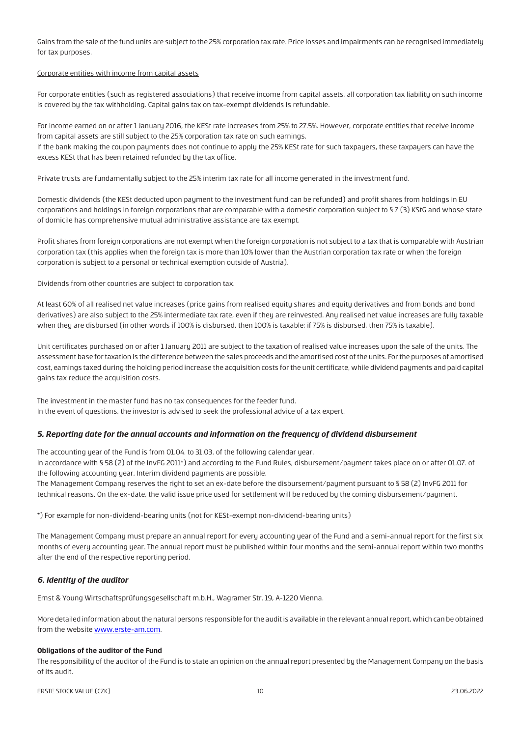Gains from the sale of the fund units are subject to the 25% corporation tax rate. Price losses and impairments can be recognised immediately for tax purposes.

Corporate entities with income from capital assets

For corporate entities (such as registered associations) that receive income from capital assets, all corporation tax liability on such income is covered by the tax withholding. Capital gains tax on tax-exempt dividends is refundable.

For income earned on or after 1 January 2016, the KESt rate increases from 25% to 27.5%. However, corporate entities that receive income from capital assets are still subject to the 25% corporation tax rate on such earnings.
If the bank making the coupon payments does not continue to apply the 25% KESt rate for such taxpayers, these taxpayers can have the excess KESt that has been retained refunded by the tax office.

Private trusts are fundamentally subject to the 25% interim tax rate for all income generated in the investment fund.

Domestic dividends (the KESt deducted upon payment to the investment fund can be refunded) and profit shares from holdings in EU corporations and holdings in foreign corporations that are comparable with a domestic corporation subject to § 7 (3) KStG and whose state of domicile has comprehensive mutual administrative assistance are tax exempt.

Profit shares from foreign corporations are not exempt when the foreign corporation is not subject to a tax that is comparable with Austrian corporation tax (this applies when the foreign tax is more than 10% lower than the Austrian corporation tax rate or when the foreign corporation is subject to a personal or technical exemption outside of Austria).

Dividends from other countries are subject to corporation tax.

At least 60% of all realised net value increases (price gains from realised equity shares and equity derivatives and from bonds and bond derivatives) are also subject to the 25% intermediate tax rate, even if they are reinvested. Any realised net value increases are fully taxable when they are disbursed (in other words if 100% is disbursed, then 100% is taxable; if 75% is disbursed, then 75% is taxable).

Unit certificates purchased on or after 1 January 2011 are subject to the taxation of realised value increases upon the sale of the units. The assessment base for taxation is the difference between the sales proceeds and the amortised cost of the units. For the purposes of amortised cost, earnings taxed during the holding period increase the acquisition costs for the unit certificate, while dividend payments and paid capital gains tax reduce the acquisition costs.

The investment in the master fund has no tax consequences for the feeder fund.
In the event of questions, the investor is advised to seek the professional advice of a tax expert.

### *5. Reporting date for the annual accounts and information on the frequency of dividend disbursement*

The accounting year of the Fund is from 01.04. to 31.03. of the following calendar year.
In accordance with § 58 (2) of the InvFG 2011*) and according to the Fund Rules, disbursement/payment takes place on or after 01.07. of the following accounting year. Interim dividend payments are possible.
The Management Company reserves the right to set an ex-date before the disbursement/payment pursuant to § 58 (2) InvFG 2011 for technical reasons. On the ex-date, the valid issue price used for settlement will be reduced by the coming disbursement/payment.

*) For example for non-dividend-bearing units (not for KESt-exempt non-dividend-bearing units)

The Management Company must prepare an annual report for every accounting year of the Fund and a semi-annual report for the first six months of every accounting year. The annual report must be published within four months and the semi-annual report within two months after the end of the respective reporting period.

### *6. Identity of the auditor*

Ernst & Young Wirtschaftsprüfungsgesellschaft m.b.H., Wagramer Str. 19, A-1220 Vienna.

More detailed information about the natural persons responsible for the audit is available in the relevant annual report, which can be obtained from the website www.erste-am.com.

**Obligations of the auditor of the Fund**
The responsibility of the auditor of the Fund is to state an opinion on the annual report presented by the Management Company on the basis of its audit.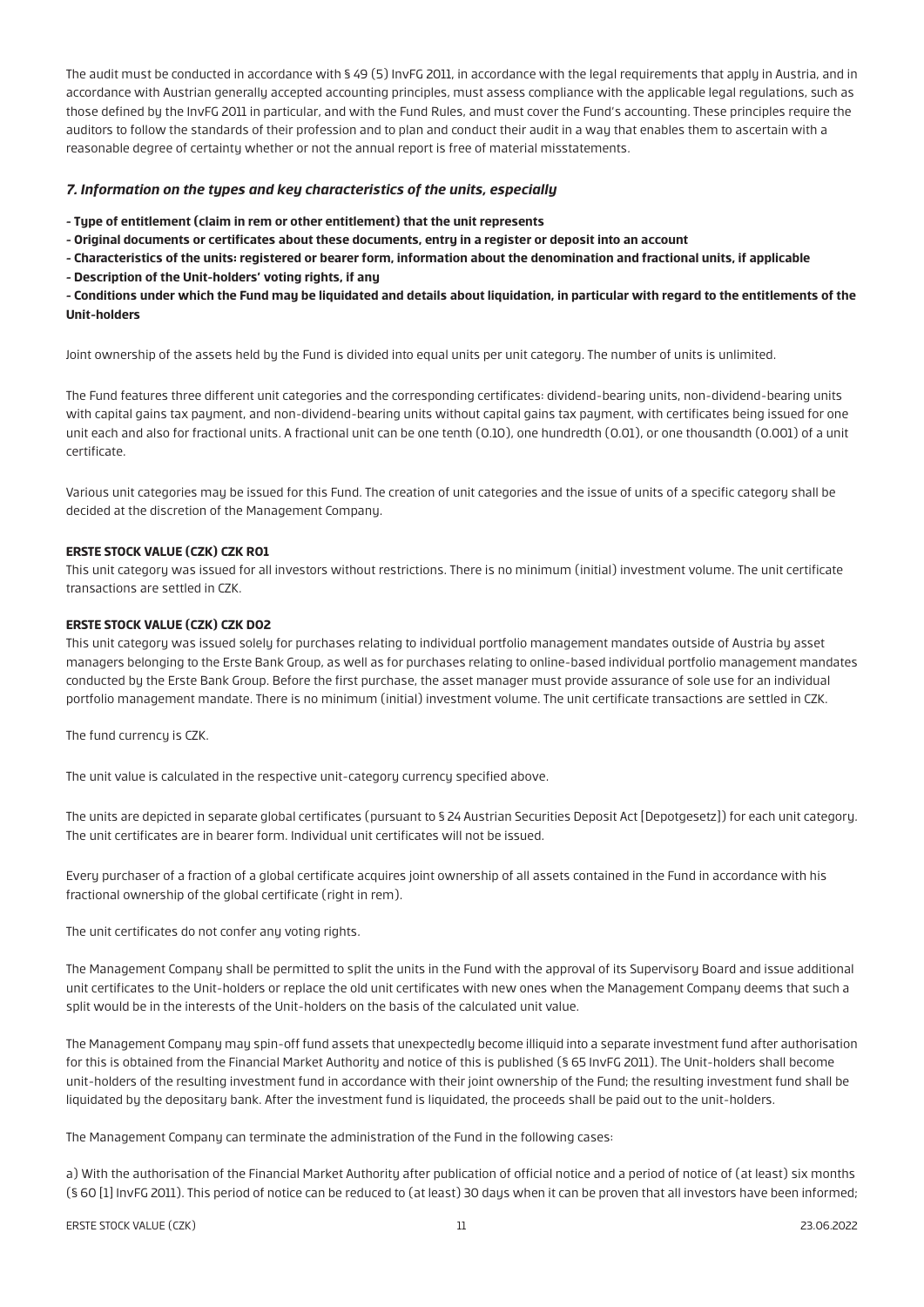The audit must be conducted in accordance with § 49 (5) InvFG 2011, in accordance with the legal requirements that apply in Austria, and in accordance with Austrian generally accepted accounting principles, must assess compliance with the applicable legal regulations, such as those defined by the InvFG 2011 in particular, and with the Fund Rules, and must cover the Fund's accounting. These principles require the auditors to follow the standards of their profession and to plan and conduct their audit in a way that enables them to ascertain with a reasonable degree of certainty whether or not the annual report is free of material misstatements.

### *7. Information on the types and key characteristics of the units, especially*

**- Type of entitlement (claim in rem or other entitlement) that the unit represents**

**- Original documents or certificates about these documents, entry in a register or deposit into an account**

**- Characteristics of the units: registered or bearer form, information about the denomination and fractional units, if applicable**

**- Description of the Unit-holders' voting rights, if any**

**- Conditions under which the Fund may be liquidated and details about liquidation, in particular with regard to the entitlements of the Unit-holders**

Joint ownership of the assets held by the Fund is divided into equal units per unit category. The number of units is unlimited.

The Fund features three different unit categories and the corresponding certificates: dividend-bearing units, non-dividend-bearing units with capital gains tax payment, and non-dividend-bearing units without capital gains tax payment, with certificates being issued for one unit each and also for fractional units. A fractional unit can be one tenth (0.10), one hundredth (0.01), or one thousandth (0.001) of a unit certificate.

Various unit categories may be issued for this Fund. The creation of unit categories and the issue of units of a specific category shall be decided at the discretion of the Management Company.

**ERSTE STOCK VALUE (CZK) CZK R01**

This unit category was issued for all investors without restrictions. There is no minimum (initial) investment volume. The unit certificate transactions are settled in CZK.

**ERSTE STOCK VALUE (CZK) CZK D02**

This unit category was issued solely for purchases relating to individual portfolio management mandates outside of Austria by asset managers belonging to the Erste Bank Group, as well as for purchases relating to online-based individual portfolio management mandates conducted by the Erste Bank Group. Before the first purchase, the asset manager must provide assurance of sole use for an individual portfolio management mandate. There is no minimum (initial) investment volume. The unit certificate transactions are settled in CZK.

The fund currency is CZK.

The unit value is calculated in the respective unit-category currency specified above.

The units are depicted in separate global certificates (pursuant to § 24 Austrian Securities Deposit Act [Depotgesetz]) for each unit category. The unit certificates are in bearer form. Individual unit certificates will not be issued.

Every purchaser of a fraction of a global certificate acquires joint ownership of all assets contained in the Fund in accordance with his fractional ownership of the global certificate (right in rem).

The unit certificates do not confer any voting rights.

The Management Company shall be permitted to split the units in the Fund with the approval of its Supervisory Board and issue additional unit certificates to the Unit-holders or replace the old unit certificates with new ones when the Management Company deems that such a split would be in the interests of the Unit-holders on the basis of the calculated unit value.

The Management Company may spin-off fund assets that unexpectedly become illiquid into a separate investment fund after authorisation for this is obtained from the Financial Market Authority and notice of this is published (§ 65 InvFG 2011). The Unit-holders shall become unit-holders of the resulting investment fund in accordance with their joint ownership of the Fund; the resulting investment fund shall be liquidated by the depositary bank. After the investment fund is liquidated, the proceeds shall be paid out to the unit-holders.

The Management Company can terminate the administration of the Fund in the following cases:

a) With the authorisation of the Financial Market Authority after publication of official notice and a period of notice of (at least) six months (§ 60 [1] InvFG 2011). This period of notice can be reduced to (at least) 30 days when it can be proven that all investors have been informed;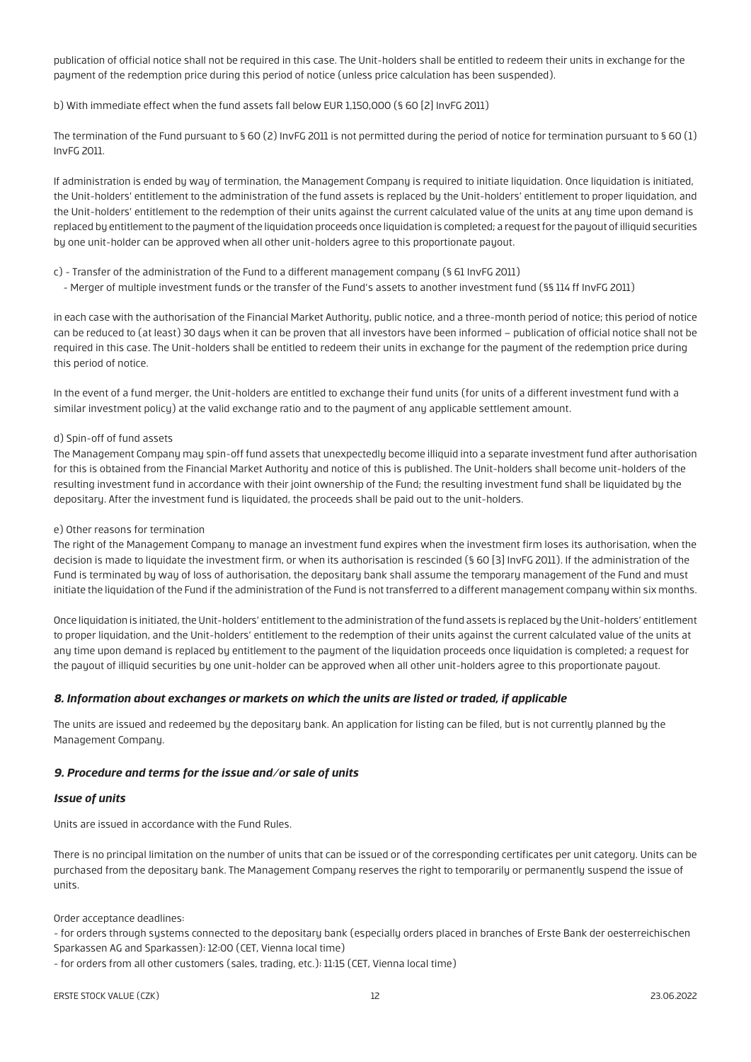publication of official notice shall not be required in this case. The Unit-holders shall be entitled to redeem their units in exchange for the payment of the redemption price during this period of notice (unless price calculation has been suspended).

b) With immediate effect when the fund assets fall below EUR 1,150,000 (§ 60 [2] InvFG 2011)

The termination of the Fund pursuant to § 60 (2) InvFG 2011 is not permitted during the period of notice for termination pursuant to § 60 (1) InvFG 2011.

If administration is ended by way of termination, the Management Company is required to initiate liquidation. Once liquidation is initiated, the Unit-holders' entitlement to the administration of the fund assets is replaced by the Unit-holders' entitlement to proper liquidation, and the Unit-holders' entitlement to the redemption of their units against the current calculated value of the units at any time upon demand is replaced by entitlement to the payment of the liquidation proceeds once liquidation is completed; a request for the payout of illiquid securities by one unit-holder can be approved when all other unit-holders agree to this proportionate payout.

c) - Transfer of the administration of the Fund to a different management company (§ 61 InvFG 2011)
- Merger of multiple investment funds or the transfer of the Fund's assets to another investment fund (§§ 114 ff InvFG 2011)

in each case with the authorisation of the Financial Market Authority, public notice, and a three-month period of notice; this period of notice can be reduced to (at least) 30 days when it can be proven that all investors have been informed – publication of official notice shall not be required in this case. The Unit-holders shall be entitled to redeem their units in exchange for the payment of the redemption price during this period of notice.

In the event of a fund merger, the Unit-holders are entitled to exchange their fund units (for units of a different investment fund with a similar investment policy) at the valid exchange ratio and to the payment of any applicable settlement amount.

d) Spin-off of fund assets
The Management Company may spin-off fund assets that unexpectedly become illiquid into a separate investment fund after authorisation for this is obtained from the Financial Market Authority and notice of this is published. The Unit-holders shall become unit-holders of the resulting investment fund in accordance with their joint ownership of the Fund; the resulting investment fund shall be liquidated by the depositary. After the investment fund is liquidated, the proceeds shall be paid out to the unit-holders.

e) Other reasons for termination
The right of the Management Company to manage an investment fund expires when the investment firm loses its authorisation, when the decision is made to liquidate the investment firm, or when its authorisation is rescinded (§ 60 [3] InvFG 2011). If the administration of the Fund is terminated by way of loss of authorisation, the depositary bank shall assume the temporary management of the Fund and must initiate the liquidation of the Fund if the administration of the Fund is not transferred to a different management company within six months.

Once liquidation is initiated, the Unit-holders' entitlement to the administration of the fund assets is replaced by the Unit-holders' entitlement to proper liquidation, and the Unit-holders' entitlement to the redemption of their units against the current calculated value of the units at any time upon demand is replaced by entitlement to the payment of the liquidation proceeds once liquidation is completed; a request for the payout of illiquid securities by one unit-holder can be approved when all other unit-holders agree to this proportionate payout.

### *8. Information about exchanges or markets on which the units are listed or traded, if applicable*

The units are issued and redeemed by the depositary bank. An application for listing can be filed, but is not currently planned by the Management Company.

### *9. Procedure and terms for the issue and/or sale of units*

#### *Issue of units*

Units are issued in accordance with the Fund Rules.

There is no principal limitation on the number of units that can be issued or of the corresponding certificates per unit category. Units can be purchased from the depositary bank. The Management Company reserves the right to temporarily or permanently suspend the issue of units.

Order acceptance deadlines:
- for orders through systems connected to the depositary bank (especially orders placed in branches of Erste Bank der oesterreichischen Sparkassen AG and Sparkassen): 12:00 (CET, Vienna local time)
- for orders from all other customers (sales, trading, etc.): 11:15 (CET, Vienna local time)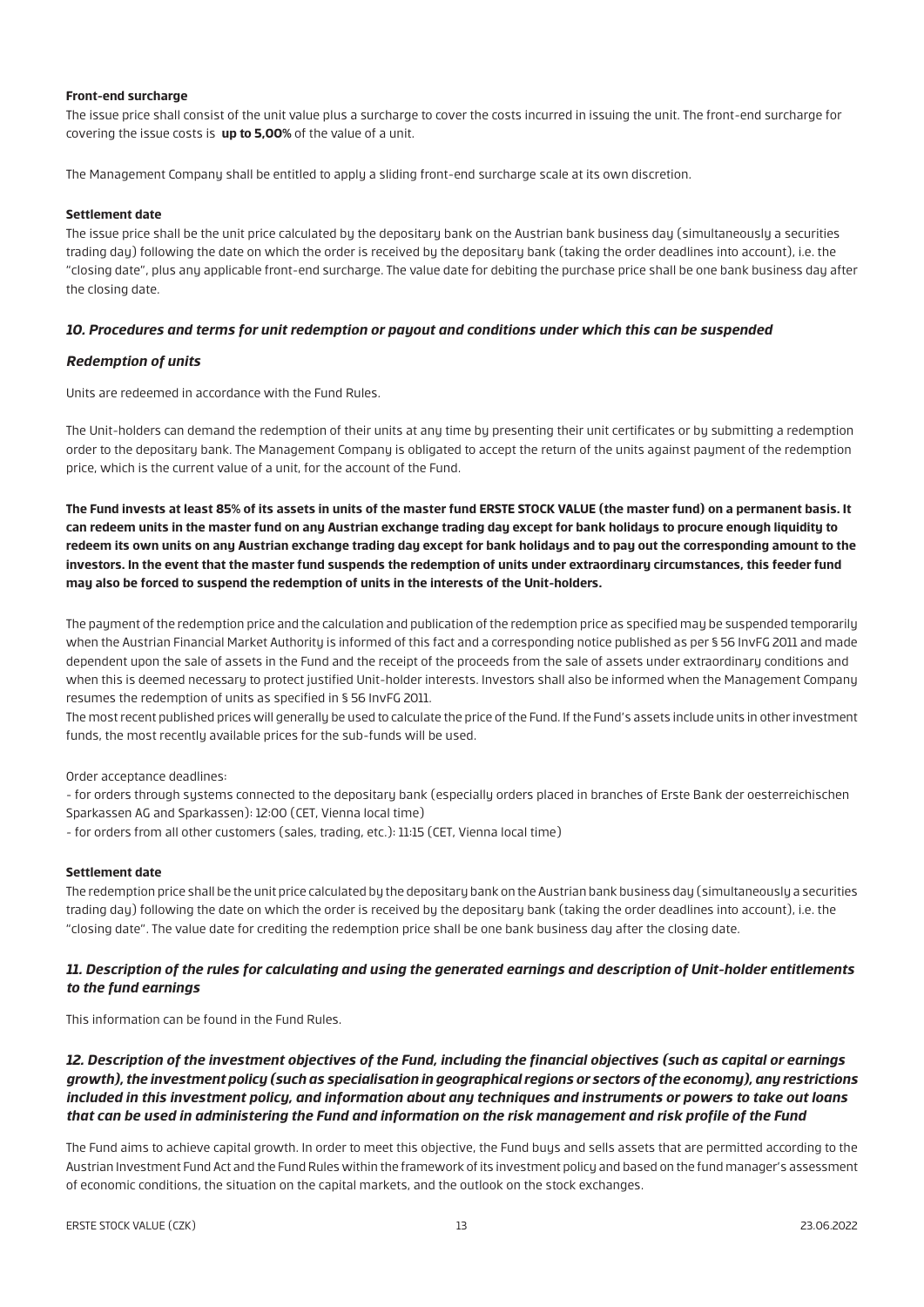**Front-end surcharge**

The issue price shall consist of the unit value plus a surcharge to cover the costs incurred in issuing the unit. The front-end surcharge for covering the issue costs is **up to 5,00%** of the value of a unit.

The Management Company shall be entitled to apply a sliding front-end surcharge scale at its own discretion.

**Settlement date**

The issue price shall be the unit price calculated by the depositary bank on the Austrian bank business day (simultaneously a securities trading day) following the date on which the order is received by the depositary bank (taking the order deadlines into account), i.e. the "closing date", plus any applicable front-end surcharge. The value date for debiting the purchase price shall be one bank business day after the closing date.

### *10. Procedures and terms for unit redemption or payout and conditions under which this can be suspended*

### *Redemption of units*

Units are redeemed in accordance with the Fund Rules.

The Unit-holders can demand the redemption of their units at any time by presenting their unit certificates or by submitting a redemption order to the depositary bank. The Management Company is obligated to accept the return of the units against payment of the redemption price, which is the current value of a unit, for the account of the Fund.

**The Fund invests at least 85% of its assets in units of the master fund ERSTE STOCK VALUE (the master fund) on a permanent basis. It can redeem units in the master fund on any Austrian exchange trading day except for bank holidays to procure enough liquidity to redeem its own units on any Austrian exchange trading day except for bank holidays and to pay out the corresponding amount to the investors. In the event that the master fund suspends the redemption of units under extraordinary circumstances, this feeder fund may also be forced to suspend the redemption of units in the interests of the Unit-holders.**

The payment of the redemption price and the calculation and publication of the redemption price as specified may be suspended temporarily when the Austrian Financial Market Authority is informed of this fact and a corresponding notice published as per § 56 InvFG 2011 and made dependent upon the sale of assets in the Fund and the receipt of the proceeds from the sale of assets under extraordinary conditions and when this is deemed necessary to protect justified Unit-holder interests. Investors shall also be informed when the Management Company resumes the redemption of units as specified in § 56 InvFG 2011.

The most recent published prices will generally be used to calculate the price of the Fund. If the Fund's assets include units in other investment funds, the most recently available prices for the sub-funds will be used.

Order acceptance deadlines:

- for orders through systems connected to the depositary bank (especially orders placed in branches of Erste Bank der oesterreichischen Sparkassen AG and Sparkassen): 12:00 (CET, Vienna local time)
- for orders from all other customers (sales, trading, etc.): 11:15 (CET, Vienna local time)

**Settlement date**

The redemption price shall be the unit price calculated by the depositary bank on the Austrian bank business day (simultaneously a securities trading day) following the date on which the order is received by the depositary bank (taking the order deadlines into account), i.e. the "closing date". The value date for crediting the redemption price shall be one bank business day after the closing date.

### *11. Description of the rules for calculating and using the generated earnings and description of Unit-holder entitlements to the fund earnings*

This information can be found in the Fund Rules.

### *12. Description of the investment objectives of the Fund, including the financial objectives (such as capital or earnings growth), the investment policy (such as specialisation in geographical regions or sectors of the economy), any restrictions included in this investment policy, and information about any techniques and instruments or powers to take out loans that can be used in administering the Fund and information on the risk management and risk profile of the Fund*

The Fund aims to achieve capital growth. In order to meet this objective, the Fund buys and sells assets that are permitted according to the Austrian Investment Fund Act and the Fund Rules within the framework of its investment policy and based on the fund manager's assessment of economic conditions, the situation on the capital markets, and the outlook on the stock exchanges.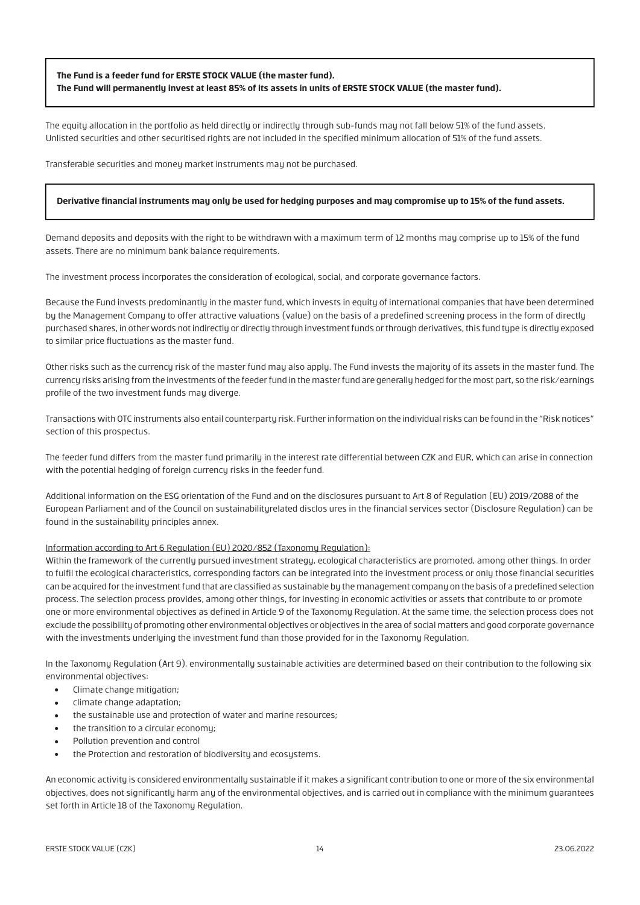**The Fund is a feeder fund for ERSTE STOCK VALUE (the master fund).**
**The Fund will permanently invest at least 85% of its assets in units of ERSTE STOCK VALUE (the master fund).**

The equity allocation in the portfolio as held directly or indirectly through sub-funds may not fall below 51% of the fund assets. Unlisted securities and other securitised rights are not included in the specified minimum allocation of 51% of the fund assets.

Transferable securities and money market instruments may not be purchased.

**Derivative financial instruments may only be used for hedging purposes and may compromise up to 15% of the fund assets.**

Demand deposits and deposits with the right to be withdrawn with a maximum term of 12 months may comprise up to 15% of the fund assets. There are no minimum bank balance requirements.

The investment process incorporates the consideration of ecological, social, and corporate governance factors.

Because the Fund invests predominantly in the master fund, which invests in equity of international companies that have been determined by the Management Company to offer attractive valuations (value) on the basis of a predefined screening process in the form of directly purchased shares, in other words not indirectly or directly through investment funds or through derivatives, this fund type is directly exposed to similar price fluctuations as the master fund.

Other risks such as the currency risk of the master fund may also apply. The Fund invests the majority of its assets in the master fund. The currency risks arising from the investments of the feeder fund in the master fund are generally hedged for the most part, so the risk/earnings profile of the two investment funds may diverge.

Transactions with OTC instruments also entail counterparty risk. Further information on the individual risks can be found in the "Risk notices" section of this prospectus.

The feeder fund differs from the master fund primarily in the interest rate differential between CZK and EUR, which can arise in connection with the potential hedging of foreign currency risks in the feeder fund.

Additional information on the ESG orientation of the Fund and on the disclosures pursuant to Art 8 of Regulation (EU) 2019/2088 of the European Parliament and of the Council on sustainabilityrelated disclos ures in the financial services sector (Disclosure Regulation) can be found in the sustainability principles annex.

Information according to Art 6 Regulation (EU) 2020/852 (Taxonomy Regulation):

Within the framework of the currently pursued investment strategy, ecological characteristics are promoted, among other things. In order to fulfil the ecological characteristics, corresponding factors can be integrated into the investment process or only those financial securities can be acquired for the investment fund that are classified as sustainable by the management company on the basis of a predefined selection process. The selection process provides, among other things, for investing in economic activities or assets that contribute to or promote one or more environmental objectives as defined in Article 9 of the Taxonomy Regulation. At the same time, the selection process does not exclude the possibility of promoting other environmental objectives or objectives in the area of social matters and good corporate governance with the investments underlying the investment fund than those provided for in the Taxonomy Regulation.

In the Taxonomy Regulation (Art 9), environmentally sustainable activities are determined based on their contribution to the following six environmental objectives:

- Climate change mitigation;
- climate change adaptation;
- the sustainable use and protection of water and marine resources;
- the transition to a circular economy;
- Pollution prevention and control
- the Protection and restoration of biodiversity and ecosystems.

An economic activity is considered environmentally sustainable if it makes a significant contribution to one or more of the six environmental objectives, does not significantly harm any of the environmental objectives, and is carried out in compliance with the minimum guarantees set forth in Article 18 of the Taxonomy Regulation.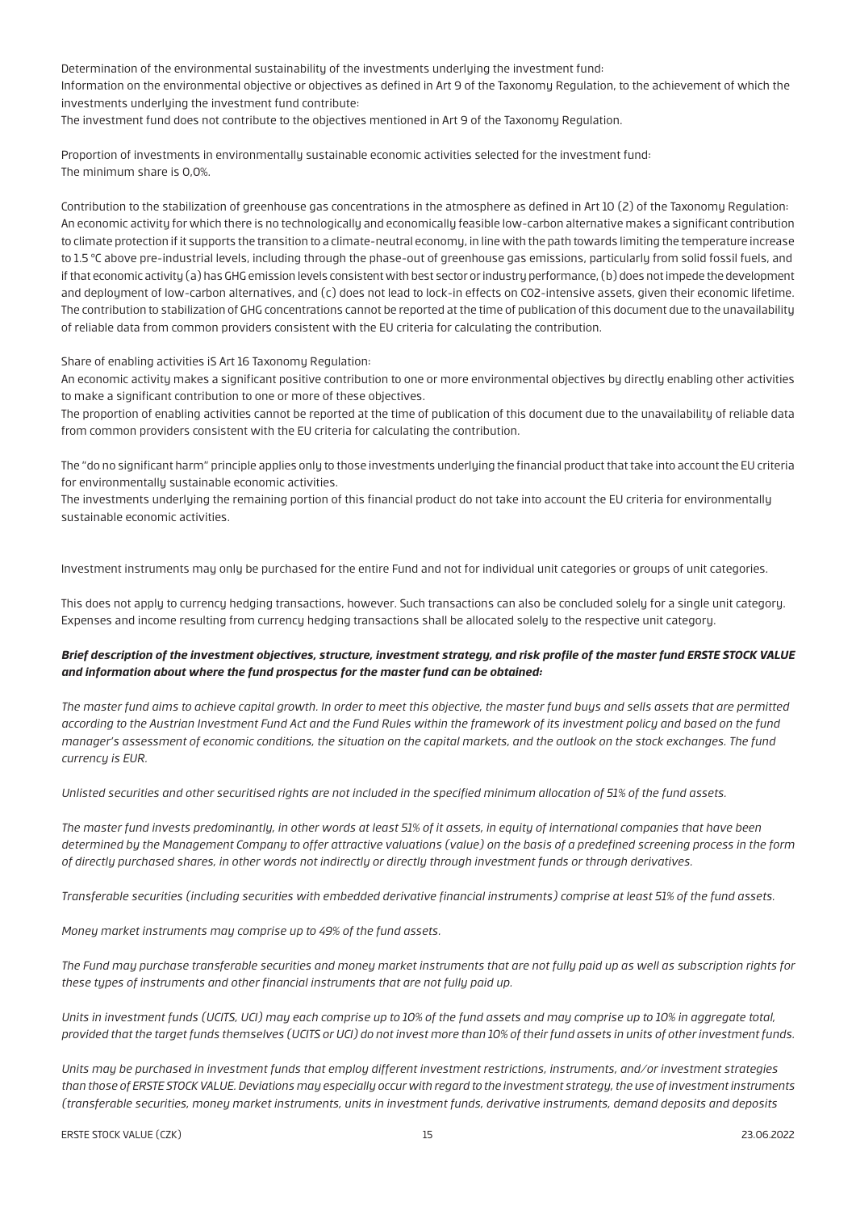Determination of the environmental sustainability of the investments underlying the investment fund:
Information on the environmental objective or objectives as defined in Art 9 of the Taxonomy Regulation, to the achievement of which the investments underlying the investment fund contribute:
The investment fund does not contribute to the objectives mentioned in Art 9 of the Taxonomy Regulation.

Proportion of investments in environmentally sustainable economic activities selected for the investment fund:
The minimum share is 0,0%.

Contribution to the stabilization of greenhouse gas concentrations in the atmosphere as defined in Art 10 (2) of the Taxonomy Regulation:
An economic activity for which there is no technologically and economically feasible low-carbon alternative makes a significant contribution to climate protection if it supports the transition to a climate-neutral economy, in line with the path towards limiting the temperature increase to 1.5 °C above pre-industrial levels, including through the phase-out of greenhouse gas emissions, particularly from solid fossil fuels, and if that economic activity (a) has GHG emission levels consistent with best sector or industry performance, (b) does not impede the development and deployment of low-carbon alternatives, and (c) does not lead to lock-in effects on CO2-intensive assets, given their economic lifetime.
The contribution to stabilization of GHG concentrations cannot be reported at the time of publication of this document due to the unavailability of reliable data from common providers consistent with the EU criteria for calculating the contribution.

Share of enabling activities iS Art 16 Taxonomy Regulation:
An economic activity makes a significant positive contribution to one or more environmental objectives by directly enabling other activities to make a significant contribution to one or more of these objectives.
The proportion of enabling activities cannot be reported at the time of publication of this document due to the unavailability of reliable data from common providers consistent with the EU criteria for calculating the contribution.

The "do no significant harm" principle applies only to those investments underlying the financial product that take into account the EU criteria for environmentally sustainable economic activities.
The investments underlying the remaining portion of this financial product do not take into account the EU criteria for environmentally sustainable economic activities.

Investment instruments may only be purchased for the entire Fund and not for individual unit categories or groups of unit categories.

This does not apply to currency hedging transactions, however. Such transactions can also be concluded solely for a single unit category. Expenses and income resulting from currency hedging transactions shall be allocated solely to the respective unit category.

***Brief description of the investment objectives, structure, investment strategy, and risk profile of the master fund ERSTE STOCK VALUE and information about where the fund prospectus for the master fund can be obtained:***

*The master fund aims to achieve capital growth. In order to meet this objective, the master fund buys and sells assets that are permitted according to the Austrian Investment Fund Act and the Fund Rules within the framework of its investment policy and based on the fund manager's assessment of economic conditions, the situation on the capital markets, and the outlook on the stock exchanges. The fund currency is EUR.*

*Unlisted securities and other securitised rights are not included in the specified minimum allocation of 51% of the fund assets.*

*The master fund invests predominantly, in other words at least 51% of it assets, in equity of international companies that have been determined by the Management Company to offer attractive valuations (value) on the basis of a predefined screening process in the form of directly purchased shares, in other words not indirectly or directly through investment funds or through derivatives.*

*Transferable securities (including securities with embedded derivative financial instruments) comprise at least 51% of the fund assets.*

*Money market instruments may comprise up to 49% of the fund assets.*

*The Fund may purchase transferable securities and money market instruments that are not fully paid up as well as subscription rights for these types of instruments and other financial instruments that are not fully paid up.*

*Units in investment funds (UCITS, UCI) may each comprise up to 10% of the fund assets and may comprise up to 10% in aggregate total, provided that the target funds themselves (UCITS or UCI) do not invest more than 10% of their fund assets in units of other investment funds.*

*Units may be purchased in investment funds that employ different investment restrictions, instruments, and/or investment strategies than those of ERSTE STOCK VALUE. Deviations may especially occur with regard to the investment strategy, the use of investment instruments (transferable securities, money market instruments, units in investment funds, derivative instruments, demand deposits and deposits*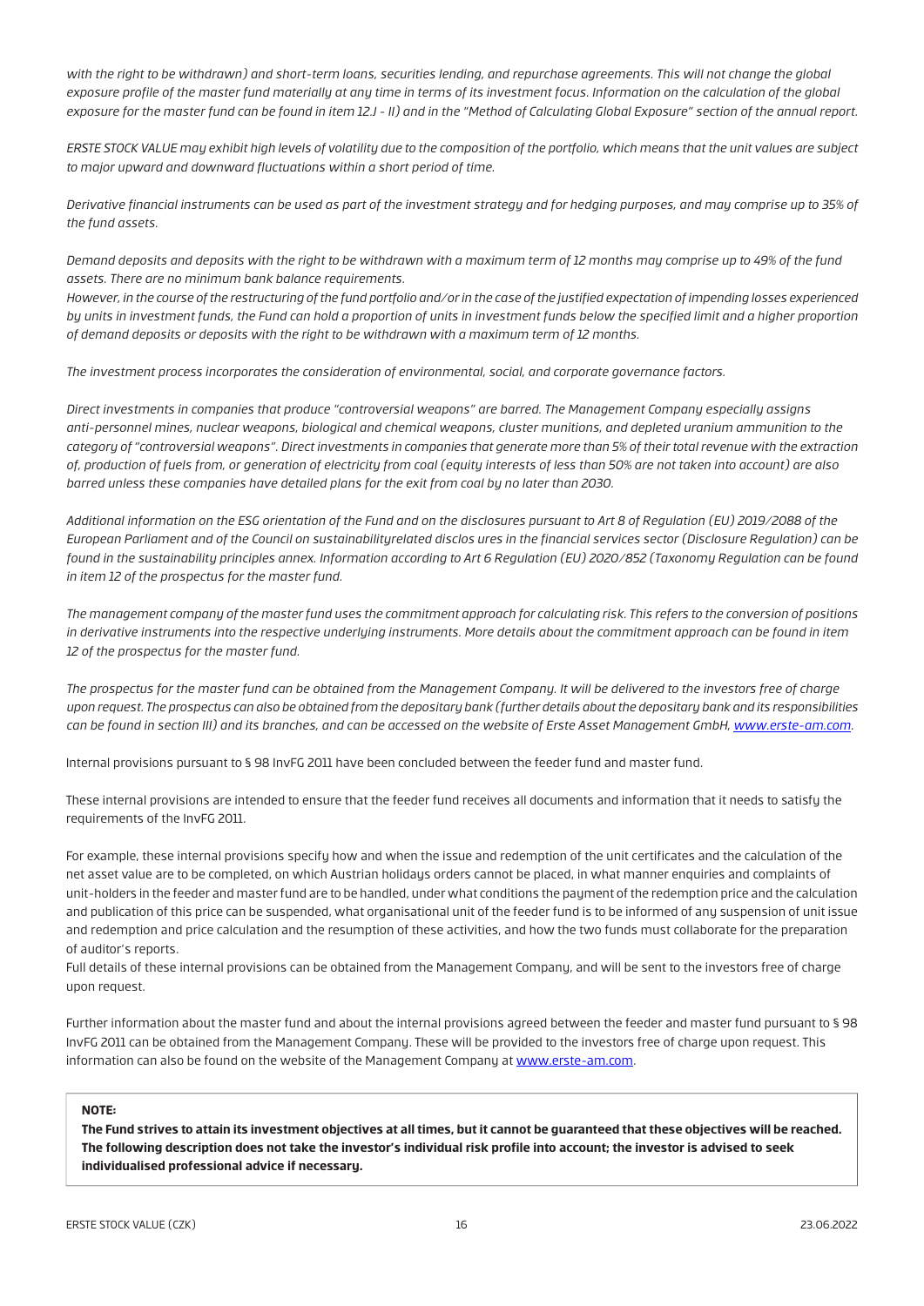*with the right to be withdrawn) and short-term loans, securities lending, and repurchase agreements. This will not change the global exposure profile of the master fund materially at any time in terms of its investment focus. Information on the calculation of the global exposure for the master fund can be found in item 12.J - II) and in the "Method of Calculating Global Exposure" section of the annual report.*

*ERSTE STOCK VALUE may exhibit high levels of volatility due to the composition of the portfolio, which means that the unit values are subject to major upward and downward fluctuations within a short period of time.*

*Derivative financial instruments can be used as part of the investment strategy and for hedging purposes, and may comprise up to 35% of the fund assets.*

*Demand deposits and deposits with the right to be withdrawn with a maximum term of 12 months may comprise up to 49% of the fund assets. There are no minimum bank balance requirements.*
*However, in the course of the restructuring of the fund portfolio and/or in the case of the justified expectation of impending losses experienced by units in investment funds, the Fund can hold a proportion of units in investment funds below the specified limit and a higher proportion of demand deposits or deposits with the right to be withdrawn with a maximum term of 12 months.*

*The investment process incorporates the consideration of environmental, social, and corporate governance factors.*

*Direct investments in companies that produce "controversial weapons" are barred. The Management Company especially assigns anti-personnel mines, nuclear weapons, biological and chemical weapons, cluster munitions, and depleted uranium ammunition to the category of "controversial weapons". Direct investments in companies that generate more than 5% of their total revenue with the extraction of, production of fuels from, or generation of electricity from coal (equity interests of less than 50% are not taken into account) are also barred unless these companies have detailed plans for the exit from coal by no later than 2030.*

*Additional information on the ESG orientation of the Fund and on the disclosures pursuant to Art 8 of Regulation (EU) 2019/2088 of the European Parliament and of the Council on sustainabilityrelated disclos ures in the financial services sector (Disclosure Regulation) can be found in the sustainability principles annex. Information according to Art 6 Regulation (EU) 2020/852 (Taxonomy Regulation can be found in item 12 of the prospectus for the master fund.*

*The management company of the master fund uses the commitment approach for calculating risk. This refers to the conversion of positions in derivative instruments into the respective underlying instruments. More details about the commitment approach can be found in item 12 of the prospectus for the master fund.*

*The prospectus for the master fund can be obtained from the Management Company. It will be delivered to the investors free of charge upon request. The prospectus can also be obtained from the depositary bank (further details about the depositary bank and its responsibilities can be found in section III) and its branches, and can be accessed on the website of Erste Asset Management GmbH, [www.erste-am.com](http://www.erste-am.com).*

Internal provisions pursuant to § 98 InvFG 2011 have been concluded between the feeder fund and master fund.

These internal provisions are intended to ensure that the feeder fund receives all documents and information that it needs to satisfy the requirements of the InvFG 2011.

For example, these internal provisions specify how and when the issue and redemption of the unit certificates and the calculation of the net asset value are to be completed, on which Austrian holidays orders cannot be placed, in what manner enquiries and complaints of unit-holders in the feeder and master fund are to be handled, under what conditions the payment of the redemption price and the calculation and publication of this price can be suspended, what organisational unit of the feeder fund is to be informed of any suspension of unit issue and redemption and price calculation and the resumption of these activities, and how the two funds must collaborate for the preparation of auditor's reports.
Full details of these internal provisions can be obtained from the Management Company, and will be sent to the investors free of charge upon request.

Further information about the master fund and about the internal provisions agreed between the feeder and master fund pursuant to § 98 InvFG 2011 can be obtained from the Management Company. These will be provided to the investors free of charge upon request. This information can also be found on the website of the Management Company at [www.erste-am.com](http://www.erste-am.com).

**NOTE:**
**The Fund strives to attain its investment objectives at all times, but it cannot be guaranteed that these objectives will be reached. The following description does not take the investor's individual risk profile into account; the investor is advised to seek individualised professional advice if necessary.**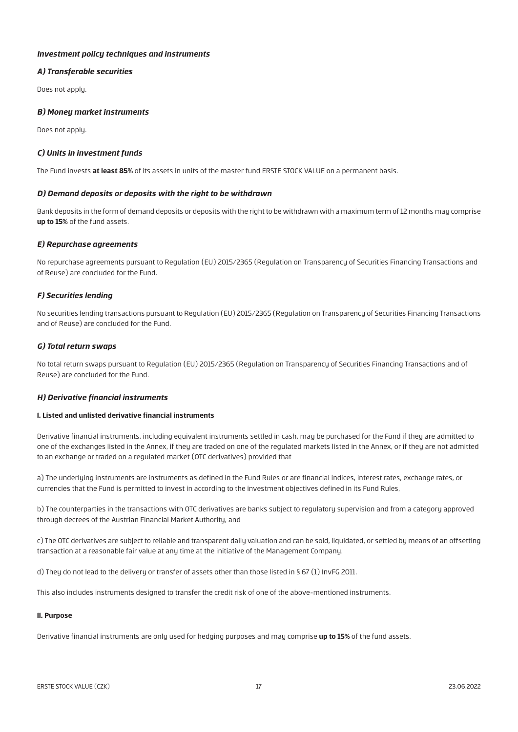### *Investment policy techniques and instruments*

### *A) Transferable securities*

Does not apply.

### *B) Money market instruments*

Does not apply.

### *C) Units in investment funds*

The Fund invests **at least 85%** of its assets in units of the master fund ERSTE STOCK VALUE on a permanent basis.

### *D) Demand deposits or deposits with the right to be withdrawn*

Bank deposits in the form of demand deposits or deposits with the right to be withdrawn with a maximum term of 12 months may comprise **up to 15%** of the fund assets.

### *E) Repurchase agreements*

No repurchase agreements pursuant to Regulation (EU) 2015/2365 (Regulation on Transparency of Securities Financing Transactions and of Reuse) are concluded for the Fund.

### *F) Securities lending*

No securities lending transactions pursuant to Regulation (EU) 2015/2365 (Regulation on Transparency of Securities Financing Transactions and of Reuse) are concluded for the Fund.

### *G) Total return swaps*

No total return swaps pursuant to Regulation (EU) 2015/2365 (Regulation on Transparency of Securities Financing Transactions and of Reuse) are concluded for the Fund.

### *H) Derivative financial instruments*

#### I. Listed and unlisted derivative financial instruments

Derivative financial instruments, including equivalent instruments settled in cash, may be purchased for the Fund if they are admitted to one of the exchanges listed in the Annex, if they are traded on one of the regulated markets listed in the Annex, or if they are not admitted to an exchange or traded on a regulated market (OTC derivatives) provided that

a) The underlying instruments are instruments as defined in the Fund Rules or are financial indices, interest rates, exchange rates, or currencies that the Fund is permitted to invest in according to the investment objectives defined in its Fund Rules,

b) The counterparties in the transactions with OTC derivatives are banks subject to regulatory supervision and from a category approved through decrees of the Austrian Financial Market Authority, and

c) The OTC derivatives are subject to reliable and transparent daily valuation and can be sold, liquidated, or settled by means of an offsetting transaction at a reasonable fair value at any time at the initiative of the Management Company.

d) They do not lead to the delivery or transfer of assets other than those listed in § 67 (1) InvFG 2011.

This also includes instruments designed to transfer the credit risk of one of the above-mentioned instruments.

#### II. Purpose

Derivative financial instruments are only used for hedging purposes and may comprise **up to 15%** of the fund assets.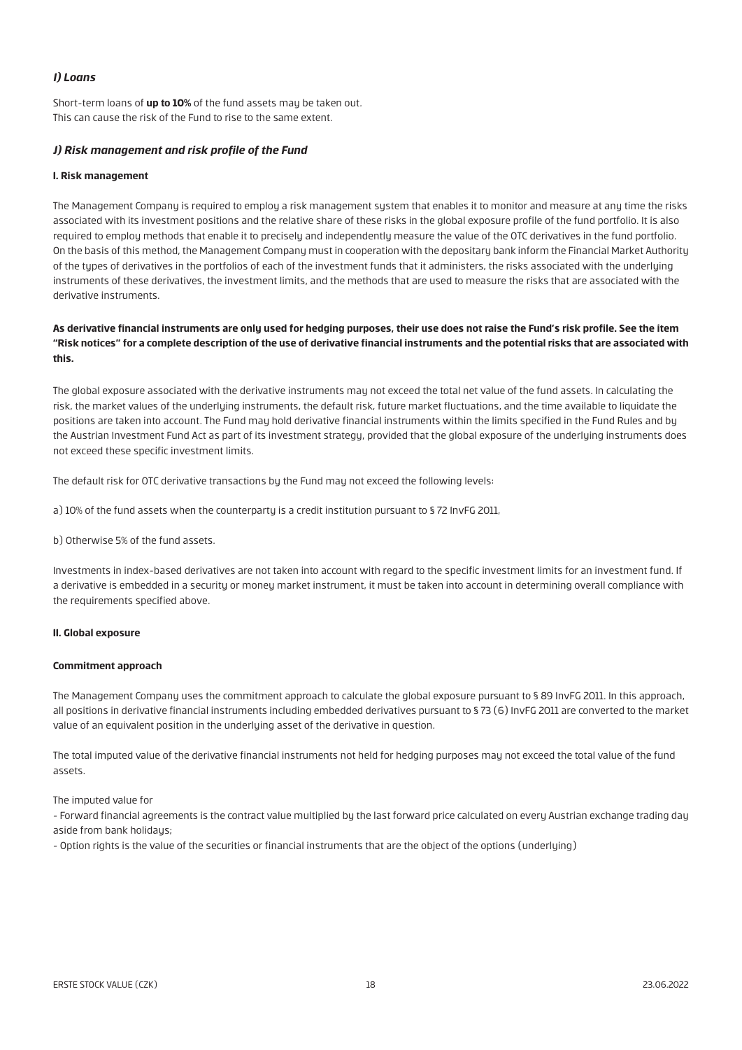### *I) Loans*

Short-term loans of **up to 10%** of the fund assets may be taken out.
This can cause the risk of the Fund to rise to the same extent.

### *J) Risk management and risk profile of the Fund*

#### I. Risk management

The Management Company is required to employ a risk management system that enables it to monitor and measure at any time the risks associated with its investment positions and the relative share of these risks in the global exposure profile of the fund portfolio. It is also required to employ methods that enable it to precisely and independently measure the value of the OTC derivatives in the fund portfolio. On the basis of this method, the Management Company must in cooperation with the depositary bank inform the Financial Market Authority of the types of derivatives in the portfolios of each of the investment funds that it administers, the risks associated with the underlying instruments of these derivatives, the investment limits, and the methods that are used to measure the risks that are associated with the derivative instruments.

**As derivative financial instruments are only used for hedging purposes, their use does not raise the Fund's risk profile. See the item "Risk notices" for a complete description of the use of derivative financial instruments and the potential risks that are associated with this.**

The global exposure associated with the derivative instruments may not exceed the total net value of the fund assets. In calculating the risk, the market values of the underlying instruments, the default risk, future market fluctuations, and the time available to liquidate the positions are taken into account. The Fund may hold derivative financial instruments within the limits specified in the Fund Rules and by the Austrian Investment Fund Act as part of its investment strategy, provided that the global exposure of the underlying instruments does not exceed these specific investment limits.

The default risk for OTC derivative transactions by the Fund may not exceed the following levels:

a) 10% of the fund assets when the counterparty is a credit institution pursuant to § 72 InvFG 2011,

b) Otherwise 5% of the fund assets.

Investments in index-based derivatives are not taken into account with regard to the specific investment limits for an investment fund. If a derivative is embedded in a security or money market instrument, it must be taken into account in determining overall compliance with the requirements specified above.

#### II. Global exposure

**Commitment approach**

The Management Company uses the commitment approach to calculate the global exposure pursuant to § 89 InvFG 2011. In this approach, all positions in derivative financial instruments including embedded derivatives pursuant to § 73 (6) InvFG 2011 are converted to the market value of an equivalent position in the underlying asset of the derivative in question.

The total imputed value of the derivative financial instruments not held for hedging purposes may not exceed the total value of the fund assets.

The imputed value for

- Forward financial agreements is the contract value multiplied by the last forward price calculated on every Austrian exchange trading day aside from bank holidays;
- Option rights is the value of the securities or financial instruments that are the object of the options (underlying)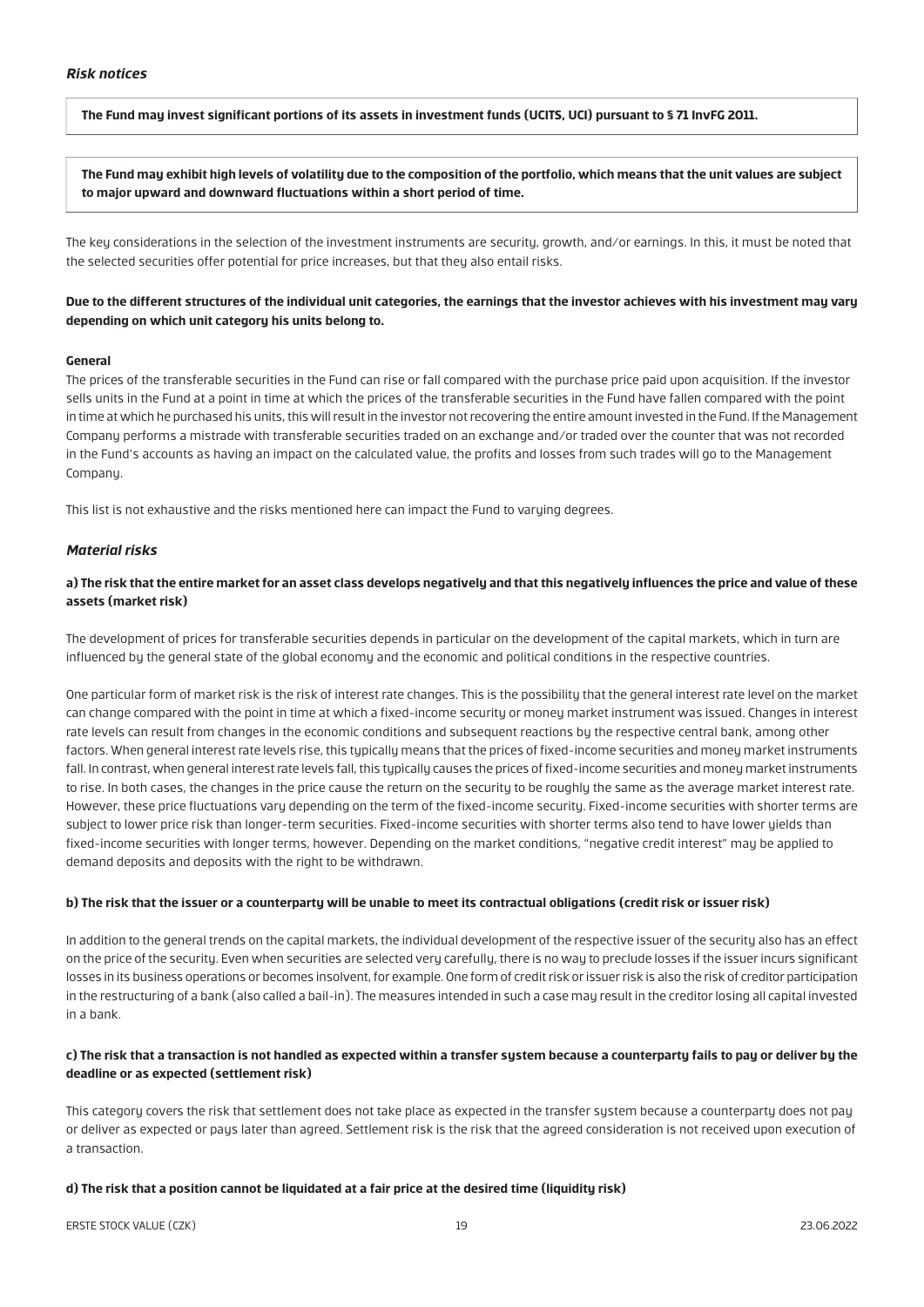### *Risk notices*

**The Fund may invest significant portions of its assets in investment funds (UCITS, UCI) pursuant to § 71 InvFG 2011.**

**The Fund may exhibit high levels of volatility due to the composition of the portfolio, which means that the unit values are subject to major upward and downward fluctuations within a short period of time.**

The key considerations in the selection of the investment instruments are security, growth, and/or earnings. In this, it must be noted that the selected securities offer potential for price increases, but that they also entail risks.

**Due to the different structures of the individual unit categories, the earnings that the investor achieves with his investment may vary depending on which unit category his units belong to.**

**General**

The prices of the transferable securities in the Fund can rise or fall compared with the purchase price paid upon acquisition. If the investor sells units in the Fund at a point in time at which the prices of the transferable securities in the Fund have fallen compared with the point in time at which he purchased his units, this will result in the investor not recovering the entire amount invested in the Fund. If the Management Company performs a mistrade with transferable securities traded on an exchange and/or traded over the counter that was not recorded in the Fund's accounts as having an impact on the calculated value, the profits and losses from such trades will go to the Management Company.

This list is not exhaustive and the risks mentioned here can impact the Fund to varying degrees.

### *Material risks*

**a) The risk that the entire market for an asset class develops negatively and that this negatively influences the price and value of these assets (market risk)**

The development of prices for transferable securities depends in particular on the development of the capital markets, which in turn are influenced by the general state of the global economy and the economic and political conditions in the respective countries.

One particular form of market risk is the risk of interest rate changes. This is the possibility that the general interest rate level on the market can change compared with the point in time at which a fixed-income security or money market instrument was issued. Changes in interest rate levels can result from changes in the economic conditions and subsequent reactions by the respective central bank, among other factors. When general interest rate levels rise, this typically means that the prices of fixed-income securities and money market instruments fall. In contrast, when general interest rate levels fall, this typically causes the prices of fixed-income securities and money market instruments to rise. In both cases, the changes in the price cause the return on the security to be roughly the same as the average market interest rate. However, these price fluctuations vary depending on the term of the fixed-income security. Fixed-income securities with shorter terms are subject to lower price risk than longer-term securities. Fixed-income securities with shorter terms also tend to have lower yields than fixed-income securities with longer terms, however. Depending on the market conditions, "negative credit interest" may be applied to demand deposits and deposits with the right to be withdrawn.

**b) The risk that the issuer or a counterparty will be unable to meet its contractual obligations (credit risk or issuer risk)**

In addition to the general trends on the capital markets, the individual development of the respective issuer of the security also has an effect on the price of the security. Even when securities are selected very carefully, there is no way to preclude losses if the issuer incurs significant losses in its business operations or becomes insolvent, for example. One form of credit risk or issuer risk is also the risk of creditor participation in the restructuring of a bank (also called a bail-in). The measures intended in such a case may result in the creditor losing all capital invested in a bank.

**c) The risk that a transaction is not handled as expected within a transfer system because a counterparty fails to pay or deliver by the deadline or as expected (settlement risk)**

This category covers the risk that settlement does not take place as expected in the transfer system because a counterparty does not pay or deliver as expected or pays later than agreed. Settlement risk is the risk that the agreed consideration is not received upon execution of a transaction.

**d) The risk that a position cannot be liquidated at a fair price at the desired time (liquidity risk)**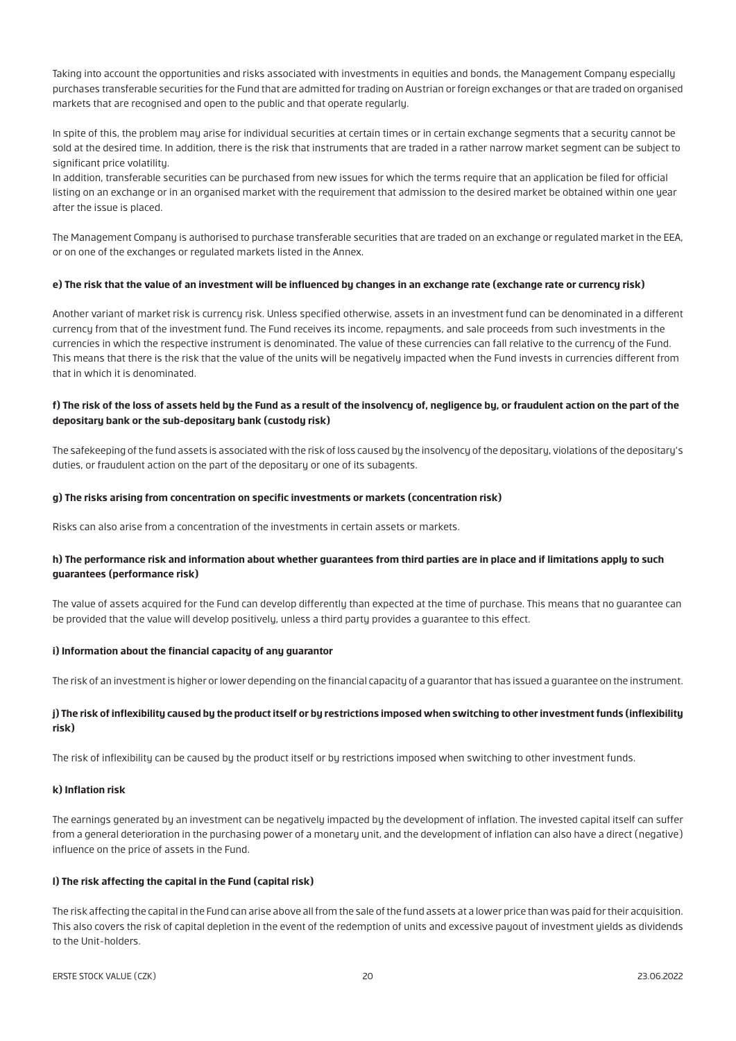Taking into account the opportunities and risks associated with investments in equities and bonds, the Management Company especially purchases transferable securities for the Fund that are admitted for trading on Austrian or foreign exchanges or that are traded on organised markets that are recognised and open to the public and that operate regularly.

In spite of this, the problem may arise for individual securities at certain times or in certain exchange segments that a security cannot be sold at the desired time. In addition, there is the risk that instruments that are traded in a rather narrow market segment can be subject to significant price volatility.
In addition, transferable securities can be purchased from new issues for which the terms require that an application be filed for official listing on an exchange or in an organised market with the requirement that admission to the desired market be obtained within one year after the issue is placed.

The Management Company is authorised to purchase transferable securities that are traded on an exchange or regulated market in the EEA, or on one of the exchanges or regulated markets listed in the Annex.

#### e) The risk that the value of an investment will be influenced by changes in an exchange rate (exchange rate or currency risk)

Another variant of market risk is currency risk. Unless specified otherwise, assets in an investment fund can be denominated in a different currency from that of the investment fund. The Fund receives its income, repayments, and sale proceeds from such investments in the currencies in which the respective instrument is denominated. The value of these currencies can fall relative to the currency of the Fund. This means that there is the risk that the value of the units will be negatively impacted when the Fund invests in currencies different from that in which it is denominated.

#### f) The risk of the loss of assets held by the Fund as a result of the insolvency of, negligence by, or fraudulent action on the part of the depositary bank or the sub-depositary bank (custody risk)

The safekeeping of the fund assets is associated with the risk of loss caused by the insolvency of the depositary, violations of the depositary's duties, or fraudulent action on the part of the depositary or one of its subagents.

#### g) The risks arising from concentration on specific investments or markets (concentration risk)

Risks can also arise from a concentration of the investments in certain assets or markets.

#### h) The performance risk and information about whether guarantees from third parties are in place and if limitations apply to such guarantees (performance risk)

The value of assets acquired for the Fund can develop differently than expected at the time of purchase. This means that no guarantee can be provided that the value will develop positively, unless a third party provides a guarantee to this effect.

#### i) Information about the financial capacity of any guarantor

The risk of an investment is higher or lower depending on the financial capacity of a guarantor that has issued a guarantee on the instrument.

#### j) The risk of inflexibility caused by the product itself or by restrictions imposed when switching to other investment funds (inflexibility risk)

The risk of inflexibility can be caused by the product itself or by restrictions imposed when switching to other investment funds.

#### k) Inflation risk

The earnings generated by an investment can be negatively impacted by the development of inflation. The invested capital itself can suffer from a general deterioration in the purchasing power of a monetary unit, and the development of inflation can also have a direct (negative) influence on the price of assets in the Fund.

#### l) The risk affecting the capital in the Fund (capital risk)

The risk affecting the capital in the Fund can arise above all from the sale of the fund assets at a lower price than was paid for their acquisition. This also covers the risk of capital depletion in the event of the redemption of units and excessive payout of investment yields as dividends to the Unit-holders.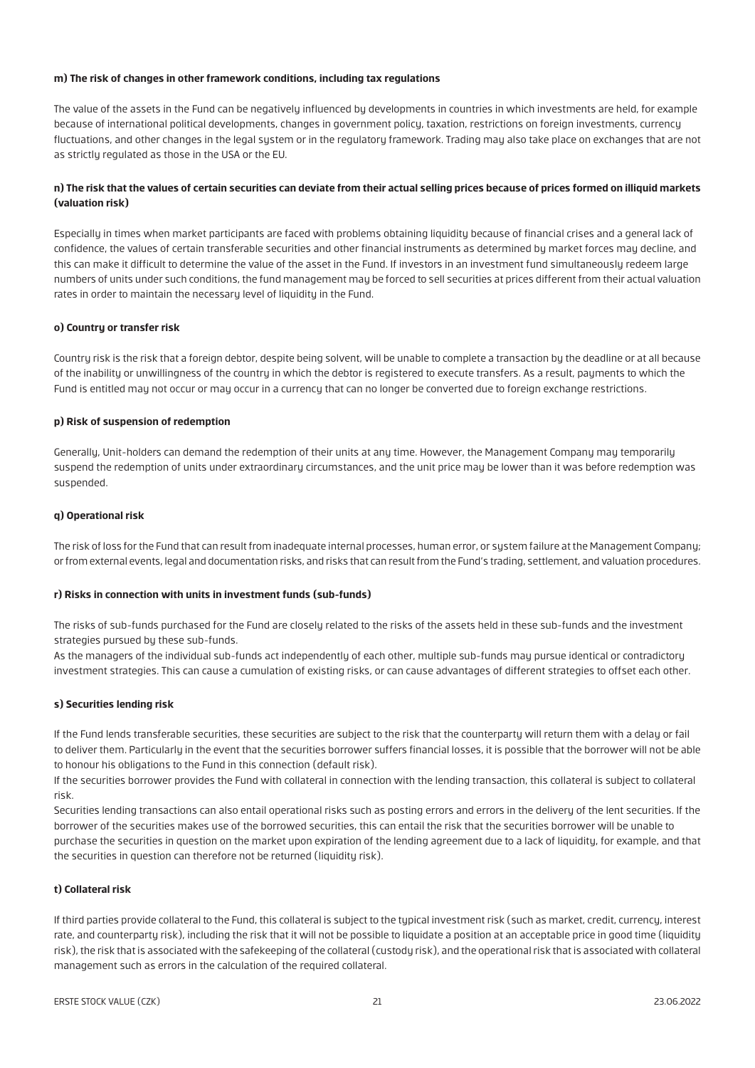**m) The risk of changes in other framework conditions, including tax regulations**

The value of the assets in the Fund can be negatively influenced by developments in countries in which investments are held, for example because of international political developments, changes in government policy, taxation, restrictions on foreign investments, currency fluctuations, and other changes in the legal system or in the regulatory framework. Trading may also take place on exchanges that are not as strictly regulated as those in the USA or the EU.

**n) The risk that the values of certain securities can deviate from their actual selling prices because of prices formed on illiquid markets (valuation risk)**

Especially in times when market participants are faced with problems obtaining liquidity because of financial crises and a general lack of confidence, the values of certain transferable securities and other financial instruments as determined by market forces may decline, and this can make it difficult to determine the value of the asset in the Fund. If investors in an investment fund simultaneously redeem large numbers of units under such conditions, the fund management may be forced to sell securities at prices different from their actual valuation rates in order to maintain the necessary level of liquidity in the Fund.

**o) Country or transfer risk**

Country risk is the risk that a foreign debtor, despite being solvent, will be unable to complete a transaction by the deadline or at all because of the inability or unwillingness of the country in which the debtor is registered to execute transfers. As a result, payments to which the Fund is entitled may not occur or may occur in a currency that can no longer be converted due to foreign exchange restrictions.

**p) Risk of suspension of redemption**

Generally, Unit-holders can demand the redemption of their units at any time. However, the Management Company may temporarily suspend the redemption of units under extraordinary circumstances, and the unit price may be lower than it was before redemption was suspended.

**q) Operational risk**

The risk of loss for the Fund that can result from inadequate internal processes, human error, or system failure at the Management Company; or from external events, legal and documentation risks, and risks that can result from the Fund's trading, settlement, and valuation procedures.

**r) Risks in connection with units in investment funds (sub-funds)**

The risks of sub-funds purchased for the Fund are closely related to the risks of the assets held in these sub-funds and the investment strategies pursued by these sub-funds.
As the managers of the individual sub-funds act independently of each other, multiple sub-funds may pursue identical or contradictory investment strategies. This can cause a cumulation of existing risks, or can cause advantages of different strategies to offset each other.

**s) Securities lending risk**

If the Fund lends transferable securities, these securities are subject to the risk that the counterparty will return them with a delay or fail to deliver them. Particularly in the event that the securities borrower suffers financial losses, it is possible that the borrower will not be able to honour his obligations to the Fund in this connection (default risk).
If the securities borrower provides the Fund with collateral in connection with the lending transaction, this collateral is subject to collateral risk.
Securities lending transactions can also entail operational risks such as posting errors and errors in the delivery of the lent securities. If the borrower of the securities makes use of the borrowed securities, this can entail the risk that the securities borrower will be unable to purchase the securities in question on the market upon expiration of the lending agreement due to a lack of liquidity, for example, and that the securities in question can therefore not be returned (liquidity risk).

**t) Collateral risk**

If third parties provide collateral to the Fund, this collateral is subject to the typical investment risk (such as market, credit, currency, interest rate, and counterparty risk), including the risk that it will not be possible to liquidate a position at an acceptable price in good time (liquidity risk), the risk that is associated with the safekeeping of the collateral (custody risk), and the operational risk that is associated with collateral management such as errors in the calculation of the required collateral.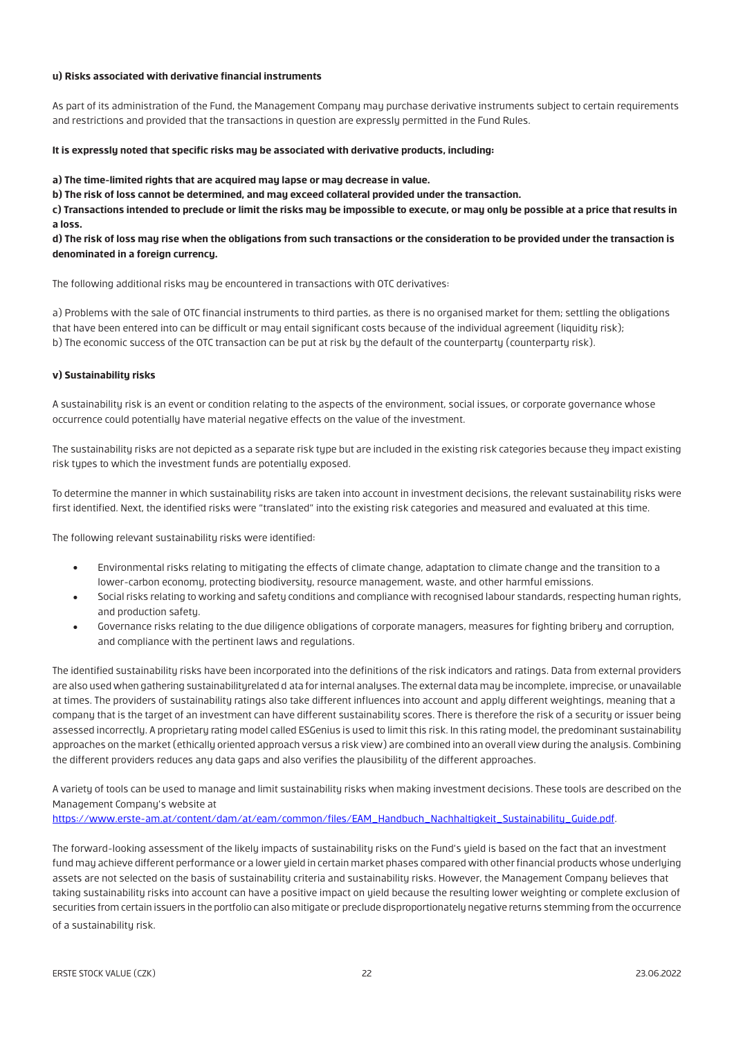**u) Risks associated with derivative financial instruments**

As part of its administration of the Fund, the Management Company may purchase derivative instruments subject to certain requirements and restrictions and provided that the transactions in question are expressly permitted in the Fund Rules.

**It is expressly noted that specific risks may be associated with derivative products, including:**

**a) The time-limited rights that are acquired may lapse or may decrease in value.**
**b) The risk of loss cannot be determined, and may exceed collateral provided under the transaction.**
**c) Transactions intended to preclude or limit the risks may be impossible to execute, or may only be possible at a price that results in a loss.**
**d) The risk of loss may rise when the obligations from such transactions or the consideration to be provided under the transaction is denominated in a foreign currency.**

The following additional risks may be encountered in transactions with OTC derivatives:

a) Problems with the sale of OTC financial instruments to third parties, as there is no organised market for them; settling the obligations that have been entered into can be difficult or may entail significant costs because of the individual agreement (liquidity risk);
b) The economic success of the OTC transaction can be put at risk by the default of the counterparty (counterparty risk).

**v) Sustainability risks**

A sustainability risk is an event or condition relating to the aspects of the environment, social issues, or corporate governance whose occurrence could potentially have material negative effects on the value of the investment.

The sustainability risks are not depicted as a separate risk type but are included in the existing risk categories because they impact existing risk types to which the investment funds are potentially exposed.

To determine the manner in which sustainability risks are taken into account in investment decisions, the relevant sustainability risks were first identified. Next, the identified risks were "translated" into the existing risk categories and measured and evaluated at this time.

The following relevant sustainability risks were identified:

- Environmental risks relating to mitigating the effects of climate change, adaptation to climate change and the transition to a lower-carbon economy, protecting biodiversity, resource management, waste, and other harmful emissions.
- Social risks relating to working and safety conditions and compliance with recognised labour standards, respecting human rights, and production safety.
- Governance risks relating to the due diligence obligations of corporate managers, measures for fighting bribery and corruption, and compliance with the pertinent laws and regulations.

The identified sustainability risks have been incorporated into the definitions of the risk indicators and ratings. Data from external providers are also used when gathering sustainabilityrelated d ata for internal analyses. The external data may be incomplete, imprecise, or unavailable at times. The providers of sustainability ratings also take different influences into account and apply different weightings, meaning that a company that is the target of an investment can have different sustainability scores. There is therefore the risk of a security or issuer being assessed incorrectly. A proprietary rating model called ESGenius is used to limit this risk. In this rating model, the predominant sustainability approaches on the market (ethically oriented approach versus a risk view) are combined into an overall view during the analysis. Combining the different providers reduces any data gaps and also verifies the plausibility of the different approaches.

A variety of tools can be used to manage and limit sustainability risks when making investment decisions. These tools are described on the Management Company's website at
https://www.erste-am.at/content/dam/at/eam/common/files/EAM_Handbuch_Nachhaltigkeit_Sustainability_Guide.pdf.

The forward-looking assessment of the likely impacts of sustainability risks on the Fund's yield is based on the fact that an investment fund may achieve different performance or a lower yield in certain market phases compared with other financial products whose underlying assets are not selected on the basis of sustainability criteria and sustainability risks. However, the Management Company believes that taking sustainability risks into account can have a positive impact on yield because the resulting lower weighting or complete exclusion of securities from certain issuers in the portfolio can also mitigate or preclude disproportionately negative returns stemming from the occurrence of a sustainability risk.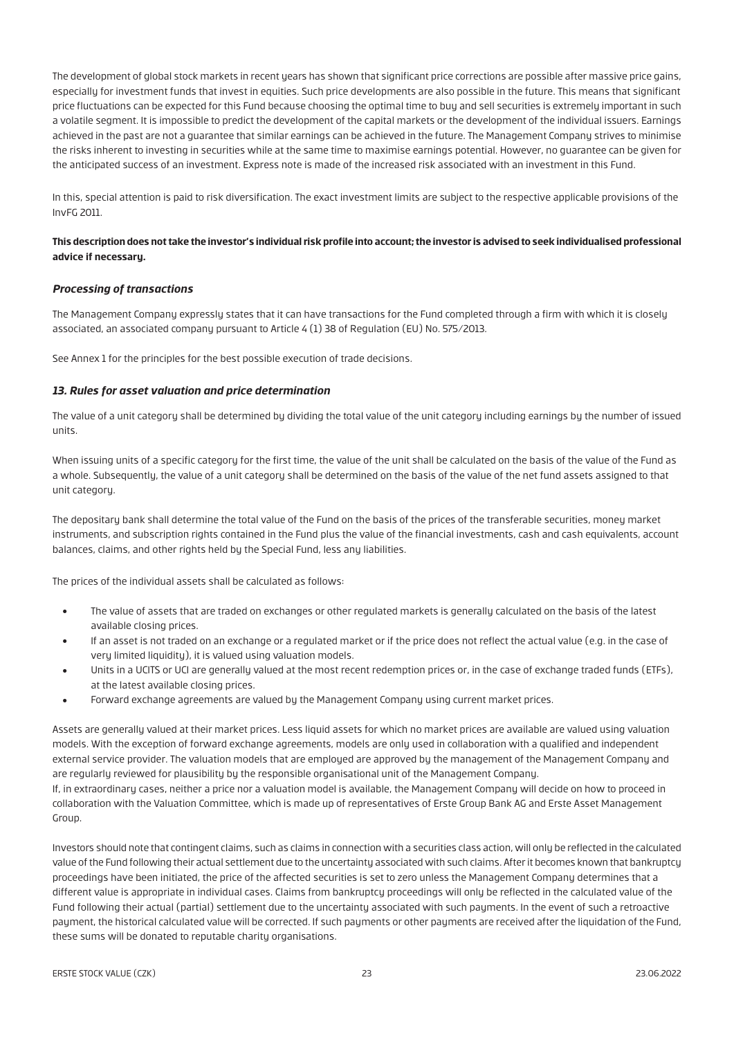The development of global stock markets in recent years has shown that significant price corrections are possible after massive price gains, especially for investment funds that invest in equities. Such price developments are also possible in the future. This means that significant price fluctuations can be expected for this Fund because choosing the optimal time to buy and sell securities is extremely important in such a volatile segment. It is impossible to predict the development of the capital markets or the development of the individual issuers. Earnings achieved in the past are not a guarantee that similar earnings can be achieved in the future. The Management Company strives to minimise the risks inherent to investing in securities while at the same time to maximise earnings potential. However, no guarantee can be given for the anticipated success of an investment. Express note is made of the increased risk associated with an investment in this Fund.

In this, special attention is paid to risk diversification. The exact investment limits are subject to the respective applicable provisions of the InvFG 2011.

**This description does not take the investor's individual risk profile into account; the investor is advised to seek individualised professional advice if necessary.**

### *Processing of transactions*

The Management Company expressly states that it can have transactions for the Fund completed through a firm with which it is closely associated, an associated company pursuant to Article 4 (1) 38 of Regulation (EU) No. 575/2013.

See Annex 1 for the principles for the best possible execution of trade decisions.

### *13. Rules for asset valuation and price determination*

The value of a unit category shall be determined by dividing the total value of the unit category including earnings by the number of issued units.

When issuing units of a specific category for the first time, the value of the unit shall be calculated on the basis of the value of the Fund as a whole. Subsequently, the value of a unit category shall be determined on the basis of the value of the net fund assets assigned to that unit category.

The depositary bank shall determine the total value of the Fund on the basis of the prices of the transferable securities, money market instruments, and subscription rights contained in the Fund plus the value of the financial investments, cash and cash equivalents, account balances, claims, and other rights held by the Special Fund, less any liabilities.

The prices of the individual assets shall be calculated as follows:

- The value of assets that are traded on exchanges or other regulated markets is generally calculated on the basis of the latest available closing prices.
- If an asset is not traded on an exchange or a regulated market or if the price does not reflect the actual value (e.g. in the case of very limited liquidity), it is valued using valuation models.
- Units in a UCITS or UCI are generally valued at the most recent redemption prices or, in the case of exchange traded funds (ETFs), at the latest available closing prices.
- Forward exchange agreements are valued by the Management Company using current market prices.

Assets are generally valued at their market prices. Less liquid assets for which no market prices are available are valued using valuation models. With the exception of forward exchange agreements, models are only used in collaboration with a qualified and independent external service provider. The valuation models that are employed are approved by the management of the Management Company and are regularly reviewed for plausibility by the responsible organisational unit of the Management Company.
If, in extraordinary cases, neither a price nor a valuation model is available, the Management Company will decide on how to proceed in collaboration with the Valuation Committee, which is made up of representatives of Erste Group Bank AG and Erste Asset Management Group.

Investors should note that contingent claims, such as claims in connection with a securities class action, will only be reflected in the calculated value of the Fund following their actual settlement due to the uncertainty associated with such claims. After it becomes known that bankruptcy proceedings have been initiated, the price of the affected securities is set to zero unless the Management Company determines that a different value is appropriate in individual cases. Claims from bankruptcy proceedings will only be reflected in the calculated value of the Fund following their actual (partial) settlement due to the uncertainty associated with such payments. In the event of such a retroactive payment, the historical calculated value will be corrected. If such payments or other payments are received after the liquidation of the Fund, these sums will be donated to reputable charity organisations.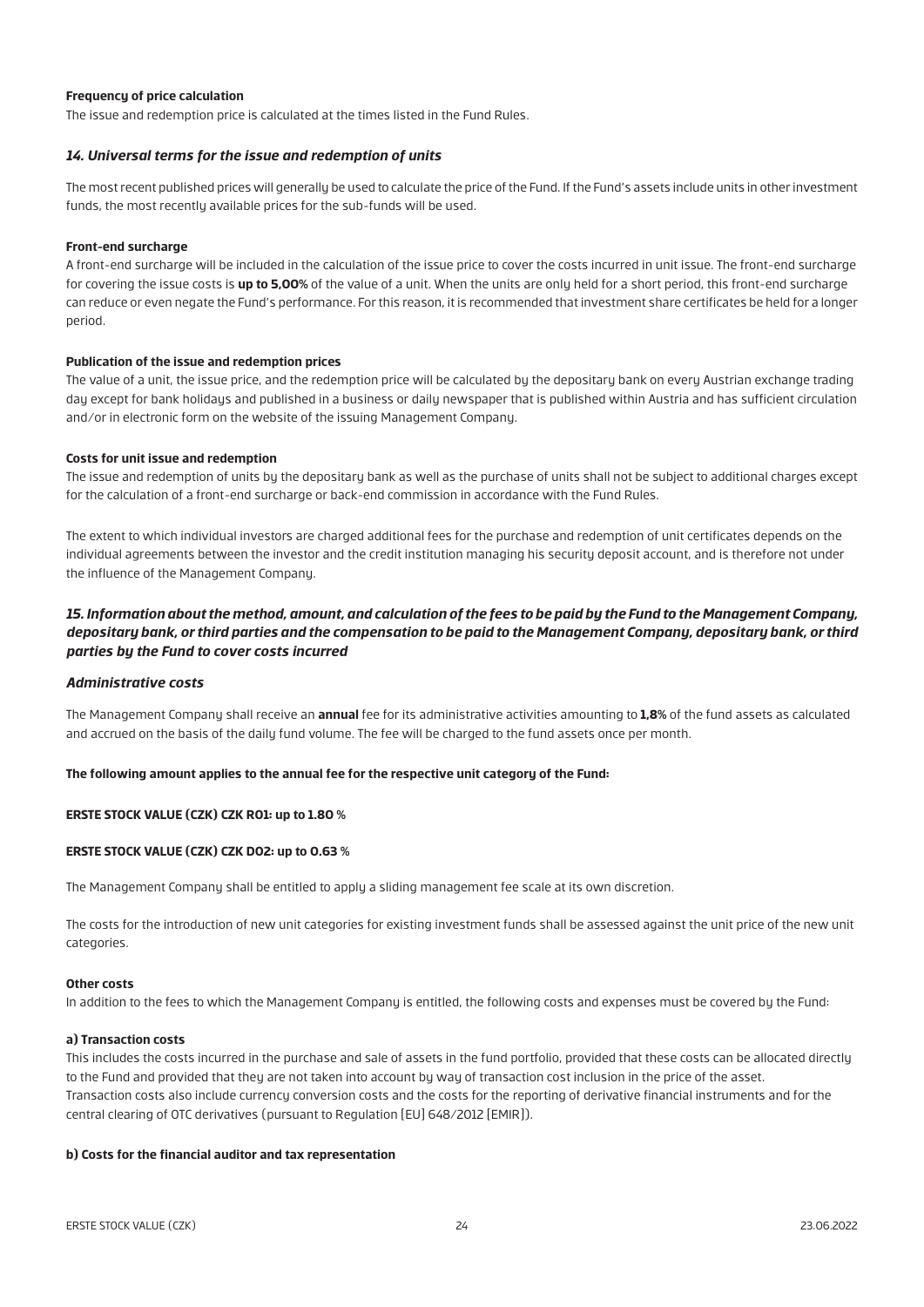**Frequency of price calculation**

The issue and redemption price is calculated at the times listed in the Fund Rules.

### *14. Universal terms for the issue and redemption of units*

The most recent published prices will generally be used to calculate the price of the Fund. If the Fund's assets include units in other investment funds, the most recently available prices for the sub-funds will be used.

**Front-end surcharge**

A front-end surcharge will be included in the calculation of the issue price to cover the costs incurred in unit issue. The front-end surcharge for covering the issue costs is **up to 5,00%** of the value of a unit. When the units are only held for a short period, this front-end surcharge can reduce or even negate the Fund's performance. For this reason, it is recommended that investment share certificates be held for a longer period.

**Publication of the issue and redemption prices**

The value of a unit, the issue price, and the redemption price will be calculated by the depositary bank on every Austrian exchange trading day except for bank holidays and published in a business or daily newspaper that is published within Austria and has sufficient circulation and/or in electronic form on the website of the issuing Management Company.

**Costs for unit issue and redemption**

The issue and redemption of units by the depositary bank as well as the purchase of units shall not be subject to additional charges except for the calculation of a front-end surcharge or back-end commission in accordance with the Fund Rules.

The extent to which individual investors are charged additional fees for the purchase and redemption of unit certificates depends on the individual agreements between the investor and the credit institution managing his security deposit account, and is therefore not under the influence of the Management Company.

### *15. Information about the method, amount, and calculation of the fees to be paid by the Fund to the Management Company, depositary bank, or third parties and the compensation to be paid to the Management Company, depositary bank, or third parties by the Fund to cover costs incurred*

#### *Administrative costs*

The Management Company shall receive an **annual** fee for its administrative activities amounting to **1,8%** of the fund assets as calculated and accrued on the basis of the daily fund volume. The fee will be charged to the fund assets once per month.

**The following amount applies to the annual fee for the respective unit category of the Fund:**

**ERSTE STOCK VALUE (CZK) CZK R01: up to 1.80 %**

**ERSTE STOCK VALUE (CZK) CZK D02: up to 0.63 %**

The Management Company shall be entitled to apply a sliding management fee scale at its own discretion.

The costs for the introduction of new unit categories for existing investment funds shall be assessed against the unit price of the new unit categories.

**Other costs**

In addition to the fees to which the Management Company is entitled, the following costs and expenses must be covered by the Fund:

**a) Transaction costs**

This includes the costs incurred in the purchase and sale of assets in the fund portfolio, provided that these costs can be allocated directly to the Fund and provided that they are not taken into account by way of transaction cost inclusion in the price of the asset.
Transaction costs also include currency conversion costs and the costs for the reporting of derivative financial instruments and for the central clearing of OTC derivatives (pursuant to Regulation [EU] 648/2012 [EMIR]).

**b) Costs for the financial auditor and tax representation**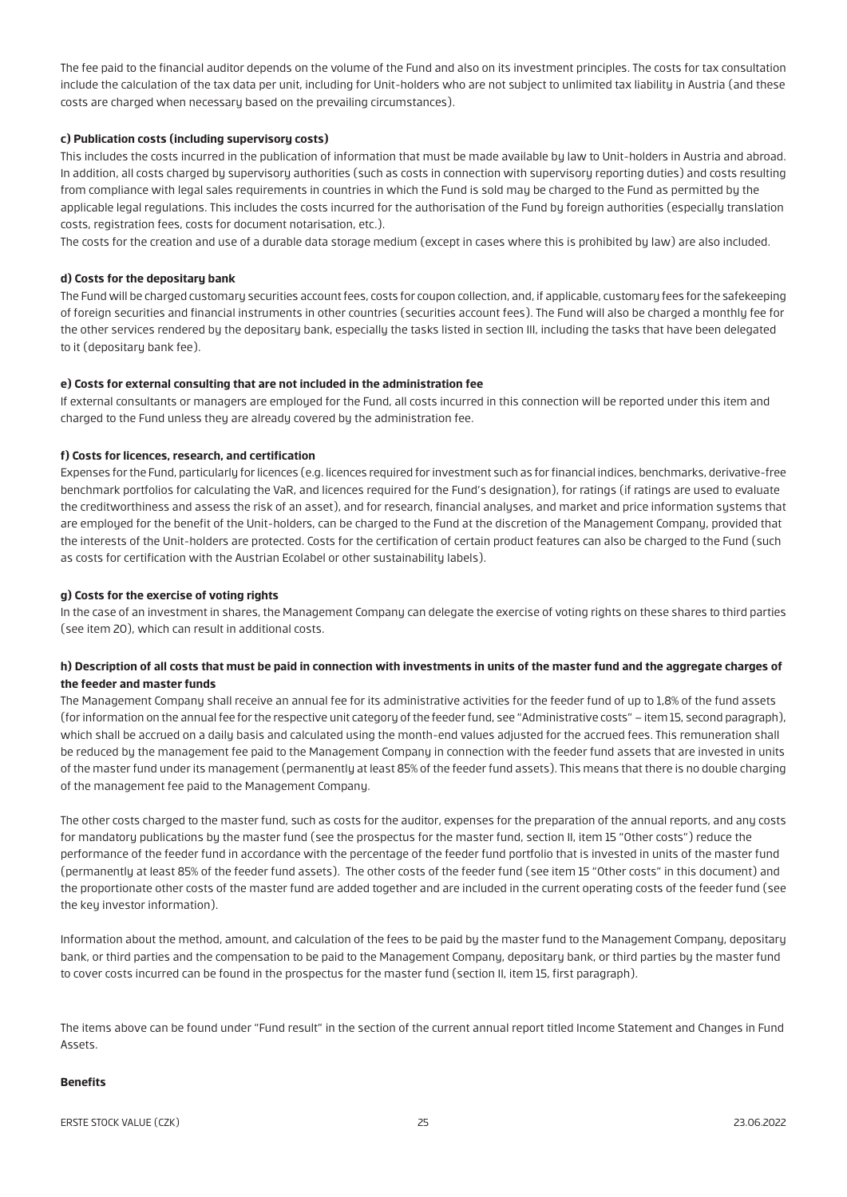The fee paid to the financial auditor depends on the volume of the Fund and also on its investment principles. The costs for tax consultation include the calculation of the tax data per unit, including for Unit-holders who are not subject to unlimited tax liability in Austria (and these costs are charged when necessary based on the prevailing circumstances).

**c) Publication costs (including supervisory costs)**

This includes the costs incurred in the publication of information that must be made available by law to Unit-holders in Austria and abroad. In addition, all costs charged by supervisory authorities (such as costs in connection with supervisory reporting duties) and costs resulting from compliance with legal sales requirements in countries in which the Fund is sold may be charged to the Fund as permitted by the applicable legal regulations. This includes the costs incurred for the authorisation of the Fund by foreign authorities (especially translation costs, registration fees, costs for document notarisation, etc.).

The costs for the creation and use of a durable data storage medium (except in cases where this is prohibited by law) are also included.

**d) Costs for the depositary bank**

The Fund will be charged customary securities account fees, costs for coupon collection, and, if applicable, customary fees for the safekeeping of foreign securities and financial instruments in other countries (securities account fees). The Fund will also be charged a monthly fee for the other services rendered by the depositary bank, especially the tasks listed in section III, including the tasks that have been delegated to it (depositary bank fee).

**e) Costs for external consulting that are not included in the administration fee**

If external consultants or managers are employed for the Fund, all costs incurred in this connection will be reported under this item and charged to the Fund unless they are already covered by the administration fee.

**f) Costs for licences, research, and certification**

Expenses for the Fund, particularly for licences (e.g. licences required for investment such as for financial indices, benchmarks, derivative-free benchmark portfolios for calculating the VaR, and licences required for the Fund's designation), for ratings (if ratings are used to evaluate the creditworthiness and assess the risk of an asset), and for research, financial analyses, and market and price information systems that are employed for the benefit of the Unit-holders, can be charged to the Fund at the discretion of the Management Company, provided that the interests of the Unit-holders are protected. Costs for the certification of certain product features can also be charged to the Fund (such as costs for certification with the Austrian Ecolabel or other sustainability labels).

**g) Costs for the exercise of voting rights**

In the case of an investment in shares, the Management Company can delegate the exercise of voting rights on these shares to third parties (see item 20), which can result in additional costs.

**h) Description of all costs that must be paid in connection with investments in units of the master fund and the aggregate charges of the feeder and master funds**

The Management Company shall receive an annual fee for its administrative activities for the feeder fund of up to 1.8% of the fund assets (for information on the annual fee for the respective unit category of the feeder fund, see "Administrative costs" – item 15, second paragraph), which shall be accrued on a daily basis and calculated using the month-end values adjusted for the accrued fees. This remuneration shall be reduced by the management fee paid to the Management Company in connection with the feeder fund assets that are invested in units of the master fund under its management (permanently at least 85% of the feeder fund assets). This means that there is no double charging of the management fee paid to the Management Company.

The other costs charged to the master fund, such as costs for the auditor, expenses for the preparation of the annual reports, and any costs for mandatory publications by the master fund (see the prospectus for the master fund, section II, item 15 "Other costs") reduce the performance of the feeder fund in accordance with the percentage of the feeder fund portfolio that is invested in units of the master fund (permanently at least 85% of the feeder fund assets). The other costs of the feeder fund (see item 15 "Other costs" in this document) and the proportionate other costs of the master fund are added together and are included in the current operating costs of the feeder fund (see the key investor information).

Information about the method, amount, and calculation of the fees to be paid by the master fund to the Management Company, depositary bank, or third parties and the compensation to be paid to the Management Company, depositary bank, or third parties by the master fund to cover costs incurred can be found in the prospectus for the master fund (section II, item 15, first paragraph).

The items above can be found under "Fund result" in the section of the current annual report titled Income Statement and Changes in Fund Assets.

**Benefits**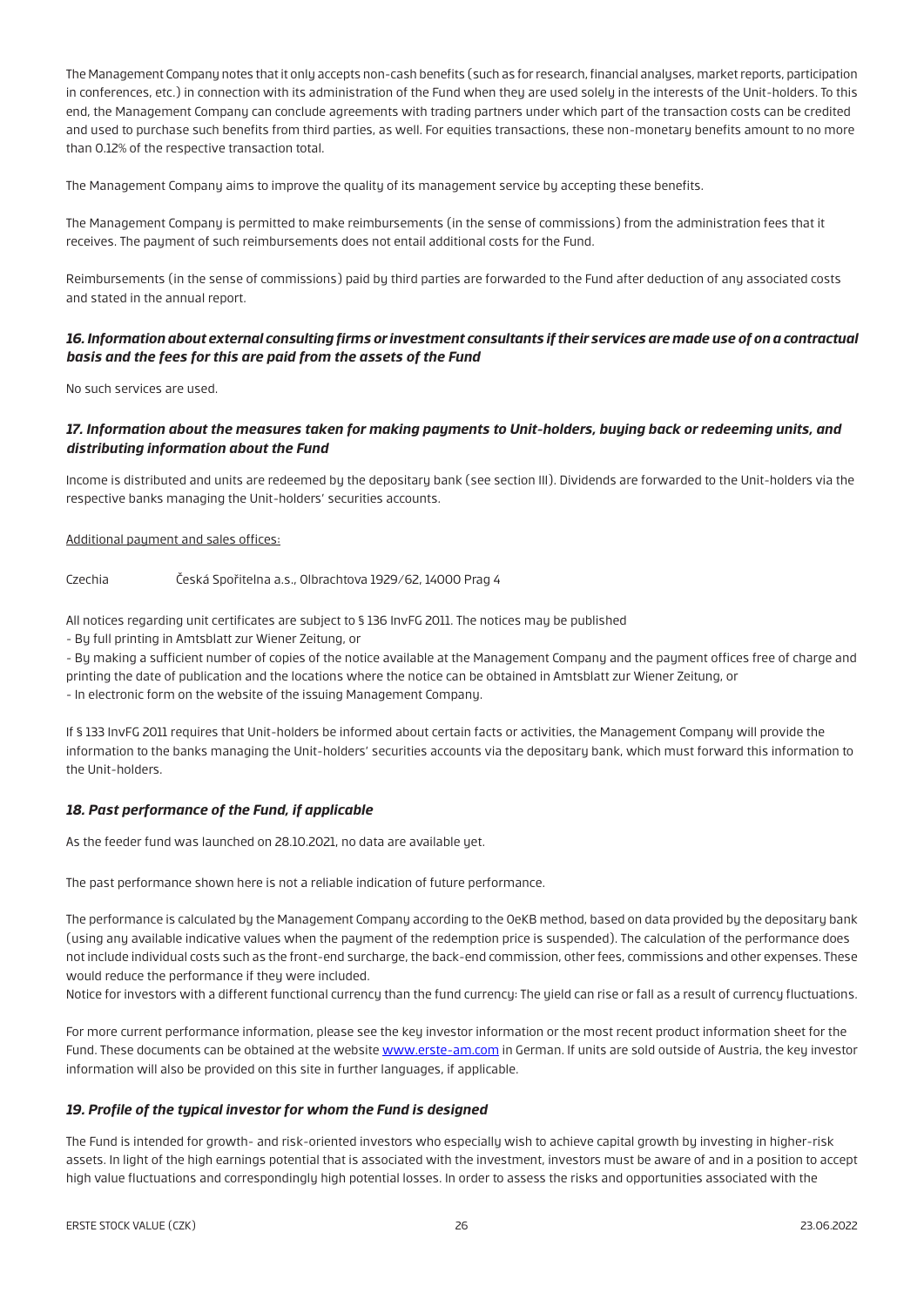The Management Company notes that it only accepts non-cash benefits (such as for research, financial analyses, market reports, participation in conferences, etc.) in connection with its administration of the Fund when they are used solely in the interests of the Unit-holders. To this end, the Management Company can conclude agreements with trading partners under which part of the transaction costs can be credited and used to purchase such benefits from third parties, as well. For equities transactions, these non-monetary benefits amount to no more than 0.12% of the respective transaction total.

The Management Company aims to improve the quality of its management service by accepting these benefits.

The Management Company is permitted to make reimbursements (in the sense of commissions) from the administration fees that it receives. The payment of such reimbursements does not entail additional costs for the Fund.

Reimbursements (in the sense of commissions) paid by third parties are forwarded to the Fund after deduction of any associated costs and stated in the annual report.

### *16. Information about external consulting firms or investment consultants if their services are made use of on a contractual basis and the fees for this are paid from the assets of the Fund*

No such services are used.

### *17. Information about the measures taken for making payments to Unit-holders, buying back or redeeming units, and distributing information about the Fund*

Income is distributed and units are redeemed by the depositary bank (see section III). Dividends are forwarded to the Unit-holders via the respective banks managing the Unit-holders' securities accounts.

Additional payment and sales offices:

| | |
|---|---|
| Czechia | Česká Spořitelna a.s., Olbrachtova 1929/62, 14000 Prag 4 |

All notices regarding unit certificates are subject to § 136 InvFG 2011. The notices may be published

- By full printing in Amtsblatt zur Wiener Zeitung, or
- By making a sufficient number of copies of the notice available at the Management Company and the payment offices free of charge and printing the date of publication and the locations where the notice can be obtained in Amtsblatt zur Wiener Zeitung, or
- In electronic form on the website of the issuing Management Company.

If § 133 InvFG 2011 requires that Unit-holders be informed about certain facts or activities, the Management Company will provide the information to the banks managing the Unit-holders' securities accounts via the depositary bank, which must forward this information to the Unit-holders.

### *18. Past performance of the Fund, if applicable*

As the feeder fund was launched on 28.10.2021, no data are available yet.

The past performance shown here is not a reliable indication of future performance.

The performance is calculated by the Management Company according to the OeKB method, based on data provided by the depositary bank (using any available indicative values when the payment of the redemption price is suspended). The calculation of the performance does not include individual costs such as the front-end surcharge, the back-end commission, other fees, commissions and other expenses. These would reduce the performance if they were included.
Notice for investors with a different functional currency than the fund currency: The yield can rise or fall as a result of currency fluctuations.

For more current performance information, please see the key investor information or the most recent product information sheet for the Fund. These documents can be obtained at the website www.erste-am.com in German. If units are sold outside of Austria, the key investor information will also be provided on this site in further languages, if applicable.

### *19. Profile of the typical investor for whom the Fund is designed*

The Fund is intended for growth- and risk-oriented investors who especially wish to achieve capital growth by investing in higher-risk assets. In light of the high earnings potential that is associated with the investment, investors must be aware of and in a position to accept high value fluctuations and correspondingly high potential losses. In order to assess the risks and opportunities associated with the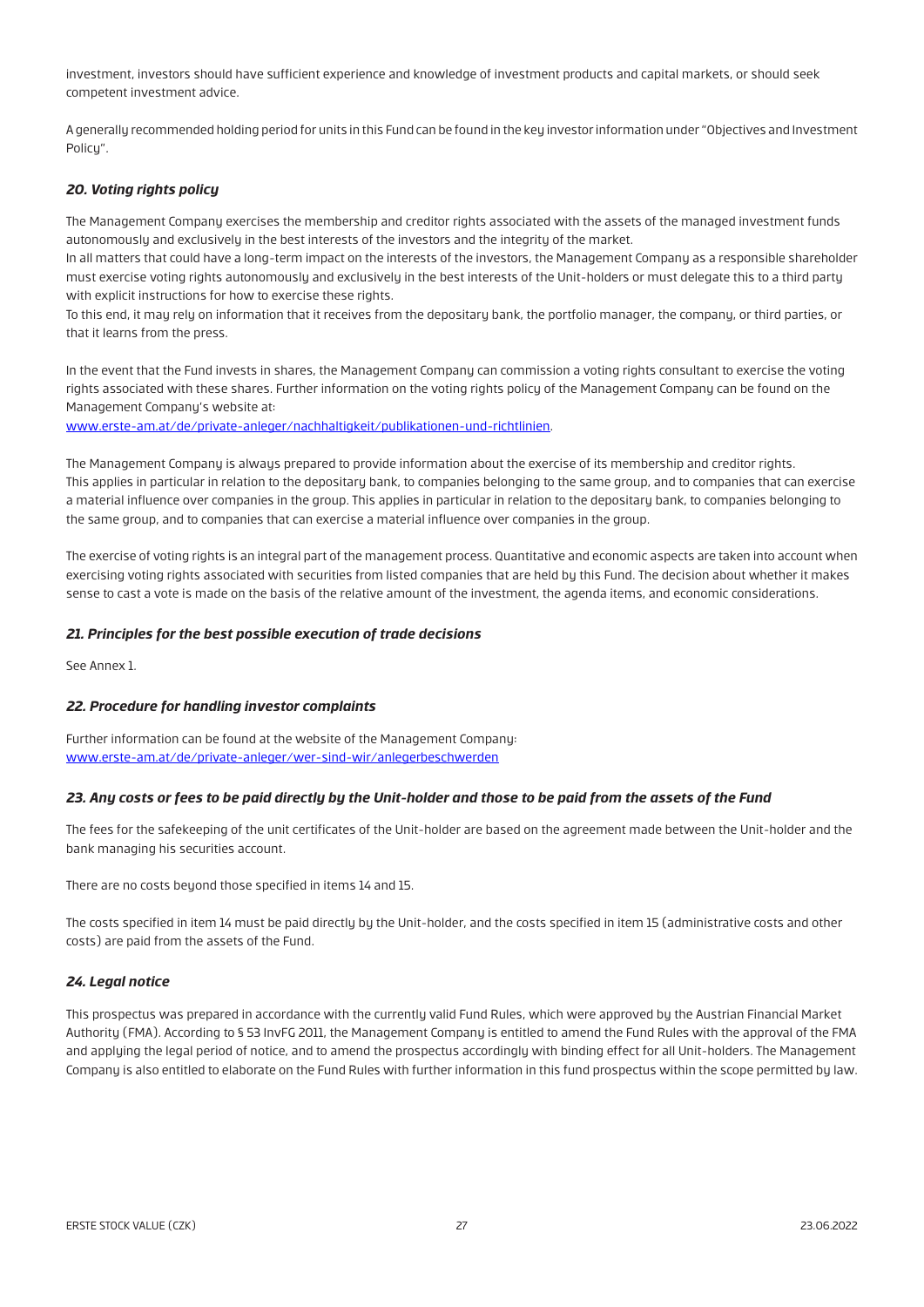investment, investors should have sufficient experience and knowledge of investment products and capital markets, or should seek competent investment advice.

A generally recommended holding period for units in this Fund can be found in the key investor information under "Objectives and Investment Policy".

### *20. Voting rights policy*

The Management Company exercises the membership and creditor rights associated with the assets of the managed investment funds autonomously and exclusively in the best interests of the investors and the integrity of the market.
In all matters that could have a long-term impact on the interests of the investors, the Management Company as a responsible shareholder must exercise voting rights autonomously and exclusively in the best interests of the Unit-holders or must delegate this to a third party with explicit instructions for how to exercise these rights.
To this end, it may rely on information that it receives from the depositary bank, the portfolio manager, the company, or third parties, or that it learns from the press.

In the event that the Fund invests in shares, the Management Company can commission a voting rights consultant to exercise the voting rights associated with these shares. Further information on the voting rights policy of the Management Company can be found on the Management Company's website at:
www.erste-am.at/de/private-anleger/nachhaltigkeit/publikationen-und-richtlinien.

The Management Company is always prepared to provide information about the exercise of its membership and creditor rights. This applies in particular in relation to the depositary bank, to companies belonging to the same group, and to companies that can exercise a material influence over companies in the group. This applies in particular in relation to the depositary bank, to companies belonging to the same group, and to companies that can exercise a material influence over companies in the group.

The exercise of voting rights is an integral part of the management process. Quantitative and economic aspects are taken into account when exercising voting rights associated with securities from listed companies that are held by this Fund. The decision about whether it makes sense to cast a vote is made on the basis of the relative amount of the investment, the agenda items, and economic considerations.

### *21. Principles for the best possible execution of trade decisions*

See Annex 1.

### *22. Procedure for handling investor complaints*

Further information can be found at the website of the Management Company:
www.erste-am.at/de/private-anleger/wer-sind-wir/anlegerbeschwerden

### *23. Any costs or fees to be paid directly by the Unit-holder and those to be paid from the assets of the Fund*

The fees for the safekeeping of the unit certificates of the Unit-holder are based on the agreement made between the Unit-holder and the bank managing his securities account.

There are no costs beyond those specified in items 14 and 15.

The costs specified in item 14 must be paid directly by the Unit-holder, and the costs specified in item 15 (administrative costs and other costs) are paid from the assets of the Fund.

### *24. Legal notice*

This prospectus was prepared in accordance with the currently valid Fund Rules, which were approved by the Austrian Financial Market Authority (FMA). According to § 53 InvFG 2011, the Management Company is entitled to amend the Fund Rules with the approval of the FMA and applying the legal period of notice, and to amend the prospectus accordingly with binding effect for all Unit-holders. The Management Company is also entitled to elaborate on the Fund Rules with further information in this fund prospectus within the scope permitted by law.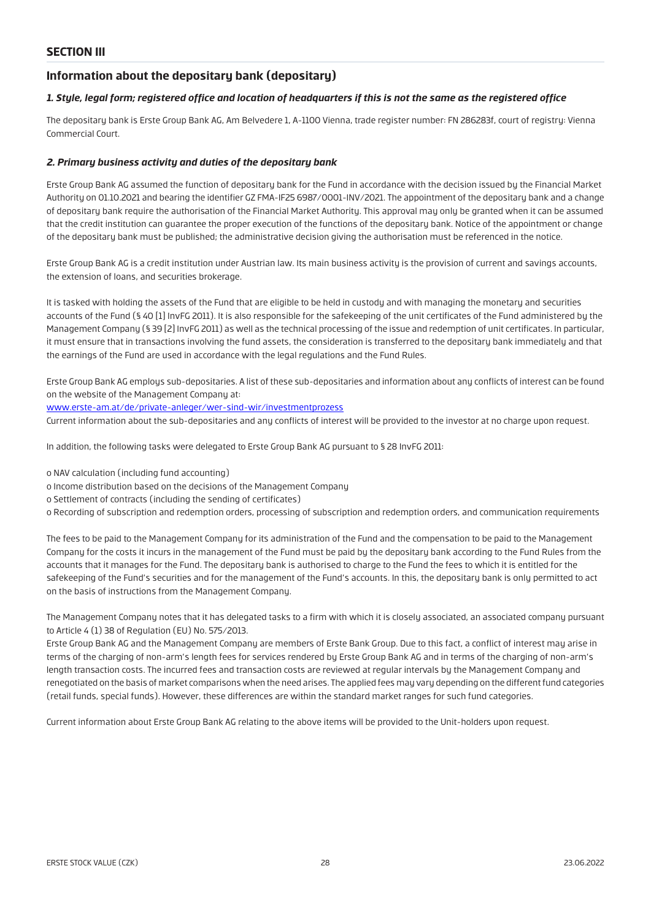## SECTION III

## Information about the depositary bank (depositary)

### *1. Style, legal form; registered office and location of headquarters if this is not the same as the registered office*

The depositary bank is Erste Group Bank AG, Am Belvedere 1, A-1100 Vienna, trade register number: FN 286283f, court of registry: Vienna Commercial Court.

### *2. Primary business activity and duties of the depositary bank*

Erste Group Bank AG assumed the function of depositary bank for the Fund in accordance with the decision issued by the Financial Market Authority on 01.10.2021 and bearing the identifier GZ FMA-IF25 6987/0001-INV/2021. The appointment of the depositary bank and a change of depositary bank require the authorisation of the Financial Market Authority. This approval may only be granted when it can be assumed that the credit institution can guarantee the proper execution of the functions of the depositary bank. Notice of the appointment or change of the depositary bank must be published; the administrative decision giving the authorisation must be referenced in the notice.

Erste Group Bank AG is a credit institution under Austrian law. Its main business activity is the provision of current and savings accounts, the extension of loans, and securities brokerage.

It is tasked with holding the assets of the Fund that are eligible to be held in custody and with managing the monetary and securities accounts of the Fund (§ 40 [1] InvFG 2011). It is also responsible for the safekeeping of the unit certificates of the Fund administered by the Management Company (§ 39 [2] InvFG 2011) as well as the technical processing of the issue and redemption of unit certificates. In particular, it must ensure that in transactions involving the fund assets, the consideration is transferred to the depositary bank immediately and that the earnings of the Fund are used in accordance with the legal regulations and the Fund Rules.

Erste Group Bank AG employs sub-depositaries. A list of these sub-depositaries and information about any conflicts of interest can be found on the website of the Management Company at:
www.erste-am.at/de/private-anleger/wer-sind-wir/investmentprozess
Current information about the sub-depositaries and any conflicts of interest will be provided to the investor at no charge upon request.

In addition, the following tasks were delegated to Erste Group Bank AG pursuant to § 28 InvFG 2011:

- NAV calculation (including fund accounting)
- Income distribution based on the decisions of the Management Company
- Settlement of contracts (including the sending of certificates)
- Recording of subscription and redemption orders, processing of subscription and redemption orders, and communication requirements

The fees to be paid to the Management Company for its administration of the Fund and the compensation to be paid to the Management Company for the costs it incurs in the management of the Fund must be paid by the depositary bank according to the Fund Rules from the accounts that it manages for the Fund. The depositary bank is authorised to charge to the Fund the fees to which it is entitled for the safekeeping of the Fund's securities and for the management of the Fund's accounts. In this, the depositary bank is only permitted to act on the basis of instructions from the Management Company.

The Management Company notes that it has delegated tasks to a firm with which it is closely associated, an associated company pursuant to Article 4 (1) 38 of Regulation (EU) No. 575/2013.
Erste Group Bank AG and the Management Company are members of Erste Bank Group. Due to this fact, a conflict of interest may arise in terms of the charging of non-arm's length fees for services rendered by Erste Group Bank AG and in terms of the charging of non-arm's length transaction costs. The incurred fees and transaction costs are reviewed at regular intervals by the Management Company and renegotiated on the basis of market comparisons when the need arises. The applied fees may vary depending on the different fund categories (retail funds, special funds). However, these differences are within the standard market ranges for such fund categories.

Current information about Erste Group Bank AG relating to the above items will be provided to the Unit-holders upon request.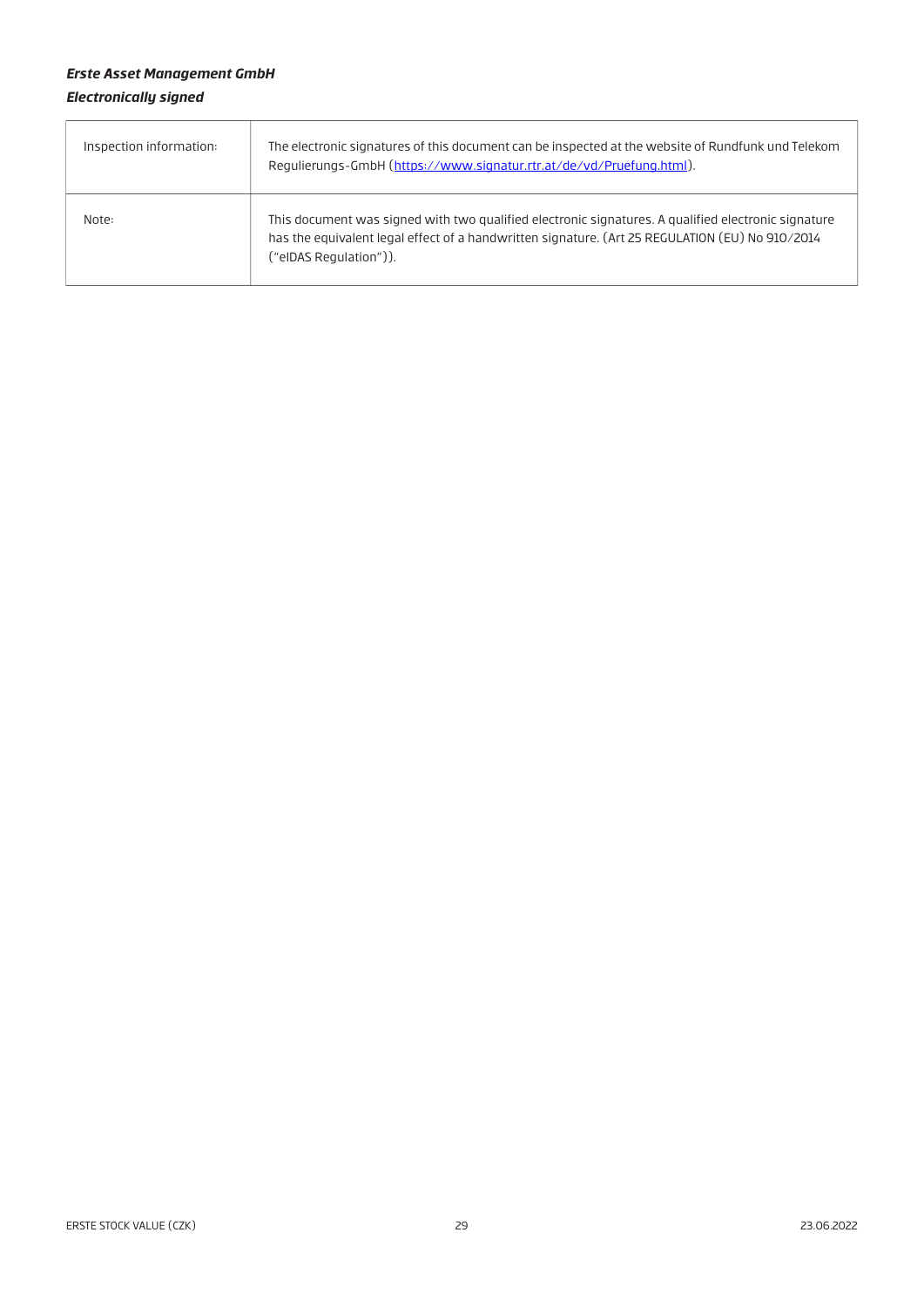***Erste Asset Management GmbH***

***Electronically signed***

| | |
|---|---|
| Inspection information: | The electronic signatures of this document can be inspected at the website of Rundfunk und Telekom Regulierungs-GmbH (https://www.signatur.rtr.at/de/vd/Pruefung.html). |
| Note: | This document was signed with two qualified electronic signatures. A qualified electronic signature has the equivalent legal effect of a handwritten signature. (Art 25 REGULATION (EU) No 910/2014 ("eIDAS Regulation")). |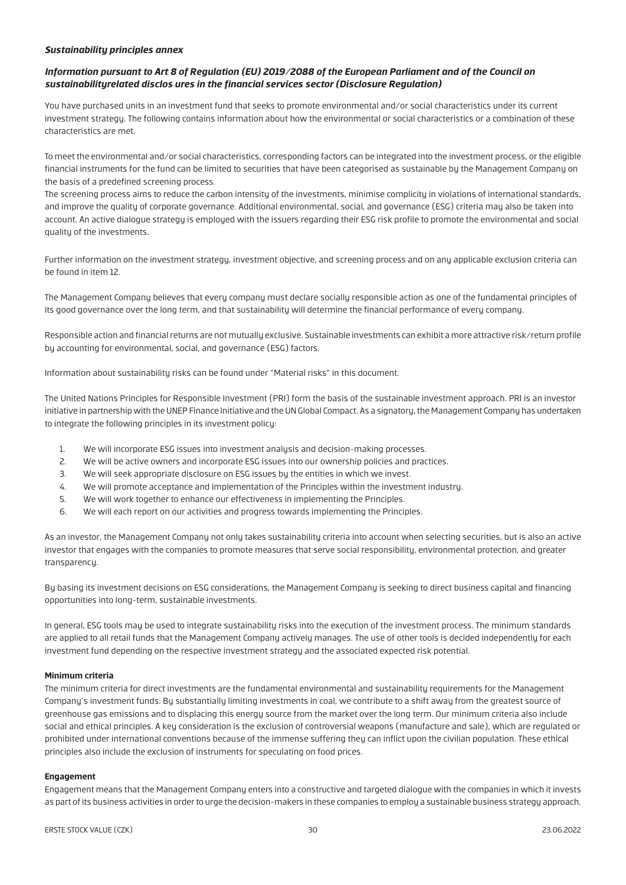***Sustainability principles annex***

***Information pursuant to Art 8 of Regulation (EU) 2019/2088 of the European Parliament and of the Council on sustainabilityrelated disclos ures in the financial services sector (Disclosure Regulation)***

You have purchased units in an investment fund that seeks to promote environmental and/or social characteristics under its current investment strategy. The following contains information about how the environmental or social characteristics or a combination of these characteristics are met.

To meet the environmental and/or social characteristics, corresponding factors can be integrated into the investment process, or the eligible financial instruments for the fund can be limited to securities that have been categorised as sustainable by the Management Company on the basis of a predefined screening process.
The screening process aims to reduce the carbon intensity of the investments, minimise complicity in violations of international standards, and improve the quality of corporate governance. Additional environmental, social, and governance (ESG) criteria may also be taken into account. An active dialogue strategy is employed with the issuers regarding their ESG risk profile to promote the environmental and social quality of the investments.

Further information on the investment strategy, investment objective, and screening process and on any applicable exclusion criteria can be found in item 12.

The Management Company believes that every company must declare socially responsible action as one of the fundamental principles of its good governance over the long term, and that sustainability will determine the financial performance of every company.

Responsible action and financial returns are not mutually exclusive. Sustainable investments can exhibit a more attractive risk/return profile by accounting for environmental, social, and governance (ESG) factors.

Information about sustainability risks can be found under "Material risks" in this document.

The United Nations Principles for Responsible Investment (PRI) form the basis of the sustainable investment approach. PRI is an investor initiative in partnership with the UNEP Finance Initiative and the UN Global Compact. As a signatory, the Management Company has undertaken to integrate the following principles in its investment policy:

1. We will incorporate ESG issues into investment analysis and decision-making processes.
2. We will be active owners and incorporate ESG issues into our ownership policies and practices.
3. We will seek appropriate disclosure on ESG issues by the entities in which we invest.
4. We will promote acceptance and implementation of the Principles within the investment industry.
5. We will work together to enhance our effectiveness in implementing the Principles.
6. We will each report on our activities and progress towards implementing the Principles.

As an investor, the Management Company not only takes sustainability criteria into account when selecting securities, but is also an active investor that engages with the companies to promote measures that serve social responsibility, environmental protection, and greater transparency.

By basing its investment decisions on ESG considerations, the Management Company is seeking to direct business capital and financing opportunities into long-term, sustainable investments.

In general, ESG tools may be used to integrate sustainability risks into the execution of the investment process. The minimum standards are applied to all retail funds that the Management Company actively manages. The use of other tools is decided independently for each investment fund depending on the respective investment strategy and the associated expected risk potential.

**Minimum criteria**

The minimum criteria for direct investments are the fundamental environmental and sustainability requirements for the Management Company's investment funds. By substantially limiting investments in coal, we contribute to a shift away from the greatest source of greenhouse gas emissions and to displacing this energy source from the market over the long term. Our minimum criteria also include social and ethical principles. A key consideration is the exclusion of controversial weapons (manufacture and sale), which are regulated or prohibited under international conventions because of the immense suffering they can inflict upon the civilian population. These ethical principles also include the exclusion of instruments for speculating on food prices.

**Engagement**

Engagement means that the Management Company enters into a constructive and targeted dialogue with the companies in which it invests as part of its business activities in order to urge the decision-makers in these companies to employ a sustainable business strategy approach.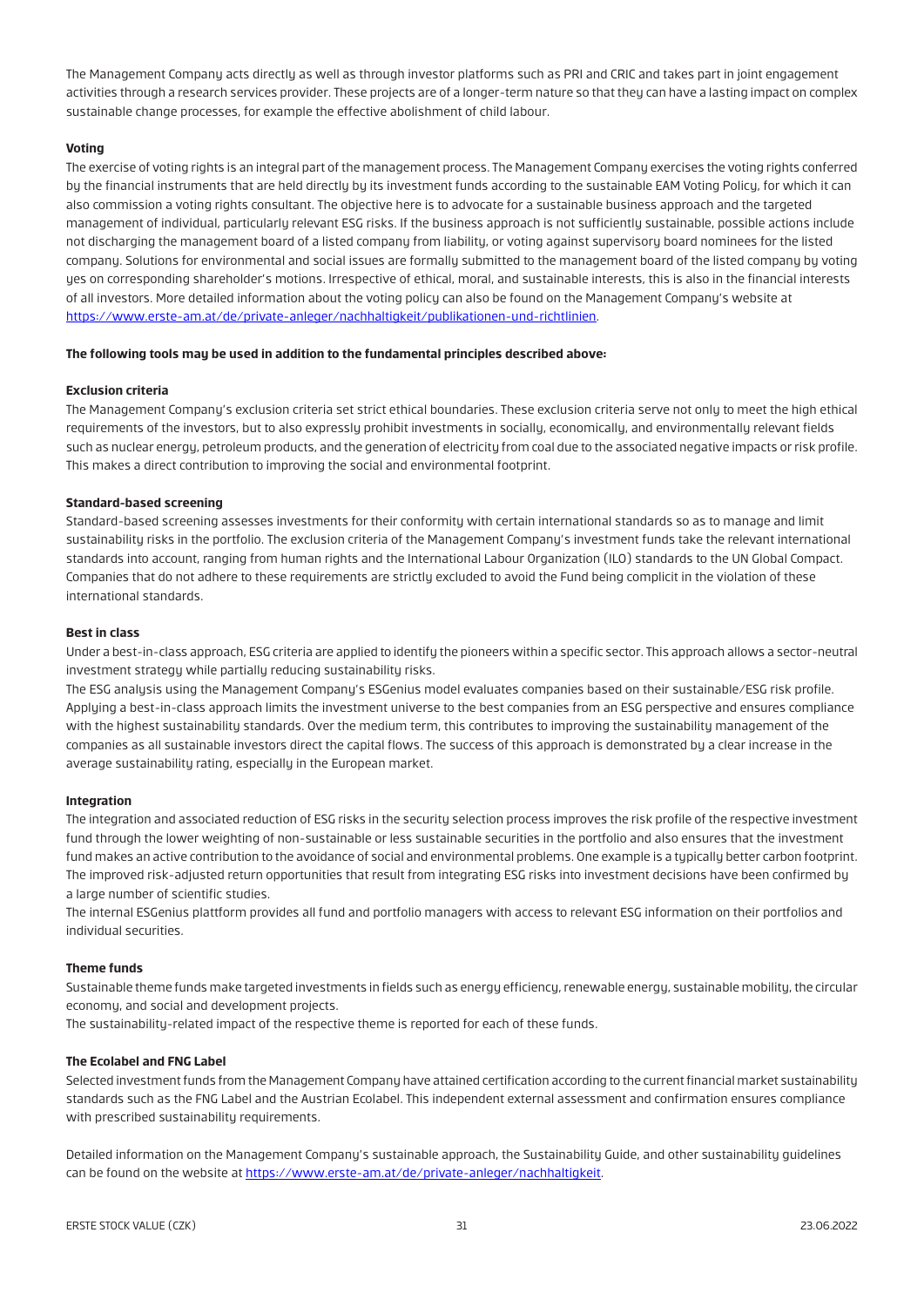The Management Company acts directly as well as through investor platforms such as PRI and CRIC and takes part in joint engagement activities through a research services provider. These projects are of a longer-term nature so that they can have a lasting impact on complex sustainable change processes, for example the effective abolishment of child labour.

**Voting**

The exercise of voting rights is an integral part of the management process. The Management Company exercises the voting rights conferred by the financial instruments that are held directly by its investment funds according to the sustainable EAM Voting Policy, for which it can also commission a voting rights consultant. The objective here is to advocate for a sustainable business approach and the targeted management of individual, particularly relevant ESG risks. If the business approach is not sufficiently sustainable, possible actions include not discharging the management board of a listed company from liability, or voting against supervisory board nominees for the listed company. Solutions for environmental and social issues are formally submitted to the management board of the listed company by voting yes on corresponding shareholder's motions. Irrespective of ethical, moral, and sustainable interests, this is also in the financial interests of all investors. More detailed information about the voting policy can also be found on the Management Company's website at https://www.erste-am.at/de/private-anleger/nachhaltigkeit/publikationen-und-richtlinien.

**The following tools may be used in addition to the fundamental principles described above:**

**Exclusion criteria**

The Management Company's exclusion criteria set strict ethical boundaries. These exclusion criteria serve not only to meet the high ethical requirements of the investors, but to also expressly prohibit investments in socially, economically, and environmentally relevant fields such as nuclear energy, petroleum products, and the generation of electricity from coal due to the associated negative impacts or risk profile. This makes a direct contribution to improving the social and environmental footprint.

**Standard-based screening**

Standard-based screening assesses investments for their conformity with certain international standards so as to manage and limit sustainability risks in the portfolio. The exclusion criteria of the Management Company's investment funds take the relevant international standards into account, ranging from human rights and the International Labour Organization (ILO) standards to the UN Global Compact. Companies that do not adhere to these requirements are strictly excluded to avoid the Fund being complicit in the violation of these international standards.

**Best in class**

Under a best-in-class approach, ESG criteria are applied to identify the pioneers within a specific sector. This approach allows a sector-neutral investment strategy while partially reducing sustainability risks.

The ESG analysis using the Management Company's ESGenius model evaluates companies based on their sustainable/ESG risk profile. Applying a best-in-class approach limits the investment universe to the best companies from an ESG perspective and ensures compliance with the highest sustainability standards. Over the medium term, this contributes to improving the sustainability management of the companies as all sustainable investors direct the capital flows. The success of this approach is demonstrated by a clear increase in the average sustainability rating, especially in the European market.

**Integration**

The integration and associated reduction of ESG risks in the security selection process improves the risk profile of the respective investment fund through the lower weighting of non-sustainable or less sustainable securities in the portfolio and also ensures that the investment fund makes an active contribution to the avoidance of social and environmental problems. One example is a typically better carbon footprint. The improved risk-adjusted return opportunities that result from integrating ESG risks into investment decisions have been confirmed by a large number of scientific studies.

The internal ESGenius plattform provides all fund and portfolio managers with access to relevant ESG information on their portfolios and individual securities.

**Theme funds**

Sustainable theme funds make targeted investments in fields such as energy efficiency, renewable energy, sustainable mobility, the circular economy, and social and development projects.

The sustainability-related impact of the respective theme is reported for each of these funds.

**The Ecolabel and FNG Label**

Selected investment funds from the Management Company have attained certification according to the current financial market sustainability standards such as the FNG Label and the Austrian Ecolabel. This independent external assessment and confirmation ensures compliance with prescribed sustainability requirements.

Detailed information on the Management Company's sustainable approach, the Sustainability Guide, and other sustainability guidelines can be found on the website at https://www.erste-am.at/de/private-anleger/nachhaltigkeit.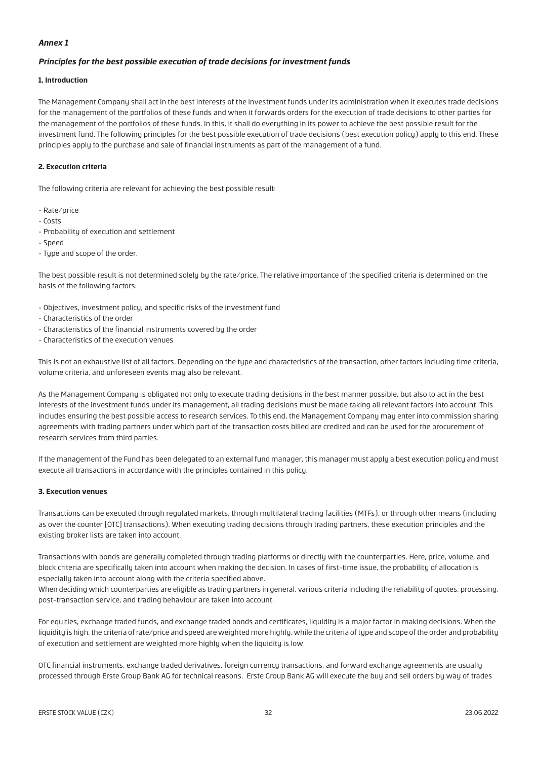*Annex 1*

## *Principles for the best possible execution of trade decisions for investment funds*

### 1. Introduction

The Management Company shall act in the best interests of the investment funds under its administration when it executes trade decisions for the management of the portfolios of these funds and when it forwards orders for the execution of trade decisions to other parties for the management of the portfolios of these funds. In this, it shall do everything in its power to achieve the best possible result for the investment fund. The following principles for the best possible execution of trade decisions (best execution policy) apply to this end. These principles apply to the purchase and sale of financial instruments as part of the management of a fund.

### 2. Execution criteria

The following criteria are relevant for achieving the best possible result:

- Rate/price
- Costs
- Probability of execution and settlement
- Speed
- Type and scope of the order.

The best possible result is not determined solely by the rate/price. The relative importance of the specified criteria is determined on the basis of the following factors:

- Objectives, investment policy, and specific risks of the investment fund
- Characteristics of the order
- Characteristics of the financial instruments covered by the order
- Characteristics of the execution venues

This is not an exhaustive list of all factors. Depending on the type and characteristics of the transaction, other factors including time criteria, volume criteria, and unforeseen events may also be relevant.

As the Management Company is obligated not only to execute trading decisions in the best manner possible, but also to act in the best interests of the investment funds under its management, all trading decisions must be made taking all relevant factors into account. This includes ensuring the best possible access to research services. To this end, the Management Company may enter into commission sharing agreements with trading partners under which part of the transaction costs billed are credited and can be used for the procurement of research services from third parties.

If the management of the Fund has been delegated to an external fund manager, this manager must apply a best execution policy and must execute all transactions in accordance with the principles contained in this policy.

### 3. Execution venues

Transactions can be executed through regulated markets, through multilateral trading facilities (MTFs), or through other means (including as over the counter [OTC] transactions). When executing trading decisions through trading partners, these execution principles and the existing broker lists are taken into account.

Transactions with bonds are generally completed through trading platforms or directly with the counterparties. Here, price, volume, and block criteria are specifically taken into account when making the decision. In cases of first-time issue, the probability of allocation is especially taken into account along with the criteria specified above.
When deciding which counterparties are eligible as trading partners in general, various criteria including the reliability of quotes, processing, post-transaction service, and trading behaviour are taken into account.

For equities, exchange traded funds, and exchange traded bonds and certificates, liquidity is a major factor in making decisions. When the liquidity is high, the criteria of rate/price and speed are weighted more highly, while the criteria of type and scope of the order and probability of execution and settlement are weighted more highly when the liquidity is low.

OTC financial instruments, exchange traded derivatives, foreign currency transactions, and forward exchange agreements are usually processed through Erste Group Bank AG for technical reasons. Erste Group Bank AG will execute the buy and sell orders by way of trades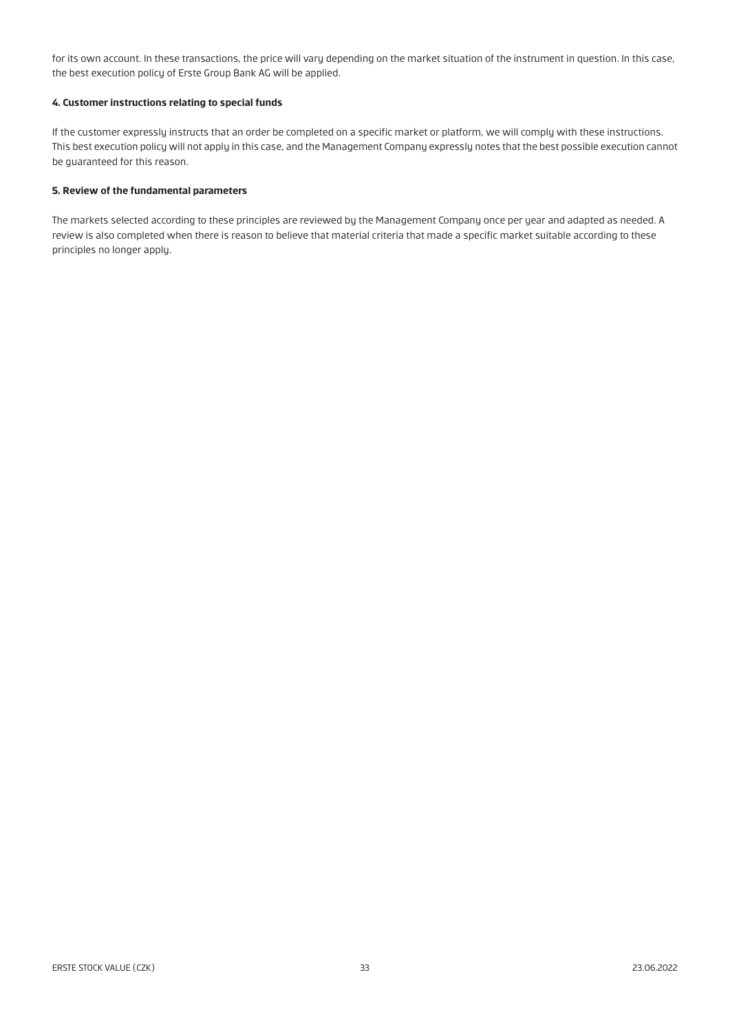for its own account. In these transactions, the price will vary depending on the market situation of the instrument in question. In this case, the best execution policy of Erste Group Bank AG will be applied.

**4. Customer instructions relating to special funds**

If the customer expressly instructs that an order be completed on a specific market or platform, we will comply with these instructions. This best execution policy will not apply in this case, and the Management Company expressly notes that the best possible execution cannot be guaranteed for this reason.

**5. Review of the fundamental parameters**

The markets selected according to these principles are reviewed by the Management Company once per year and adapted as needed. A review is also completed when there is reason to believe that material criteria that made a specific market suitable according to these principles no longer apply.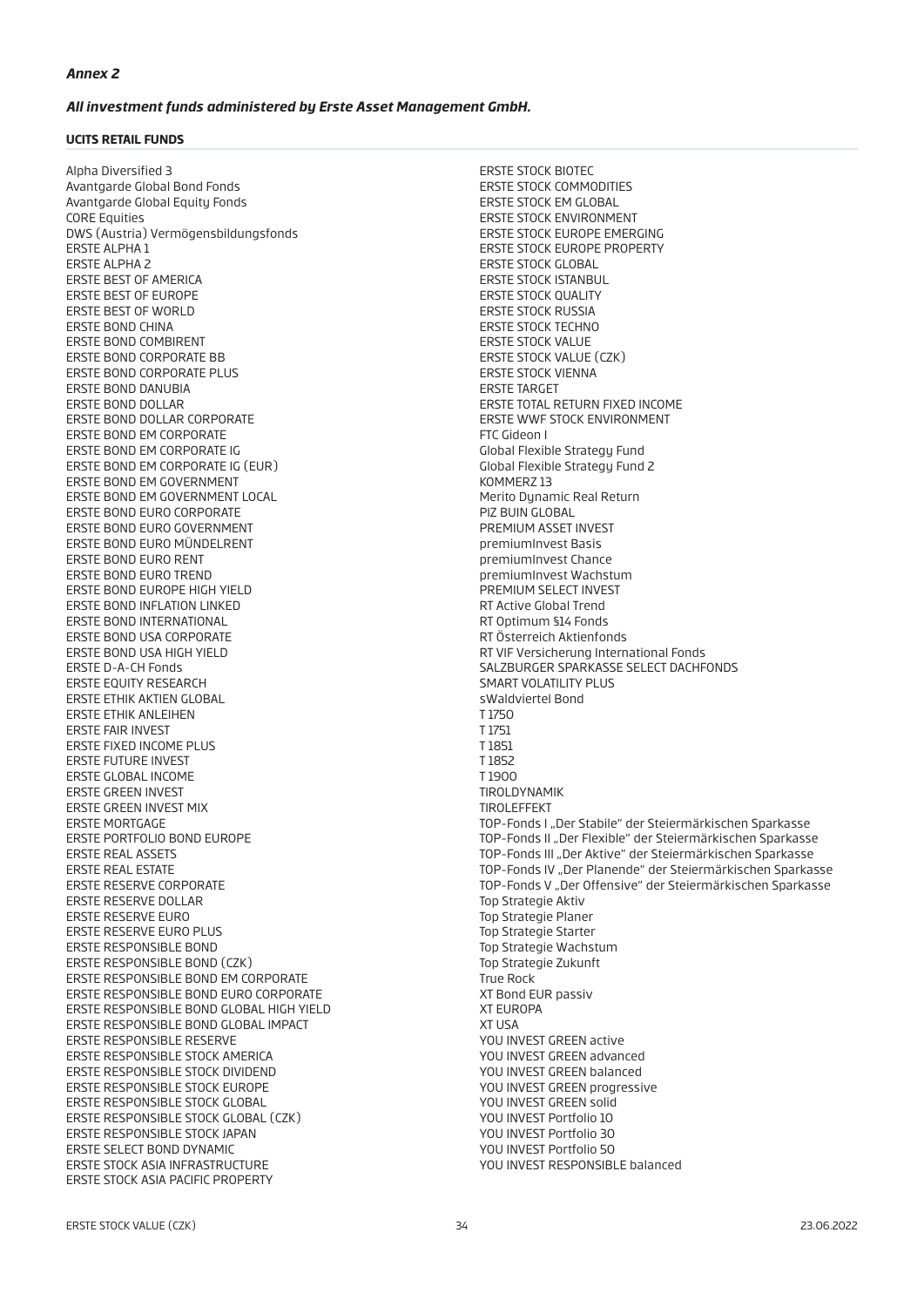***Annex 2***

***All investment funds administered by Erste Asset Management GmbH.***

**UCITS RETAIL FUNDS**

Alpha Diversified 3
Avantgarde Global Bond Fonds
Avantgarde Global Equity Fonds
CORE Equities
DWS (Austria) Vermögensbildungsfonds
ERSTE ALPHA 1
ERSTE ALPHA 2
ERSTE BEST OF AMERICA
ERSTE BEST OF EUROPE
ERSTE BEST OF WORLD
ERSTE BOND CHINA
ERSTE BOND COMBIRENT
ERSTE BOND CORPORATE BB
ERSTE BOND CORPORATE PLUS
ERSTE BOND DANUBIA
ERSTE BOND DOLLAR
ERSTE BOND DOLLAR CORPORATE
ERSTE BOND EM CORPORATE
ERSTE BOND EM CORPORATE IG
ERSTE BOND EM CORPORATE IG (EUR)
ERSTE BOND EM GOVERNMENT
ERSTE BOND EM GOVERNMENT LOCAL
ERSTE BOND EURO CORPORATE
ERSTE BOND EURO GOVERNMENT
ERSTE BOND EURO MÜNDELRENT
ERSTE BOND EURO RENT
ERSTE BOND EURO TREND
ERSTE BOND EUROPE HIGH YIELD
ERSTE BOND INFLATION LINKED
ERSTE BOND INTERNATIONAL
ERSTE BOND USA CORPORATE
ERSTE BOND USA HIGH YIELD
ERSTE D-A-CH Fonds
ERSTE EQUITY RESEARCH
ERSTE ETHIK AKTIEN GLOBAL
ERSTE ETHIK ANLEIHEN
ERSTE FAIR INVEST
ERSTE FIXED INCOME PLUS
ERSTE FUTURE INVEST
ERSTE GLOBAL INCOME
ERSTE GREEN INVEST
ERSTE GREEN INVEST MIX
ERSTE MORTGAGE
ERSTE PORTFOLIO BOND EUROPE
ERSTE REAL ASSETS
ERSTE REAL ESTATE
ERSTE RESERVE CORPORATE
ERSTE RESERVE DOLLAR
ERSTE RESERVE EURO
ERSTE RESERVE EURO PLUS
ERSTE RESPONSIBLE BOND
ERSTE RESPONSIBLE BOND (CZK)
ERSTE RESPONSIBLE BOND EM CORPORATE
ERSTE RESPONSIBLE BOND EURO CORPORATE
ERSTE RESPONSIBLE BOND GLOBAL HIGH YIELD
ERSTE RESPONSIBLE BOND GLOBAL IMPACT
ERSTE RESPONSIBLE RESERVE
ERSTE RESPONSIBLE STOCK AMERICA
ERSTE RESPONSIBLE STOCK DIVIDEND
ERSTE RESPONSIBLE STOCK EUROPE
ERSTE RESPONSIBLE STOCK GLOBAL
ERSTE RESPONSIBLE STOCK GLOBAL (CZK)
ERSTE RESPONSIBLE STOCK JAPAN
ERSTE SELECT BOND DYNAMIC
ERSTE STOCK ASIA INFRASTRUCTURE
ERSTE STOCK ASIA PACIFIC PROPERTY
ERSTE STOCK BIOTEC
ERSTE STOCK COMMODITIES
ERSTE STOCK EM GLOBAL
ERSTE STOCK ENVIRONMENT
ERSTE STOCK EUROPE EMERGING
ERSTE STOCK EUROPE PROPERTY
ERSTE STOCK GLOBAL
ERSTE STOCK ISTANBUL
ERSTE STOCK QUALITY
ERSTE STOCK RUSSIA
ERSTE STOCK TECHNO
ERSTE STOCK VALUE
ERSTE STOCK VALUE (CZK)
ERSTE STOCK VIENNA
ERSTE TARGET
ERSTE TOTAL RETURN FIXED INCOME
ERSTE WWF STOCK ENVIRONMENT
FTC Gideon I
Global Flexible Strategy Fund
Global Flexible Strategy Fund 2
KOMMERZ 13
Merito Dynamic Real Return
PIZ BUIN GLOBAL
PREMIUM ASSET INVEST
premiumInvest Basis
premiumInvest Chance
premiumInvest Wachstum
PREMIUM SELECT INVEST
RT Active Global Trend
RT Optimum §14 Fonds
RT Österreich Aktienfonds
RT VIF Versicherung International Fonds
SALZBURGER SPARKASSE SELECT DACHFONDS
SMART VOLATILITY PLUS
sWaldviertel Bond
T 1750
T 1751
T 1851
T 1852
T 1900
TIROLDYNAMIK
TIROLEFFEKT
TOP-Fonds I „Der Stabile" der Steiermärkischen Sparkasse
TOP-Fonds II „Der Flexible" der Steiermärkischen Sparkasse
TOP-Fonds III „Der Aktive" der Steiermärkischen Sparkasse
TOP-Fonds IV „Der Planende" der Steiermärkischen Sparkasse
TOP-Fonds V „Der Offensive" der Steiermärkischen Sparkasse
Top Strategie Aktiv
Top Strategie Planer
Top Strategie Starter
Top Strategie Wachstum
Top Strategie Zukunft
True Rock
XT Bond EUR passiv
XT EUROPA
XT USA
YOU INVEST GREEN active
YOU INVEST GREEN advanced
YOU INVEST GREEN balanced
YOU INVEST GREEN progressive
YOU INVEST GREEN solid
YOU INVEST Portfolio 10
YOU INVEST Portfolio 30
YOU INVEST Portfolio 50
YOU INVEST RESPONSIBLE balanced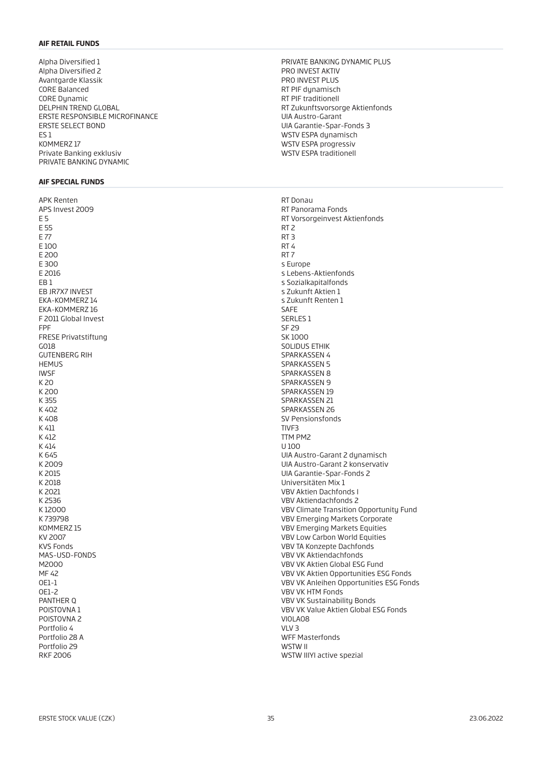**AIF RETAIL FUNDS**

Alpha Diversified 1
Alpha Diversified 2
Avantgarde Klassik
CORE Balanced
CORE Dynamic
DELPHIN TREND GLOBAL
ERSTE RESPONSIBLE MICROFINANCE
ERSTE SELECT BOND
ES 1
KOMMERZ 17
Private Banking exklusiv
PRIVATE BANKING DYNAMIC
PRIVATE BANKING DYNAMIC PLUS
PRO INVEST AKTIV
PRO INVEST PLUS
RT PIF dynamisch
RT PIF traditionell
RT Zukunftsvorsorge Aktienfonds
UIA Austro-Garant
UIA Garantie-Spar-Fonds 3
WSTV ESPA dynamisch
WSTV ESPA progressiv
WSTV ESPA traditionell

**AIF SPECIAL FUNDS**

APK Renten
APS Invest 2009
E 5
E 55
E 77
E 100
E 200
E 300
E 2016
EB 1
EB JR7X7 INVEST
EKA-KOMMERZ 14
EKA-KOMMERZ 16
F 2011 Global Invest
FPF
FRESE Privatstiftung
G018
GUTENBERG RIH
HEMUS
IWSF
K 20
K 200
K 355
K 402
K 408
K 411
K 412
K 414
K 645
K 2009
K 2015
K 2018
K 2021
K 2536
K 12000
K 739798
KOMMERZ 15
KV 2007
KVS Fonds
MAS-USD-FONDS
M2000
MF 42
OE1-1
OE1-2
PANTHER Q
POISTOVNA 1
POISTOVNA 2
Portfolio 4
Portfolio 28 A
Portfolio 29
RKF 2006
RT Donau
RT Panorama Fonds
RT Vorsorgeinvest Aktienfonds
RT 2
RT 3
RT 4
RT 7
s Europe
s Lebens-Aktienfonds
s Sozialkapitalfonds
s Zukunft Aktien 1
s Zukunft Renten 1
SAFE
SERLES 1
SF 29
SK 1000
SOLIDUS ETHIK
SPARKASSEN 4
SPARKASSEN 5
SPARKASSEN 8
SPARKASSEN 9
SPARKASSEN 19
SPARKASSEN 21
SPARKASSEN 26
SV Pensionsfonds
TIVF3
TTM PM2
U 100
UIA Austro-Garant 2 dynamisch
UIA Austro-Garant 2 konservativ
UIA Garantie-Spar-Fonds 2
Universitäten Mix 1
VBV Aktien Dachfonds I
VBV Aktiendachfonds 2
VBV Climate Transition Opportunity Fund
VBV Emerging Markets Corporate
VBV Emerging Markets Equities
VBV Low Carbon World Equities
VBV TA Konzepte Dachfonds
VBV VK Aktiendachfonds
VBV VK Aktien Global ESG Fund
VBV VK Aktien Opportunities ESG Fonds
VBV VK Anleihen Opportunities ESG Fonds
VBV VK HTM Fonds
VBV VK Sustainability Bonds
VBV VK Value Aktien Global ESG Fonds
VIOLA08
VLV 3
WFF Masterfonds
WSTW II
WSTW IIIYI active spezial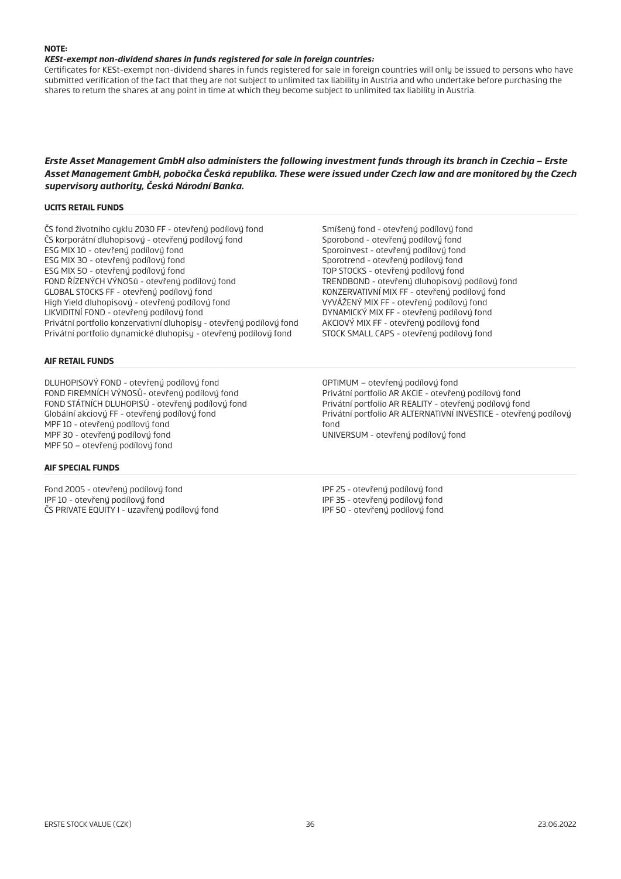**NOTE:**

***KESt-exempt non-dividend shares in funds registered for sale in foreign countries:***

Certificates for KESt-exempt non-dividend shares in funds registered for sale in foreign countries will only be issued to persons who have submitted verification of the fact that they are not subject to unlimited tax liability in Austria and who undertake before purchasing the shares to return the shares at any point in time at which they become subject to unlimited tax liability in Austria.

***Erste Asset Management GmbH also administers the following investment funds through its branch in Czechia – Erste Asset Management GmbH, pobočka Česká republika. These were issued under Czech law and are monitored by the Czech supervisory authority, Česká Národní Banka.***

#### UCITS RETAIL FUNDS

ČS fond životního cyklu 2030 FF - otevřený podílový fond
ČS korporátní dluhopisový - otevřený podílový fond
ESG MIX 10 - otevřený podílový fond
ESG MIX 30 - otevřený podílový fond
ESG MIX 50 - otevřený podílový fond
FOND ŘÍZENÝCH VÝNOSů - otevřený podílový fond
GLOBAL STOCKS FF - otevřený podílový fond
High Yield dluhopisový - otevřený podílový fond
LIKVIDITNÍ FOND - otevřený podílový fond
Privátní portfolio konzervativní dluhopisy - otevřený podílový fond
Privátní portfolio dynamické dluhopisy - otevřený podílový fond
Smíšený fond - otevřený podílový fond
Sporobond - otevřený podílový fond
Sporoinvest - otevřený podílový fond
Sporotrend - otevřený podílový fond
TOP STOCKS - otevřený podílový fond
TRENDBOND - otevřený dluhopisový podílový fond
KONZERVATIVNÍ MIX FF - otevřený podílový fond
VYVÁŽENÝ MIX FF - otevřený podílový fond
DYNAMICKÝ MIX FF - otevřený podílový fond
AKCIOVÝ MIX FF - otevřený podílový fond
STOCK SMALL CAPS - otevřený podílový fond

#### AIF RETAIL FUNDS

DLUHOPISOVÝ FOND - otevřený podílový fond
FOND FIREMNÍCH VÝNOSŮ- otevřený podílový fond
FOND STÁTNÍCH DLUHOPISŮ - otevřený podílový fond
Globální akciový FF - otevřený podílový fond
MPF 10 - otevřený podílový fond
MPF 30 - otevřený podílový fond
MPF 50 – otevřený podílový fond
OPTIMUM – otevřený podílový fond
Privátní portfolio AR AKCIE - otevřený podílový fond
Privátní portfolio AR REALITY - otevřený podílový fond
Privátní portfolio AR ALTERNATIVNÍ INVESTICE - otevřený podílový fond
UNIVERSUM - otevřený podílový fond

#### AIF SPECIAL FUNDS

Fond 2005 - otevřený podílový fond
IPF 10 - otevřený podílový fond
ČS PRIVATE EQUITY I - uzavřený podílový fond
IPF 25 - otevřený podílový fond
IPF 35 - otevřený podílový fond
IPF 50 - otevřený podílový fond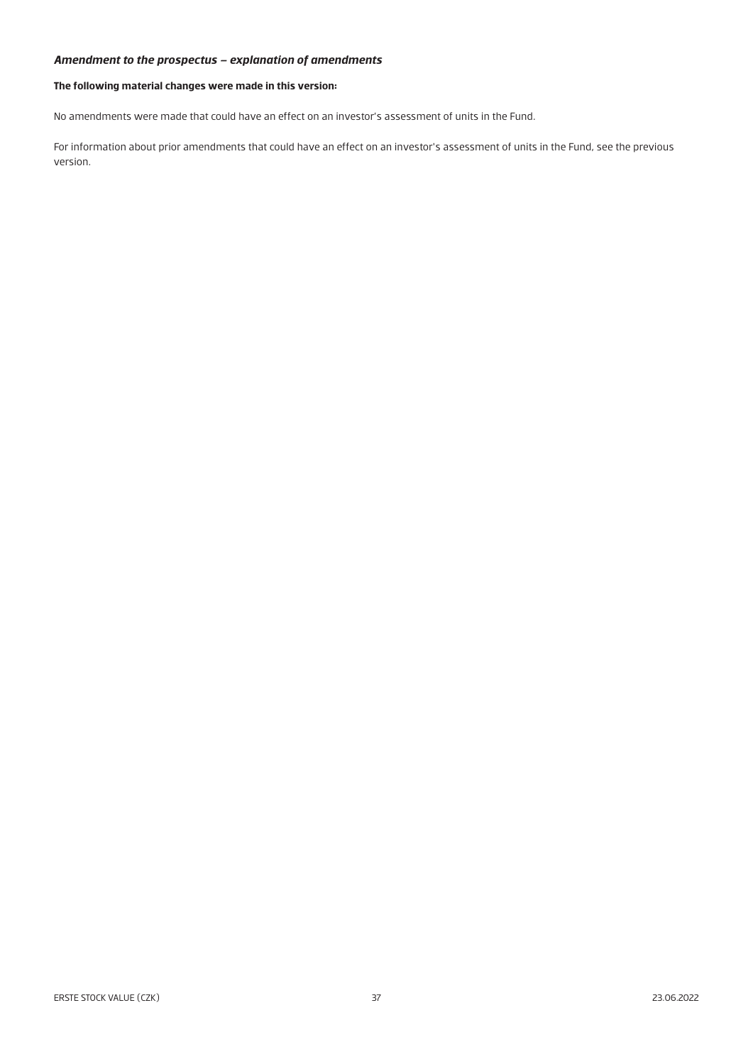### ***Amendment to the prospectus – explanation of amendments***

**The following material changes were made in this version:**

No amendments were made that could have an effect on an investor's assessment of units in the Fund.

For information about prior amendments that could have an effect on an investor's assessment of units in the Fund, see the previous version.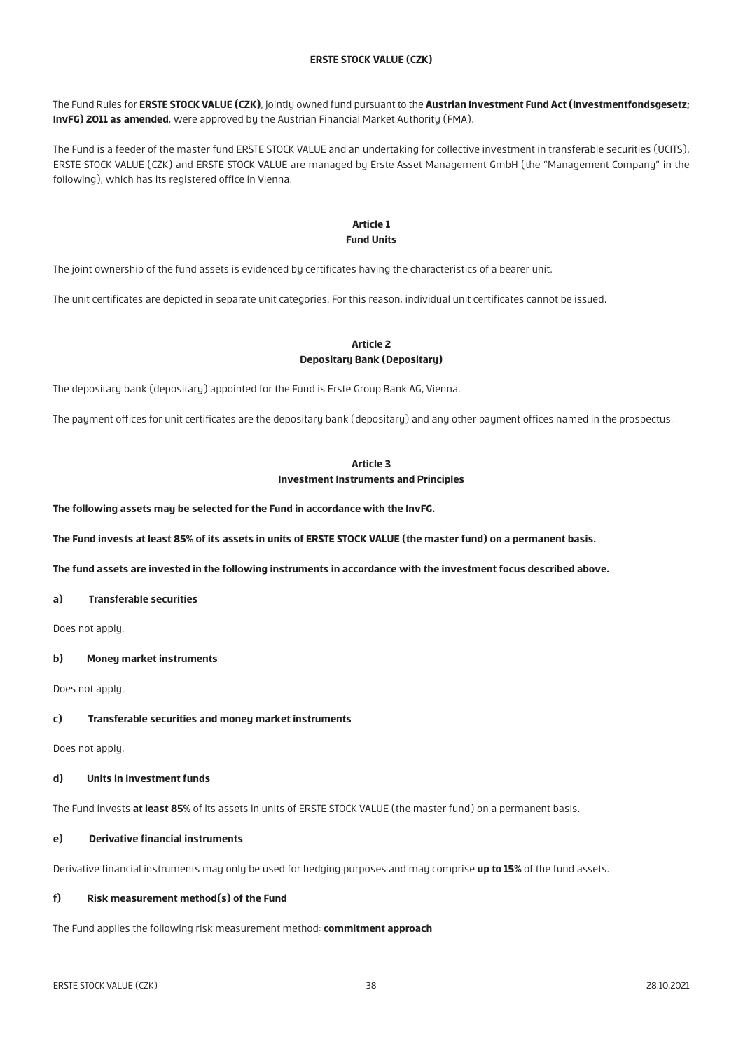**ERSTE STOCK VALUE (CZK)**

The Fund Rules for **ERSTE STOCK VALUE (CZK)**, jointly owned fund pursuant to the **Austrian Investment Fund Act (Investmentfondsgesetz; InvFG) 2011 as amended**, were approved by the Austrian Financial Market Authority (FMA).

The Fund is a feeder of the master fund ERSTE STOCK VALUE and an undertaking for collective investment in transferable securities (UCITS). ERSTE STOCK VALUE (CZK) and ERSTE STOCK VALUE are managed by Erste Asset Management GmbH (the "Management Company" in the following), which has its registered office in Vienna.

## Article 1
## Fund Units

The joint ownership of the fund assets is evidenced by certificates having the characteristics of a bearer unit.

The unit certificates are depicted in separate unit categories. For this reason, individual unit certificates cannot be issued.

## Article 2
## Depositary Bank (Depositary)

The depositary bank (depositary) appointed for the Fund is Erste Group Bank AG, Vienna.

The payment offices for unit certificates are the depositary bank (depositary) and any other payment offices named in the prospectus.

## Article 3
## Investment Instruments and Principles

**The following assets may be selected for the Fund in accordance with the InvFG.**

**The Fund invests at least 85% of its assets in units of ERSTE STOCK VALUE (the master fund) on a permanent basis.**

**The fund assets are invested in the following instruments in accordance with the investment focus described above.**

**a) Transferable securities**

Does not apply.

**b) Money market instruments**

Does not apply.

**c) Transferable securities and money market instruments**

Does not apply.

**d) Units in investment funds**

The Fund invests **at least 85%** of its assets in units of ERSTE STOCK VALUE (the master fund) on a permanent basis.

**e) Derivative financial instruments**

Derivative financial instruments may only be used for hedging purposes and may comprise **up to 15%** of the fund assets.

**f) Risk measurement method(s) of the Fund**

The Fund applies the following risk measurement method: **commitment approach**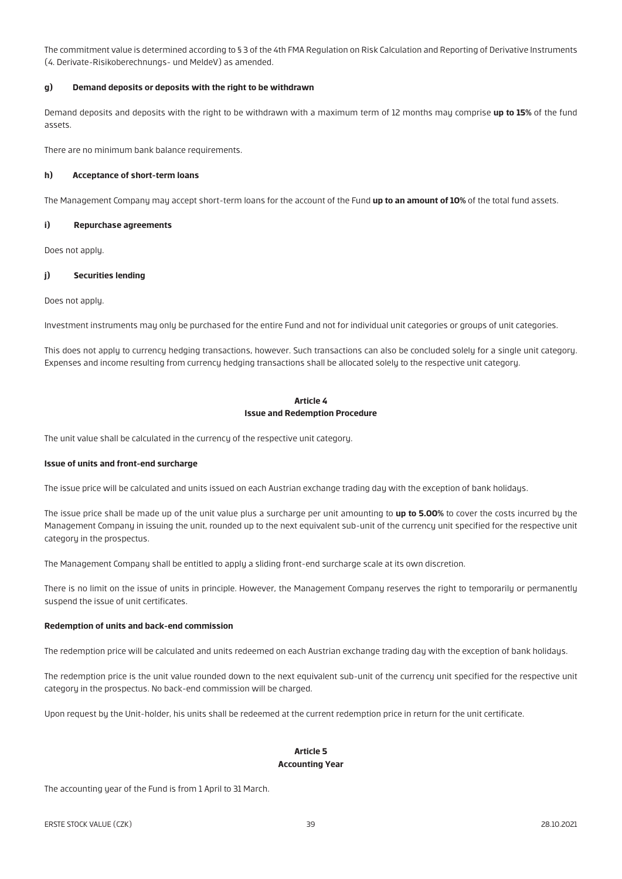The commitment value is determined according to § 3 of the 4th FMA Regulation on Risk Calculation and Reporting of Derivative Instruments (4. Derivate-Risikoberechnungs- und MeldeV) as amended.

#### g) Demand deposits or deposits with the right to be withdrawn

Demand deposits and deposits with the right to be withdrawn with a maximum term of 12 months may comprise **up to 15%** of the fund assets.

There are no minimum bank balance requirements.

#### h) Acceptance of short-term loans

The Management Company may accept short-term loans for the account of the Fund **up to an amount of 10%** of the total fund assets.

#### i) Repurchase agreements

Does not apply.

#### j) Securities lending

Does not apply.

Investment instruments may only be purchased for the entire Fund and not for individual unit categories or groups of unit categories.

This does not apply to currency hedging transactions, however. Such transactions can also be concluded solely for a single unit category. Expenses and income resulting from currency hedging transactions shall be allocated solely to the respective unit category.

## Article 4
## Issue and Redemption Procedure

The unit value shall be calculated in the currency of the respective unit category.

**Issue of units and front-end surcharge**

The issue price will be calculated and units issued on each Austrian exchange trading day with the exception of bank holidays.

The issue price shall be made up of the unit value plus a surcharge per unit amounting to **up to 5.00%** to cover the costs incurred by the Management Company in issuing the unit, rounded up to the next equivalent sub-unit of the currency unit specified for the respective unit category in the prospectus.

The Management Company shall be entitled to apply a sliding front-end surcharge scale at its own discretion.

There is no limit on the issue of units in principle. However, the Management Company reserves the right to temporarily or permanently suspend the issue of unit certificates.

**Redemption of units and back-end commission**

The redemption price will be calculated and units redeemed on each Austrian exchange trading day with the exception of bank holidays.

The redemption price is the unit value rounded down to the next equivalent sub-unit of the currency unit specified for the respective unit category in the prospectus. No back-end commission will be charged.

Upon request by the Unit-holder, his units shall be redeemed at the current redemption price in return for the unit certificate.

## Article 5
## Accounting Year

The accounting year of the Fund is from 1 April to 31 March.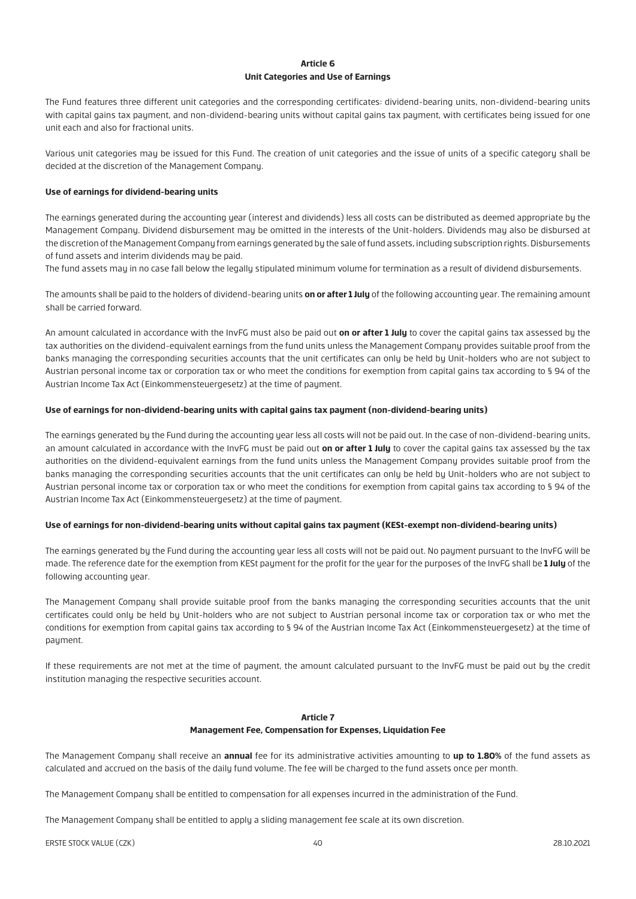## Article 6
## Unit Categories and Use of Earnings

The Fund features three different unit categories and the corresponding certificates: dividend-bearing units, non-dividend-bearing units with capital gains tax payment, and non-dividend-bearing units without capital gains tax payment, with certificates being issued for one unit each and also for fractional units.

Various unit categories may be issued for this Fund. The creation of unit categories and the issue of units of a specific category shall be decided at the discretion of the Management Company.

**Use of earnings for dividend-bearing units**

The earnings generated during the accounting year (interest and dividends) less all costs can be distributed as deemed appropriate by the Management Company. Dividend disbursement may be omitted in the interests of the Unit-holders. Dividends may also be disbursed at the discretion of the Management Company from earnings generated by the sale of fund assets, including subscription rights. Disbursements of fund assets and interim dividends may be paid.
The fund assets may in no case fall below the legally stipulated minimum volume for termination as a result of dividend disbursements.

The amounts shall be paid to the holders of dividend-bearing units **on or after 1 July** of the following accounting year. The remaining amount shall be carried forward.

An amount calculated in accordance with the InvFG must also be paid out **on or after 1 July** to cover the capital gains tax assessed by the tax authorities on the dividend-equivalent earnings from the fund units unless the Management Company provides suitable proof from the banks managing the corresponding securities accounts that the unit certificates can only be held by Unit-holders who are not subject to Austrian personal income tax or corporation tax or who meet the conditions for exemption from capital gains tax according to § 94 of the Austrian Income Tax Act (Einkommensteuergesetz) at the time of payment.

**Use of earnings for non-dividend-bearing units with capital gains tax payment (non-dividend-bearing units)**

The earnings generated by the Fund during the accounting year less all costs will not be paid out. In the case of non-dividend-bearing units, an amount calculated in accordance with the InvFG must be paid out **on or after 1 July** to cover the capital gains tax assessed by the tax authorities on the dividend-equivalent earnings from the fund units unless the Management Company provides suitable proof from the banks managing the corresponding securities accounts that the unit certificates can only be held by Unit-holders who are not subject to Austrian personal income tax or corporation tax or who meet the conditions for exemption from capital gains tax according to § 94 of the Austrian Income Tax Act (Einkommensteuergesetz) at the time of payment.

**Use of earnings for non-dividend-bearing units without capital gains tax payment (KESt-exempt non-dividend-bearing units)**

The earnings generated by the Fund during the accounting year less all costs will not be paid out. No payment pursuant to the InvFG will be made. The reference date for the exemption from KESt payment for the profit for the year for the purposes of the InvFG shall be **1 July** of the following accounting year.

The Management Company shall provide suitable proof from the banks managing the corresponding securities accounts that the unit certificates could only be held by Unit-holders who are not subject to Austrian personal income tax or corporation tax or who met the conditions for exemption from capital gains tax according to § 94 of the Austrian Income Tax Act (Einkommensteuergesetz) at the time of payment.

If these requirements are not met at the time of payment, the amount calculated pursuant to the InvFG must be paid out by the credit institution managing the respective securities account.

## Article 7
## Management Fee, Compensation for Expenses, Liquidation Fee

The Management Company shall receive an **annual** fee for its administrative activities amounting to **up to 1.80%** of the fund assets as calculated and accrued on the basis of the daily fund volume. The fee will be charged to the fund assets once per month.

The Management Company shall be entitled to compensation for all expenses incurred in the administration of the Fund.

The Management Company shall be entitled to apply a sliding management fee scale at its own discretion.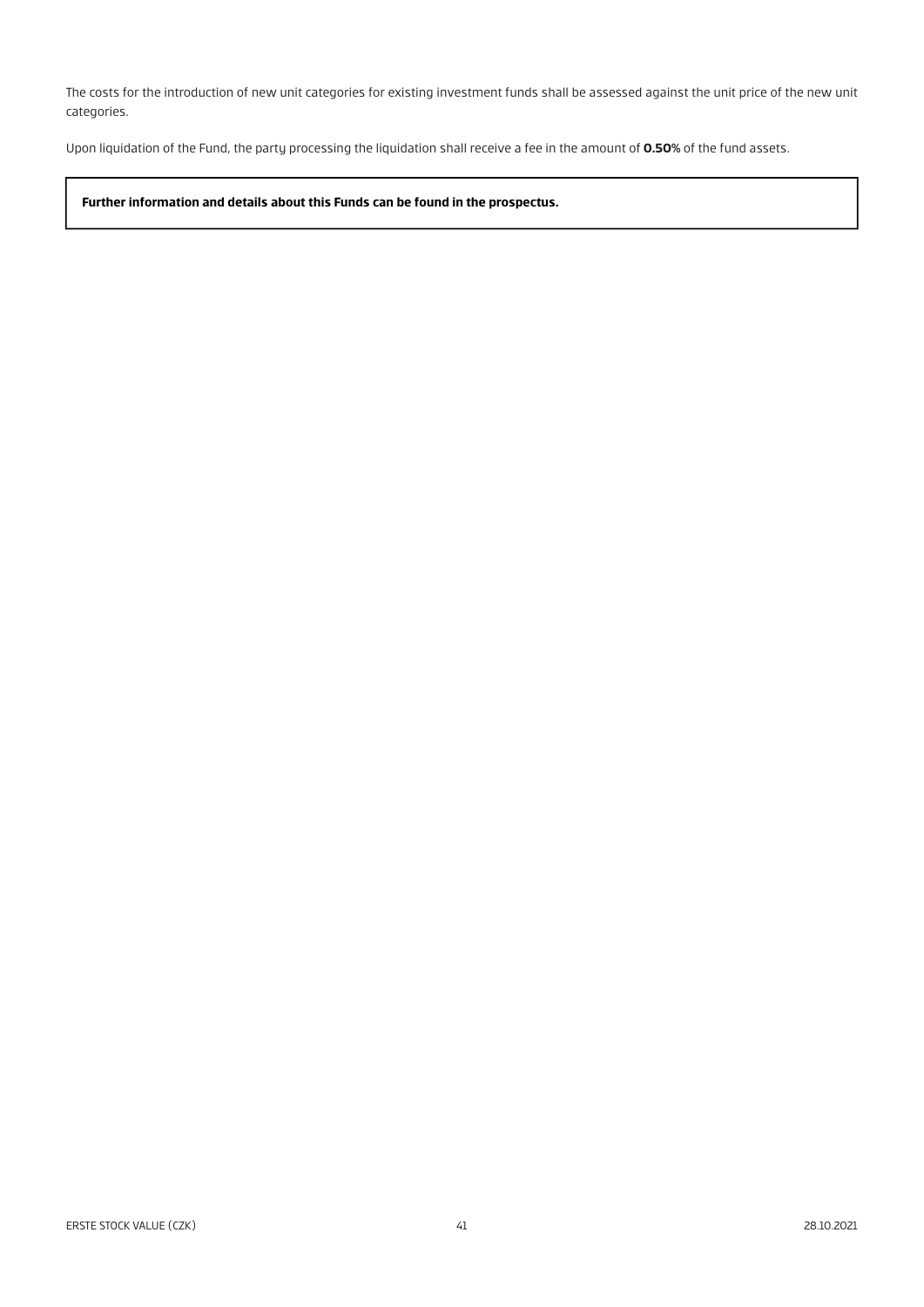The costs for the introduction of new unit categories for existing investment funds shall be assessed against the unit price of the new unit categories.

Upon liquidation of the Fund, the party processing the liquidation shall receive a fee in the amount of **0.50%** of the fund assets.

**Further information and details about this Funds can be found in the prospectus.**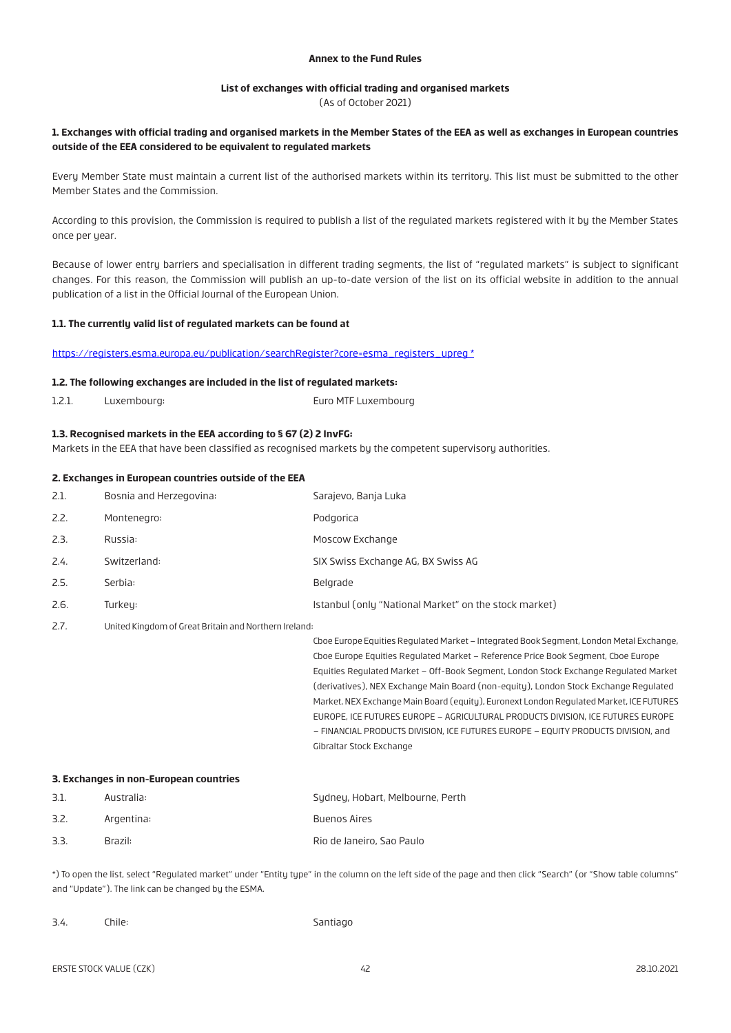**Annex to the Fund Rules**

**List of exchanges with official trading and organised markets**

(As of October 2021)

**1. Exchanges with official trading and organised markets in the Member States of the EEA as well as exchanges in European countries outside of the EEA considered to be equivalent to regulated markets**

Every Member State must maintain a current list of the authorised markets within its territory. This list must be submitted to the other Member States and the Commission.

According to this provision, the Commission is required to publish a list of the regulated markets registered with it by the Member States once per year.

Because of lower entry barriers and specialisation in different trading segments, the list of "regulated markets" is subject to significant changes. For this reason, the Commission will publish an up-to-date version of the list on its official website in addition to the annual publication of a list in the Official Journal of the European Union.

**1.1. The currently valid list of regulated markets can be found at**

https://registers.esma.europa.eu/publication/searchRegister?core=esma_registers_upreg *

**1.2. The following exchanges are included in the list of regulated markets:**

| | | |
|---|---|---|
| 1.2.1. | Luxembourg: | Euro MTF Luxembourg |

**1.3. Recognised markets in the EEA according to § 67 (2) 2 InvFG:**

Markets in the EEA that have been classified as recognised markets by the competent supervisory authorities.

**2. Exchanges in European countries outside of the EEA**

| | | |
|---|---|---|
| 2.1. | Bosnia and Herzegovina: | Sarajevo, Banja Luka |
| 2.2. | Montenegro: | Podgorica |
| 2.3. | Russia: | Moscow Exchange |
| 2.4. | Switzerland: | SIX Swiss Exchange AG, BX Swiss AG |
| 2.5. | Serbia: | Belgrade |
| 2.6. | Turkey: | Istanbul (only "National Market" on the stock market) |
| 2.7. | United Kingdom of Great Britain and Northern Ireland: | Cboe Europe Equities Regulated Market – Integrated Book Segment, London Metal Exchange, Cboe Europe Equities Regulated Market – Reference Price Book Segment, Cboe Europe Equities Regulated Market – Off-Book Segment, London Stock Exchange Regulated Market (derivatives), NEX Exchange Main Board (non-equity), London Stock Exchange Regulated Market, NEX Exchange Main Board (equity), Euronext London Regulated Market, ICE FUTURES EUROPE, ICE FUTURES EUROPE – AGRICULTURAL PRODUCTS DIVISION, ICE FUTURES EUROPE – FINANCIAL PRODUCTS DIVISION, ICE FUTURES EUROPE – EQUITY PRODUCTS DIVISION, and Gibraltar Stock Exchange |

**3. Exchanges in non-European countries**

| | | |
|---|---|---|
| 3.1. | Australia: | Sydney, Hobart, Melbourne, Perth |
| 3.2. | Argentina: | Buenos Aires |
| 3.3. | Brazil: | Rio de Janeiro, Sao Paulo |

*) To open the list, select "Regulated market" under "Entity type" in the column on the left side of the page and then click "Search" (or "Show table columns" and "Update"). The link can be changed by the ESMA.

| | | |
|---|---|---|
| 3.4. | Chile: | Santiago |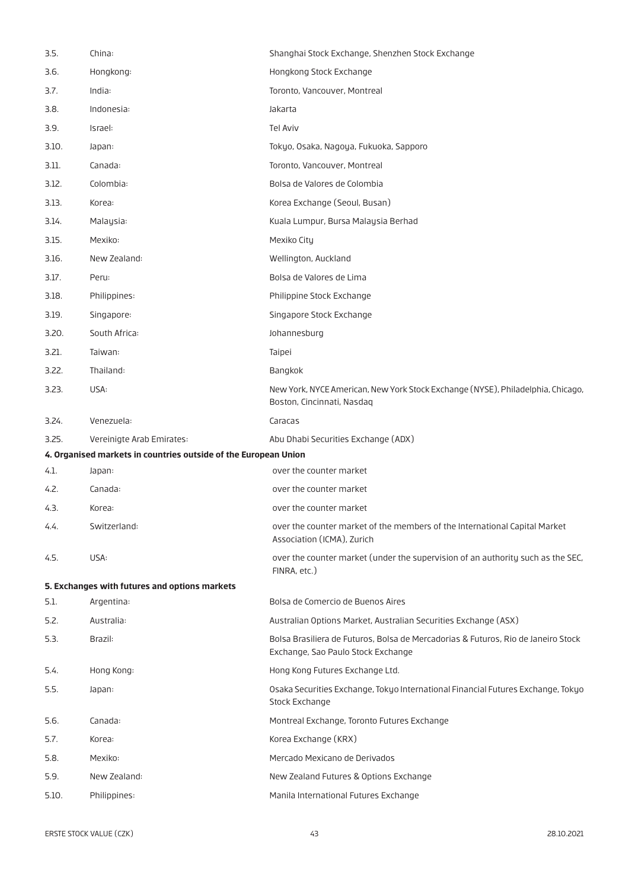| | | |
|---|---|---|
| 3.5. | China: | Shanghai Stock Exchange, Shenzhen Stock Exchange |
| 3.6. | Hongkong: | Hongkong Stock Exchange |
| 3.7. | India: | Toronto, Vancouver, Montreal |
| 3.8. | Indonesia: | Jakarta |
| 3.9. | Israel: | Tel Aviv |
| 3.10. | Japan: | Tokyo, Osaka, Nagoya, Fukuoka, Sapporo |
| 3.11. | Canada: | Toronto, Vancouver, Montreal |
| 3.12. | Colombia: | Bolsa de Valores de Colombia |
| 3.13. | Korea: | Korea Exchange (Seoul, Busan) |
| 3.14. | Malaysia: | Kuala Lumpur, Bursa Malaysia Berhad |
| 3.15. | Mexiko: | Mexiko City |
| 3.16. | New Zealand: | Wellington, Auckland |
| 3.17. | Peru: | Bolsa de Valores de Lima |
| 3.18. | Philippines: | Philippine Stock Exchange |
| 3.19. | Singapore: | Singapore Stock Exchange |
| 3.20. | South Africa: | Johannesburg |
| 3.21. | Taiwan: | Taipei |
| 3.22. | Thailand: | Bangkok |
| 3.23. | USA: | New York, NYCE American, New York Stock Exchange (NYSE), Philadelphia, Chicago, Boston, Cincinnati, Nasdaq |
| 3.24. | Venezuela: | Caracas |
| 3.25. | Vereinigte Arab Emirates: | Abu Dhabi Securities Exchange (ADX) |

**4. Organised markets in countries outside of the European Union**

| | | |
|---|---|---|
| 4.1. | Japan: | over the counter market |
| 4.2. | Canada: | over the counter market |
| 4.3. | Korea: | over the counter market |
| 4.4. | Switzerland: | over the counter market of the members of the International Capital Market Association (ICMA), Zurich |
| 4.5. | USA: | over the counter market (under the supervision of an authority such as the SEC, FINRA, etc.) |

**5. Exchanges with futures and options markets**

| | | |
|---|---|---|
| 5.1. | Argentina: | Bolsa de Comercio de Buenos Aires |
| 5.2. | Australia: | Australian Options Market, Australian Securities Exchange (ASX) |
| 5.3. | Brazil: | Bolsa Brasiliera de Futuros, Bolsa de Mercadorias & Futuros, Rio de Janeiro Stock Exchange, Sao Paulo Stock Exchange |
| 5.4. | Hong Kong: | Hong Kong Futures Exchange Ltd. |
| 5.5. | Japan: | Osaka Securities Exchange, Tokyo International Financial Futures Exchange, Tokyo Stock Exchange |
| 5.6. | Canada: | Montreal Exchange, Toronto Futures Exchange |
| 5.7. | Korea: | Korea Exchange (KRX) |
| 5.8. | Mexiko: | Mercado Mexicano de Derivados |
| 5.9. | New Zealand: | New Zealand Futures & Options Exchange |
| 5.10. | Philippines: | Manila International Futures Exchange |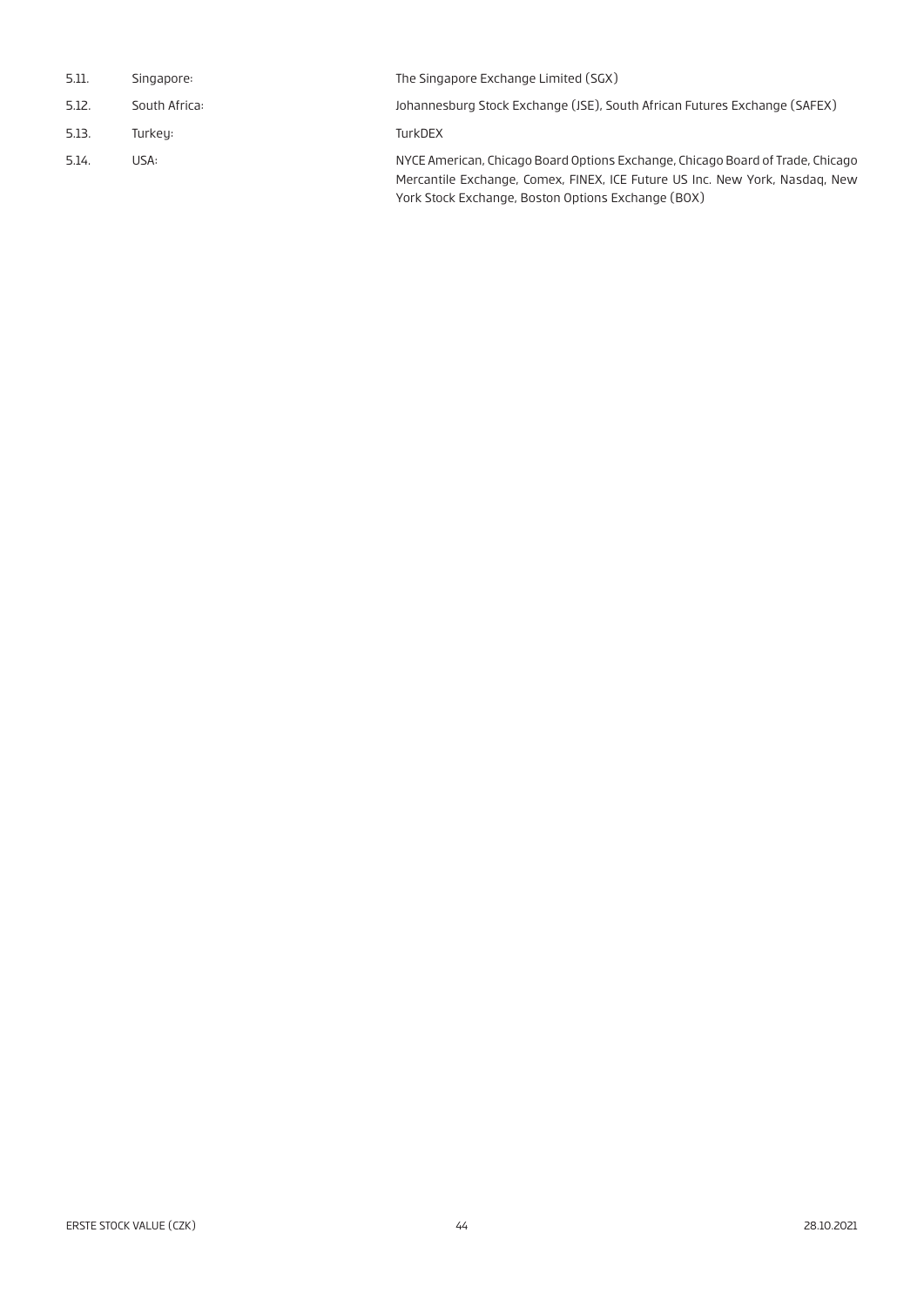| | | |
|---|---|---|
| 5.11. | Singapore: | The Singapore Exchange Limited (SGX) |
| 5.12. | South Africa: | Johannesburg Stock Exchange (JSE), South African Futures Exchange (SAFEX) |
| 5.13. | Turkey: | TurkDEX |
| 5.14. | USA: | NYCE American, Chicago Board Options Exchange, Chicago Board of Trade, Chicago Mercantile Exchange, Comex, FINEX, ICE Future US Inc. New York, Nasdaq, New York Stock Exchange, Boston Options Exchange (BOX) |